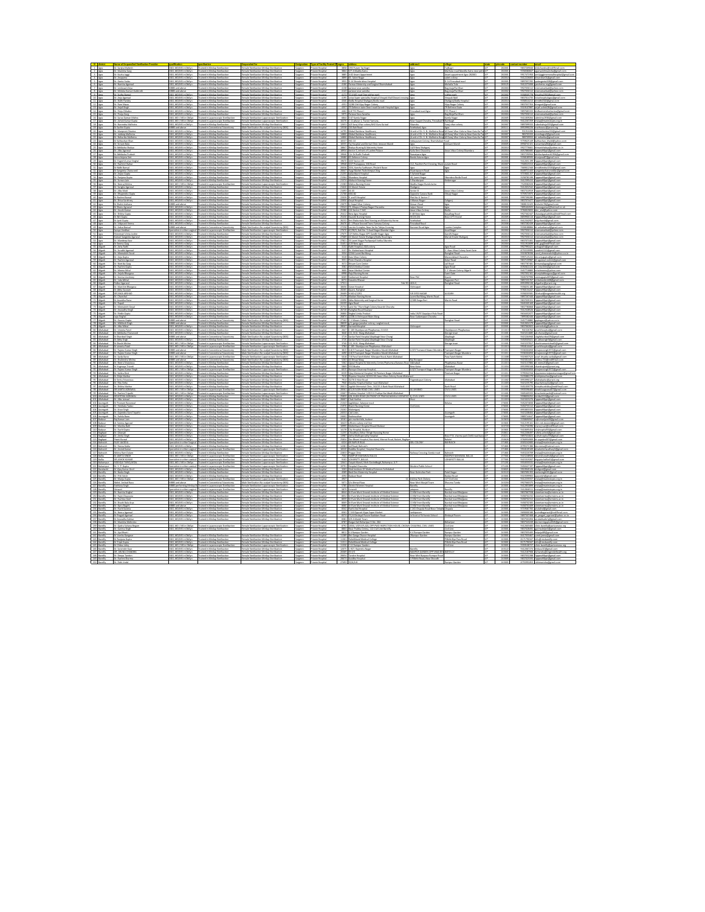|                                                                                      |                                                                   |                                                                                                                               |                                                                                                  |                          |                                                                  | 3858 2 RK Puram Tai N<br>3864 5/7-A Madia Kat                                                                                                                                                                                              |                                                     |                                                                                                                           |                          |                                                                                                       |
|--------------------------------------------------------------------------------------|-------------------------------------------------------------------|-------------------------------------------------------------------------------------------------------------------------------|--------------------------------------------------------------------------------------------------|--------------------------|------------------------------------------------------------------|--------------------------------------------------------------------------------------------------------------------------------------------------------------------------------------------------------------------------------------------|-----------------------------------------------------|---------------------------------------------------------------------------------------------------------------------------|--------------------------|-------------------------------------------------------------------------------------------------------|
|                                                                                      |                                                                   |                                                                                                                               |                                                                                                  |                          |                                                                  |                                                                                                                                                                                                                                            |                                                     |                                                                                                                           |                          |                                                                                                       |
|                                                                                      |                                                                   |                                                                                                                               |                                                                                                  |                          |                                                                  | $\begin{array}{r} 4800 \\ 2800 \\ 2955 \\ 4106 \end{array}$                                                                                                                                                                                |                                                     |                                                                                                                           |                          |                                                                                                       |
| Mridula Kum                                                                          |                                                                   | ined in Minlap Sterilizati<br>ined in Minlap Sterilizati<br>ined in Minlap Cterilizati                                        | ale Sterlization Minilap Sterlizat<br>ale Sterlization Minilap Sterlizat                         |                          |                                                                  | iwar seva sanstha<br>A MG road Opp subhas pa                                                                                                                                                                                               |                                                     |                                                                                                                           |                          | eramankad@yahoo.<br>udha1956@gmail.co<br>0027033<br>0358505                                           |
|                                                                                      |                                                                   |                                                                                                                               |                                                                                                  |                          |                                                                  |                                                                                                                                                                                                                                            |                                                     |                                                                                                                           |                          |                                                                                                       |
|                                                                                      | no. Marina in Oblam<br>20, Marina in Oblam<br>20, Marina in Oblam | ened in Ministo Sterilizatio<br>Aned in Ministo Sterilizatio<br>Aned in Ministo Sterilizatio<br>Aned in Ministo Sterilizatio  | ale Sterikration Minilao Sterikrati<br>ale Sterikration Minilap Sterikrati                       |                          |                                                                  | $\frac{436}{422}$                                                                                                                                                                                                                          |                                                     |                                                                                                                           |                          |                                                                                                       |
| <b>Bink China</b><br>r. Popia Gara                                                   | CO MOGUS IN ONCH<br>GO, MD/MS in ObGyn                            | sined in Minilao Sterilizatio                                                                                                 | male Sterilization Minilao Sterilizatio                                                          | menan                    | hivate Hospita<br>Mivate Hospita                                 | otus Super uneciality Hos<br>Iodia Hosoital Shaheani B<br>12/80 Old Vijay Nagar Cole<br>14 Defence state Deori no<br>Iarlwar Seva Sanstha                                                                                                  |                                                     | TVC Dhas<br><b>Bar Mujaffar Kha</b>                                                                                       | 293006                   | 080768333<br>eeramankad@yahoo.com                                                                     |
| r. Arhok Kumar Guzt                                                                  | GO, MD / MS in ObGen                                              | ained in Laparpscopic Steriliz                                                                                                | emale Sterlization Lagaroscopic Sterliz                                                          | <b>CONTE</b>             | rouse Hospital<br>Private Hospital<br>Private Hospital           | 10276 C-11 phase-1. Trance Yarnung                                                                                                                                                                                                         | Vear Sayyid Choraha, Firozaba                       | <b>Rambanh</b>                                                                                                            |                          | 94118292<br>up@mariestopes.com                                                                        |
| Namodra Malho<br><b>Sachin Gunt</b>                                                  | 50. MD/MS in ObGyn<br><b>DOS</b> and about                        | ined in Minilao Sterilizat<br>ined in Conventional Vase                                                                       | nale Sterlization Minilao Sterlizati<br>fale Stenlization No-scalpel Vasectors                   | <b>creat</b>             | <b>Yivate Hospit</b>                                             | 12653 A/3 Surai Vihar colony NH2 Guru Ka<br>12538 216 Rah Road                                                                                                                                                                             | stababad Aero                                       | iurai vihar coli                                                                                                          | 202002<br>2011           | 941226729<br>keshahuja 223 @email.<br>89529902                                                        |
| .<br>Manpreet Sharma<br>r. Jaideep Malhot                                            | m3d0. MD/MS in ObGyn<br>50, MD/MS in ObGyn                        | ained in Minilao Sterilization<br>ined in Minilap Sterilizatio                                                                | emale Sterilization Minilao Sterilization<br>male Sterilization Minilap Sterilizatio             | centu<br>coagu           | Private Hospital<br><b>Yivate Hospits</b>                        | 14795 Global Rainbow Healthcare.<br>14800 G<br>lobal Rainbow Healthcan                                                                                                                                                                     | A unit of Dr. S. N. M                               | .<br>A unit of Dr. S. N. Malhotra Hosp A3 Surai Vihar Colony Near Guru Ka Ta<br>osp A3 Suraj Vihar Colony Near Guru Ka Ta | 28200<br>282007          | 931932200<br>noosharma132@amail.<br>98370333<br>nhagra3@gmail.com                                     |
| Maharika Mall<br>Kabkashan Khan                                                      | GO, MD/MS in ObGyn                                                | ained in Minilao Sterilization                                                                                                | male Sterilization Minilao Sterilization                                                         | mean                     | <b>Musha Mos</b><br>Youte Hospital                               | 1,4906 0<br><b>Chai</b> Pain<br>16537 HIG-10                                                                                                                                                                                               | A unit of Dr. S. N. N<br>draguram Colony.           | $-436$<br>d Road                                                                                                          | 282000                   | 9759625149<br>hkashan khalidillyahoo                                                                  |
| r. Sonam Bala<br>r Abhilasha Shakya                                                  | GO, MD/MS in ObGyn<br>50, MD/MS in ObGyn                          | ained in Minilap Sterilization<br>sined in Minilap Sterilizatio                                                               | male Sterilization Minilap Sterilization<br>male Sterlization Minilap Sterlizatio                | rongu<br>congu           | Private Hospital<br><b>Yrivate Hospits</b>                       | 16555 Taj Hospital and Dental Clinic Jeewani Mand<br>18847 Shakya Nursing & Maternity Hom                                                                                                                                                  | 4/9 New Shahgani                                    | Jenuari Mand                                                                                                              | 280005<br>282030         | 8958741221<br>nambala86@gmail.com<br>992777666<br>anishakya@yahoo.co.i                                |
| r. Alica Amanya<br>X Abhilasha Prakast                                               | IGO, MD/MS in ObGyn                                               | tained in Minilap Sterilization                                                                                               | emale Sterilization Minilap Sterilization                                                        | Lugeon                   | Wyate Hospit<br>Private Hospital                                 | 19046 C/o Dr Budhi Prakash                                                                                                                                                                                                                 | ala Devi C<br>Rawatpara Agra                        |                                                                                                                           | 282004                   | 9837292944 abhilashprakash1956@gmail.co                                                               |
| ora Anjana Smt                                                                       | 50, MD/MS in ObGyn                                                | sined in Minilap Sterilization                                                                                                | male Sterilization Minilap Sterilization                                                         | congui                   | Private Hospital                                                 | 19480 65 Defence Colony                                                                                                                                                                                                                    | undu Katara Agra                                    |                                                                                                                           | 282000                   | 9358189593 d<br>anjana87@gmail.com                                                                    |
| r. Rashmi Chaha<br>Tansa Vibin                                                       | GO, MD/MS in ObGyn<br>GO, MD/MS in ObGyn                          | ained in Minlap Sterlization<br>rained in Minlap Sterlization                                                                 | enale Sterlization Minilap Sterlization<br>enale Sterlization Minilap Sterlization               | congus<br>congui         | Private Hospital<br>Private Hospital                             | 19948 3/27 Pratappura, MG Road<br>20036 19/4, Kuncha Sadhuram, Phulatti Baza                                                                                                                                                               | 112, Paschim Puri C<br>Agra                         | suram Road<br>Agra                                                                                                        | 282007<br>282003         | 7500523313 ft<br>ppeahlfppt@gmail.com<br>7669012340 dmidtimital1506@grail.com                         |
| Sanzeets Cha<br>r. Anjoo Gupta                                                       | 0. MD/MS in ObGyr<br>50, MD/MS in ObGyn.                          | ined in Minilao Sterilizatio<br>ined in Minlap Sterlization                                                                   | nale Sterlization Minilao Sterlizatio<br>enale Sterlization Minilap Sterlizatio                  | congui                   | <b>Wate Hough</b><br>Wwate Hospita                               | 20047<br>an Market Pashchimpuri Xing<br>21255 kallashkant Hospital                                                                                                                                                                         | Saheed Nagar                                        |                                                                                                                           | 29200                    | 844971144<br>neetachaturvediscillem<br>971900115<br>ppeahlfppt@gmail.com                              |
| r. Ranjana Gupta<br>Surran Jain                                                      | 50, MD/MS in ObGyn<br>3. MD/MS in ObGyn                           | sined in Minilap Sterilization                                                                                                | male Sterilization Minilap Sterilizatio                                                          | cosyu                    | Wwate Hospital                                                   | 21564 Skandara Hospital<br>21576<br>tayir Numine Home                                                                                                                                                                                      | IO, Laxiti Nagar                                    | Sikandara Bodia Roa                                                                                                       | 28200                    | 9258783190<br>opeahlfppt@gmail.com<br>94123954<br>peahlfoot (femail.com                               |
| Dr. Neeral Misha<br>Dr. Sangita Agane<br>Alice Mod                                   | 0. MD / MS in ObGet                                               |                                                                                                                               |                                                                                                  |                          |                                                                  | 21583 M<br>Ishra Nunine Home<br>21626 24 Maruti Estate                                                                                                                                                                                     | <b>Ischu Nazar Buni</b><br><b>Dahganj</b>           |                                                                                                                           | 28200                    | 7520582<br>peablfoot@email.com<br>941265254<br>peahlfppt@gmail.co                                     |
|                                                                                      |                                                                   |                                                                                                                               |                                                                                                  |                          |                                                                  | 21708 MG 82                                                                                                                                                                                                                                |                                                     |                                                                                                                           |                          | 975853497                                                                                             |
|                                                                                      |                                                                   |                                                                                                                               |                                                                                                  |                          |                                                                  |                                                                                                                                                                                                                                            |                                                     |                                                                                                                           |                          |                                                                                                       |
|                                                                                      |                                                                   |                                                                                                                               |                                                                                                  |                          |                                                                  | 23079 6<br>23543 7                                                                                                                                                                                                                         |                                                     | iga                                                                                                                       |                          |                                                                                                       |
|                                                                                      |                                                                   |                                                                                                                               |                                                                                                  |                          |                                                                  |                                                                                                                                                                                                                                            |                                                     |                                                                                                                           |                          | eahlfopt@gmai                                                                                         |
|                                                                                      |                                                                   |                                                                                                                               |                                                                                                  |                          |                                                                  |                                                                                                                                                                                                                                            |                                                     |                                                                                                                           |                          |                                                                                                       |
| a, yannati ya<br>a <i>Jeku</i> r Bansa<br>amya Verdhan                               | CO MO/Mo =<br>NGC and above                                       | sined in Miniko Sterikzellon<br>sined in Conventional Vasect<br>sined in Laparoscopic Sterikz<br>sined in Miniko Sterikzation | lale Sterilization No-scalpel Vasectorry (NS)                                                    |                          | Yivate Hospita<br>Yivate Hospita<br>Yivate Hospita               | - 1 vrase secont room memore Control<br>suries Complex, Near Sai Ka Takiya Cro<br>C/SB/S, Gali No- 5 Azad Nagar Khandar<br>IF Nehru Nazar APT Gandhi Nazar Aera                                                                            | mner Road Agr.                                      | Lauries Comp                                                                                                              |                          | 9812442427<br>9837382439<br>9927030112<br>oonahifootiilumail<br>  arkutaarsal@gma<br> eeramarkad@yaho |
|                                                                                      | CO. MD/MS in ObGyr<br>GO, MD/MS in ObGyn                          | ined in Minilao Sterilizati                                                                                                   | emale Sterlization Minilao Sterlizatio                                                           |                          |                                                                  | 27689 24 Maruti Estate Shaheani Bodia Road Am                                                                                                                                                                                              |                                                     | Maruti Estate Shah                                                                                                        |                          |                                                                                                       |
| .<br>Dr. Mandeep Kaur<br>Dr. Asha Rath                                               | GO, MD/MS in ObGyn                                                | ained in Minilap Sterikzatio<br>sined in Minilap Sterilizat                                                                   |                                                                                                  | urgeon<br>Lugeon         | Private Hospita<br>Winte Hospi<br>Wate Hospit                    | 27821 23 Laurei Nagar Pushpanjali Vatika Sikandr<br>31451 - A 29 New aera<br>31451 A<br>thi Hospital, ADA colon                                                                                                                            |                                                     | Agra Road                                                                                                                 |                          | 9837071001 fpppeahlfppt@gmail.com<br>9311933699<br>992790621<br>agrathi@gmail.co                      |
| r. Surabhi Azare<br>.<br>X. Meenakahi Soo                                            | CO. MD/MS in ObGyn                                                | ained in Minilao Sterijizatio                                                                                                 | emale Sterlization Minilao Sterlizatio                                                           | unneon                   | rivate Hospit<br><b>Yivate Hospits</b>                           | Maheshwad Hospita<br>3334 3/244 Laurai Bai Marg                                                                                                                                                                                            |                                                     | <b>Ramehat Roa</b>                                                                                                        |                          | 931907833<br>od drmenakshifra                                                                         |
| x. Anju Gupta<br>.<br>Dr. Rashmi Agarw                                               | GO, MD/MS in ObGyn<br>50, MD/MS in ObGyn                          | tained in Minilap Sterilizatio<br>sined in Minilap Sterilizati                                                                | emale Sterilization Minilap Sterilizatio<br>enale Sterlization Minilap Sterlizat                 | congui<br>congu          | Yivate Hospital<br><b>Yivate Hospits</b>                         | 2528 Auss Vikas Colony<br>2551 <sup>P</sup><br>em Chandra Hospital                                                                                                                                                                         |                                                     | Masocdabad Cha<br>Gular Road                                                                                              | 20200<br>20200           | 9997125222<br>acanjugupta@gmail.com<br>ragarwal.rashmi@gmail<br>9837199987 d                          |
| r. Neetika Gan<br>r. Rashmi Guota                                                    | O MOAK Is ONGH<br>GO, MD/MS in ObGyn                              | inad in Minilan Quell<br>ained in Minilao Sterilization                                                                       | amala Quellivation Minilan Quel<br>enale Sterlization Minilao Sterlization                       | <b>CORPOR</b>            | <b>Murate Mossell</b><br><b>Wate Hospital</b>                    | ram Cane Cente<br>3582 RUSA Medical Center                                                                                                                                                                                                 |                                                     | al Daad<br>hera Road                                                                                                      | 20200                    | 0837787.60<br>8392822224 dr. Mrashmi@email.com                                                        |
| ir. Meenu Mital<br>r. Ankala ühanea                                                  | 50, MD/MS in ObGyn<br>O. MD/MS in ObGyn                           | tained in Minilap Steriization<br>ined in Minilao Sterilizatio                                                                | enale Sterlization Minilap Sterlizatio<br>erale Stefäzztige Minitez Sterilizati                  | coagu                    | <b>Yivate Hospital</b><br><b>Wate Hosp</b>                       | 3600<br>sian Medical Center<br>6998 Raiul Nursing Home                                                                                                                                                                                     |                                                     | C-1 Wizam Colony A<br>ani Gri                                                                                             | 20200                    | 9457718883<br>talmeetu@yahoo.com<br>niulabhanny aifi ea mì<br>9927052161                              |
| Dr. Seema Vanhoe<br>r. Indu Mittal                                                   | 60.MD/MS in Oblive<br>GO, MD/MS in ObGyn                          | tained in Minilao Sterlizzion<br>tained in Minilap Sterilization                                                              | enale Sterlization Minilao Sterlizatio<br>enale Sterilization Minilap Sterilizatio               | cessu<br>urgean          | <b>Informe Hospital</b><br>Wate Hospital                         | 4269 Vashomati Hospital<br>8274 Vasudey Bhayan                                                                                                                                                                                             |                                                     | Darej.<br><b>Raguveer Puri</b>                                                                                            | 202000<br>202000         | 9045707990 seemagusta@9dfemail.co.<br>9897255767<br>VitalneeleshOR@gmail.co                           |
| lavi Asanya<br>Dr. Mani km Bhans                                                     | 40-MD/MS in Oblive                                                | ined in Minilao Sterlitzation                                                                                                 | enale Sterlington Minited Sterlington                                                            | reen.                    | <b>Wate Hospita</b>                                              | 17211<br>19456 Varun Hospital                                                                                                                                                                                                              |                                                     |                                                                                                                           | 20200                    | 0358251185<br>peabl'optileral.com                                                                     |
| Abha Gautam<br>DR ZAKIA ARSHAD                                                       | 50, MD/MS in ObGyn<br>GO, MD/MS in ObGyn                          | ained in Minlap Sterlization<br>ained in Minlap Sterlization                                                                  | emale Sterlization Minilap Sterlization<br>emale Sterlization Minilap Sterlizatio                | cosyu<br>cosyu           | Wwate Hospital<br><b>Wate Hospital</b>                           | 20265 Quard, Ramghat<br>20409 H/NO 4/1291                                                                                                                                                                                                  | SIR SYED NAGAR                                      | <b>ALIGARH</b>                                                                                                            | 202000<br>202002         | 9760134247<br>opeahlfopt@gmail.com<br>9358203581 ZAnhad@engenderhealth.c                              |
| Chanchai<br>Dr.Avantika Ran                                                          | O. MD/MS in ObGyn<br>50, MD/MS in ObGyn                           | ned in Minilao Sterilizatio<br>ined in Minilap Sterilizatio                                                                   | nale Sterlization Minilag Sterlizat<br>male Sterlization Minilap Sterlizatio                     | rgeon                    | vate Hospits<br>rivate Hospita                                   | 21175<br>uskan Numine i<br>22006 Abha Matern<br>24159 Agra Road<br>bha Matemity and                                                                                                                                                        | 288 Durga Ba                                        |                                                                                                                           | 20200                    | 9897267440<br>peablfoot@email.com<br>9837039151<br>peahlfppt@gmail.com                                |
| Dr. Rupali<br>Memalah                                                                | GO, MD/MS in ObGyn<br>0. MD/MS in ObGyn                           | sined in Minlap Sterlization<br>ned in Minilao Steriliz                                                                       | emale Sterlization Minilap Sterlizatio                                                           | congu                    | Wwate Hospital                                                   | 25726<br>ne No 7 Ran                                                                                                                                                                                                                       |                                                     |                                                                                                                           | 202000                   | 9045305169<br>opeahlfppt@gmail.com<br>993779086<br>peablfoot@email.c                                  |
|                                                                                      | 0, MD/MS in ObGyn                                                 |                                                                                                                               |                                                                                                  |                          |                                                                  | 26728 \$<br>26800 SI<br>ighal Limk                                                                                                                                                                                                         |                                                     |                                                                                                                           | 2020                     | 9412228<br>9634452<br>seahifppt@gma                                                                   |
|                                                                                      | 3. MD/MS in ObGyn                                                 |                                                                                                                               |                                                                                                  |                          |                                                                  | 26874 2<br>27162 C<br>238 A Vid                                                                                                                                                                                                            |                                                     |                                                                                                                           |                          | 7895582                                                                                               |
|                                                                                      |                                                                   |                                                                                                                               |                                                                                                  |                          |                                                                  |                                                                                                                                                                                                                                            |                                                     |                                                                                                                           |                          |                                                                                                       |
|                                                                                      | 0. MD/MS in ObGyn<br>0, MD/MS in ObGyn                            |                                                                                                                               |                                                                                                  |                          |                                                                  | $rac{2047}{3646}$                                                                                                                                                                                                                          |                                                     |                                                                                                                           |                          | 04152676<br>resistat@an<br>tun@gruul.c                                                                |
|                                                                                      |                                                                   |                                                                                                                               |                                                                                                  |                          |                                                                  |                                                                                                                                                                                                                                            |                                                     |                                                                                                                           |                          |                                                                                                       |
|                                                                                      |                                                                   | ined in Conventional Vasectomy<br>ined in Conventional Vasectomy                                                              | lale Sterilization No-scalpel Vasectorny (NSV)<br>lale Sterilization No-scalpel Vasectorny (NSV) |                          | rivate Hospita<br>Nate Hospita                                   |                                                                                                                                                                                                                                            |                                                     |                                                                                                                           |                          | sienstrehl972#ernall<br>ajeevsingh1972#gmail.                                                         |
| ur vennta vater<br>Dr. Rainey Kumar Sing<br>Dr. Rajney Kumar Sing<br>Dr. Sadia ikano | <b>SIG and above</b>                                              | sined in Lagaroscopic Sterilizatio<br>sined in Conventional Vasectors                                                         | lala Starilingting No. angload Vasantong (NO)                                                    |                          | <b>Yivate Hospit</b><br>Wivate Hospita                           | 1994 - C-Din Selemboran Massachusettsu Material Allendon<br>1985 - Adi 7 Transport Nagar Munders Marid Allendon<br>1998 - T-B Para Fateh Mehdi Materialar Marid Allahaba<br>1998 - T-B Para Fateh Mehdi Mirrapar Road, Naini Allah<br>1999 | <b>Buildings</b>                                    | nsport Nagar Mund<br>a Fateh Mohd                                                                                         | 2110                     | 041501445<br>they 734 Boud Manufacturer                                                               |
| x. Neery Scivastav<br><b>Cr Yomaya Trived</b>                                        | CO. MD/MS in ObGyn<br>CO. MO/MS in ObGyn                          | ined in Minilao Sterijization<br>sined in Minilao Sterilizatio                                                                | nale Sterikzation Minilao Sterikzatio<br>nale Sterikzation Minilao Sterikzatio                   |                          | Yivate Hospit<br><b>Yivate Hospits</b>                           | 5362 U<br>.<br>Wal Hospital & Maternity Center Phphamau Banaras R<br>saca sa naveles                                                                                                                                                       |                                                     | Phachamau Baz                                                                                                             | ------<br>21102<br>21100 | 9415122884<br>eers20@email.com<br>80520923                                                            |
| .<br>Dr. Raieey Kumar Sine<br>Dr. Sabita Dixit                                       | GO, MD / MS in ObGen<br>50, MD/MS in ObGyn                        | sined in Laparoscopic Sterilizar<br>ined in Minilap Sterilizatio                                                              | emale Sterlization Lagamacogic Sterlizatio<br>male Sterilization Minilap Sterilizatio            | centu<br>urgean          | Private Hospital<br>Private Hospital                             | 6015 Naravan Swaroop Hospital<br>6539 Vijay Memorial Hospital, 50 Preetam Nagar Allahabad                                                                                                                                                  | New Katra<br>A-8/3 Transport Namir, Munders         | Transport Narar Mun<br>eetam Naga                                                                                         | 211011<br>211011         | 0336304050<br>rale evolvati (972/Demail.com<br>aymemorialpreetam tagari                               |
| r. Shilai Mathu<br>.<br>Ir Smita Scivastas                                           | CO. MD/MS in ObGyn                                                | ned in Minilao Steriizati<br>ained in Minilao Sterilizatio                                                                    | emale Sterilization Minilao Sterilizatio                                                         | .<br>mean                | Youte Hough                                                      | sama Hospital, \$/226 HG<br>7914 32/76 D Muir Road                                                                                                                                                                                         |                                                     |                                                                                                                           | 21100                    | 92358822<br>loimathun@email<br>RSG20001<br>habadıcılikanıni.cre                                       |
| Dr. Ritu Sinha<br>Dr. Shiidha Mathu                                                  | IGO, MD/MG in ObGyn<br>50, MD/MS in ObGyn                         | ained in Minilap Sterikzation<br>sined in Minilap Sterilizatio                                                                | emale Sterlization Minilap Sterlization<br>male Sterlization Minilap Sterl                       | congui<br>congu          | .<br>Hyste Hospital<br>Hyste Hospital<br><b>Yivate Hospits</b>   | 7960 Duarka Hospital Kakkar road Alahabad<br>20013 Jagdich Memorial Clinic, 162/15 A Bank Roa                                                                                                                                              |                                                     | Bank Road                                                                                                                 | 211007<br>211000         | 9415225795 dwarkshospital@gmail.com<br>9451059770<br>atharshikha@rediffmail                           |
| <b>DR. SABITA AGRAIN</b><br>Dr. Rashmi Tripathi<br>DR KIRTIKA AGRAWAN                | O MD / MS in Ohligh<br>IGO, MD / MS in ObGyn                      | <b>Inset In Land</b><br>rained in Laparoscopic Sterilization<br>rained in Minilap Sterilization                               | enale Sterlization Laparoscopic Sterlization                                                     | coagu                    | <b>Murate Mossell</b><br>Private Hospital<br>Private Hospital    | 20561 B/L/6 ELGIN ROAD CIVIL UNES<br>22607 Pratima Hospital 129/1 K Chakiya Nai Abadi Allahabad<br>25859 G/B, ELGIN ROAD (IN FRONT OF PRAYAG MANILA VIDIY                                                                                  |                                                     |                                                                                                                           | 2110<br>211000           | sabihasamawa 207.0<br>9005405555 drrashmitripathi@hotmail.com                                         |
| x. Alka Jakwal                                                                       | 50, MD/MS in ObGyn                                                | ined in Minilao Sterilizatio                                                                                                  | nale Sterilization Minilao Sterilizatio                                                          | contu                    | <b>Private Hos</b>                                               | N407 Chak Hariha                                                                                                                                                                                                                           | HIL CIVIL LINES                                     | <b>TVIL LINES</b>                                                                                                         | 21100                    | <b>SORGED</b><br>Ska2210@gmail.com<br>94150222                                                        |
| Dr Poorsen Baranwal<br>Dr. Hernbala Yaday                                            | 000, MD/MS in ObGyn<br>GO, MD/MS in ObGyn                         | rained in Minlap Sterlization<br>tained in Minilap Sterilization                                                              | emale Sterlization Minilap Sterlization<br>male Sterlization Minilap Sterlization                | congus<br><b>Gurgeon</b> | Private Hospital<br>Private Hospital                             | 21343 Jagdkhpur, Salarpur road<br>21976 Shanti Nursing Home                                                                                                                                                                                |                                                     | elaisa                                                                                                                    | 276000<br>276000         | 9452074830 fpppeahlfppt@gmail.com<br>9450733112 fpppeahlfppt@gmail.com                                |
| Kran Sinet<br>Dr. Galendra Kant To                                                   | 50. MD/MS in ObGun                                                | ned in Minilao Sterilizatio<br>aned in Miniag Sterlitzston                                                                    | nale Sterilization Minilao Sterilizat<br>enale Sterlization Minilao Sterlizatio                  | creen                    | vate House<br><b>Wate Hospita</b>                                | 2220<br>instant<br>24553 Children                                                                                                                                                                                                          |                                                     |                                                                                                                           | 27600                    | 8951855<br>9415208464<br>coeshifast@email.com                                                         |
| Dr. Rahila Bano                                                                      | GO, MD/MS in ObGyn<br>3. MD/MS in ObGyn                           | ained in Minilap Sterlization<br>ined in Minilao Sterilization                                                                | enale Sterlization Minilap Sterlization<br>nale Sterilization Minilao Sterilizat                 | congui<br>room           | <b>Wate Hospital</b><br><b>NatcH etgy</b><br><b>Wate Hospits</b> | 24602 Brahmasthan<br>10161<br>market bilsi bud<br>ficers calony civil line                                                                                                                                                                 |                                                     |                                                                                                                           | 276000<br>24363          | 9889744647 fpppeahlfppt@gmail.com<br>035869094<br>n.mk.dw/wdif/email.c                                |
| dr. Seema Arany<br>Dr. Monika Bahi<br>Buchi Guota                                    | O. MD/MS in ObGyn<br>50, MD/MS in ObGyn.<br>0. MD/MS in ObGyn.    | ned in Minilao Sterilizatio<br>ined in Minilap Sterilizatio<br>ined in Minilao Sterilizati                                    |                                                                                                  | congu                    |                                                                  | 10422 o<br>109% M<br>laheshwari Hospital Bisau<br>14178 City Hospital Budaun                                                                                                                                                               |                                                     |                                                                                                                           | 2436<br>24272<br>24360   | 941219516<br>941274229<br>ncj-suvi@rediffmail.<br>941069549                                           |
| Dr. Gitaniali                                                                        | 0. MD/MS in ObGyn.                                                | ned in Minilao Steriliz                                                                                                       |                                                                                                  |                          |                                                                  | 11255 0<br>uthary Kehar Shineh F                                                                                                                                                                                                           |                                                     |                                                                                                                           | 250611<br>250311         | 9412206497<br>la schokfierrail<br>9897634                                                             |
| reeti ilanual<br>ILKY JAJOOV                                                         |                                                                   |                                                                                                                               |                                                                                                  |                          |                                                                  |                                                                                                                                                                                                                                            |                                                     |                                                                                                                           | $rac{768}{27180}$        |                                                                                                       |
|                                                                                      |                                                                   |                                                                                                                               |                                                                                                  |                          |                                                                  | 6324 68 RAPUR RAM                                                                                                                                                                                                                          |                                                     |                                                                                                                           | 37190                    | 830324268<br>879557138                                                                                |
|                                                                                      | 0, MD / MS in ObGet                                               |                                                                                                                               |                                                                                                  |                          |                                                                  |                                                                                                                                                                                                                                            |                                                     |                                                                                                                           |                          | 00181001<br>04532302<br>04153489<br>04564595<br>05564271<br>06564271                                  |
|                                                                                      |                                                                   |                                                                                                                               |                                                                                                  |                          |                                                                  |                                                                                                                                                                                                                                            |                                                     |                                                                                                                           |                          |                                                                                                       |
|                                                                                      |                                                                   |                                                                                                                               |                                                                                                  |                          |                                                                  |                                                                                                                                                                                                                                            |                                                     |                                                                                                                           |                          |                                                                                                       |
| r. Priti Vels                                                                        | GO, MD/MS in ObGyn<br>GO, MD / MS in ObGen                        | ained in Minilap Sterilizatio                                                                                                 | emale Sterlization Minilao Sterilizatio<br>male Sterlization Laparoscopic Sterlizz               | umeon                    | Private Hospits                                                  | 4594 Badaun Road<br>4947                                                                                                                                                                                                                   | rishna Park Cloic                                   | <b>Radaul Road</b><br>127 CMI Line                                                                                        | 24300                    | 0022209003                                                                                            |
| .<br>Ir. Manju Gupt<br>Mohd. Arshad F<br>nahlata Cine                                | <b>EDC</b> next needing Miniban Or                                | sined in Laparoscopic Sterilizat<br>sined in Conventional Vasecto<br>sined in I sourcements' Starling                         | male Quellington Lanan                                                                           |                          | .<br>Private Hospita<br>Private Hospita                          | 5071 S/o Ahmad Raz<br>stes in                                                                                                                                                                                                              |                                                     |                                                                                                                           | 34300                    | 041705300                                                                                             |
| anna 1<br>.<br>Dr. Namita Singh                                                      | scialists in other surgice<br>GO, MD/MS in ObGyn                  | sined in Laparpscopic Steriliza<br>ained in Minilao Sterijizatio                                                              | emale Sterikration Lagaroscopic Sterikrat<br>emale Sterikzation Minilao Sterikzatio              |                          | Yiyate Hospita<br><b>Yivate Hospits</b>                          | 8364 Sri Ram Murti Smarak Institute of Medical Scien                                                                                                                                                                                       | 13 KM from Barel                                    | Barelly<br><b>Nanital</b> road Bhoile                                                                                     | 24300<br>24300           | 941284651<br>seetyema@ymsimuso                                                                        |
| Dr. Raini Chaun<br>r. Ruchica Gos                                                    | GO, MD/MS in ObGyn<br>GO, MD/MS in ObGyn                          | ained in Minilao Sterikzatio<br>ained in Minilap Sterilizatio                                                                 | emale Sterilization Minilao Sterilization<br>enale Sterlization Minilap Sterlizati               | consul<br>urgean         | Yiyate Hospita<br>Wate Hospit                                    | 8054 Sri Ram Murti Smarsk institute of Medical Science<br>8059 Sri Ram Murti Smarsk institute of Medical Science                                                                                                                           | 13 KM from Barell<br>3 KM from Bare                 | Nanital road Bholip.<br>ianital road lihojipu                                                                             | 24300<br>24300           | 945870222<br>setverna@umsimusc                                                                        |
| r Quarki Bala<br>r. Sora Banchi                                                      | O MOAK is OKA<br>supplied 2020                                    | inad in Minilan Quellis<br>rained in Minilao Sterilization                                                                    | emale Stedius<br>emale Sterilization Minilao Sterilization                                       | centu                    | <b>Yivate Hos</b><br>Private Hospital                            | 8069 Sri Ram Murti Smarak Institute of Medica<br>9300 Sri Ram Murti Smarak Institute of Medical Science                                                                                                                                    | 3 KM from D<br>13 KM from Barelli                   | <b>Nanital</b> road Bhi                                                                                                   | 24300                    | 04583033<br>9458705609<br>neetyerma@srmalmuac.it                                                      |
| ir. Ruchi Saxon<br>r. Neera Aearwa                                                   | 50, MD/MS in ObGyn                                                | ained in Minilap Sterilizatio<br>ined in Minilao Sterikza                                                                     | enale Sterlization Minilap Sterlizatio                                                           | umeon                    | <b>Yivate Hospits</b><br>Wate Hos                                | 8342 R<br>lefiqasil listA'ida<br>140 Opposit Kipps Super Marke                                                                                                                                                                             | 241 Chugala Ru                                      |                                                                                                                           | 24300                    | 9719587765<br>dalind@gmail.com                                                                        |
| Dr Prayati Asanyal<br>r Anuradha Kakka                                               | 60. MD/MS in ObGyn<br>50, MD/MS in ObGyn                          | Trained in Minilao Sterilization<br>rained in Minilap Sterilization                                                           | emale Sterlization Minilag Sterlization<br>enale Sterlization Minilap Sterlization               | consul<br>congu          | <b>Wate Hospital</b><br>Private Hospital                         | 8374 P S/4 Dindayal Puram Statidam Road<br>8381 USS A Model Town<br>real Gali Beharlour H.No. 264                                                                                                                                          | n front of St fran                                  | Indaval Puram                                                                                                             | 243000<br>24300          | 9897307468<br>coranti ammolifivation.c<br>9833500856<br>maailkarty@gmail.com                          |
| .<br>Cadra Saltana Be<br>x. Garima Singh                                             | 0.40 / MS in Oblin<br>50, MD/MS in ObGyn                          | sined in Lagarpscopic Sterilizatio<br>ained in Minlap Sterlization                                                            | Female Sterlization Lagaroscopic Sterliz<br>emale Sterlization Minilap Sterlizatio               | reen<br>cosyu            | <b>Wate Hospita</b><br>Wwate Hospital                            | 8792 149/A VIDYA FLAZA, OPP PWD INSPECTION HOUSE, CHO<br>8803 Near Prabha Cinima, 112-Civil Line Barelly                                                                                                                                   | HAURIA CIVIL                                        | Milline<br>DVI Line                                                                                                       | 24300<br>243000          | 9412603483<br>nic barelly@garlyaranya.c<br>9837028492<br>intrabried @gnal.com                         |
| Dr. Ajai Bharti<br>Varsha Ganey                                                      | MD/MS in ObGun                                                    | ned in Minilao Steriizatio                                                                                                    | rale Sterlization Minilao Sterlizati                                                             | congu                    | <b>Hivate Hospital</b>                                           | 8812 K-4 Rampur Garden<br>11289 1<br>i Ganza Charan Hospital                                                                                                                                                                               | K-4 Rampur Garder                                   | <b>Rampur Garden</b><br>amour Gande                                                                                       | 243000                   | 9837055405<br>sipajal@9@gmail.com<br>841703346<br>nit, irena (femail co-                              |
| Dr Ranjana Gupta<br>Dr Tripti Gupta                                                  | 50, MD/MS in ObGyn<br>50, MD/MS in ObGyn                          | sined in Minlap Sterlization<br>ained in Minilap Sterlization                                                                 | enale Sterlization Minilap Sterlization<br>emale Sterlization Minilap Sterlization               | cosyu<br>urgean          | Wwate Hospital<br>Wwate Hospita                                  | 11301 Rohelkhand Medical College<br>11311 Robelkhand Medical College                                                                                                                                                                       |                                                     | <b>UZAVI Rye Pass Road</b><br><b>UZAVI Rye Pass Road</b>                                                                  | 24300<br>243000          | 8171792347<br>c@mcbarelly.com<br>8171792347<br>fo@mcbarelly.com                                       |
| Chitra Johny<br>Dr. Satvinder Kay                                                    | 0. MD / MS in ObGet<br>20, MD/MS in ObGyn                         |                                                                                                                               |                                                                                                  |                          |                                                                  | 11230<br>12 Rampur Garden<br>12075 0<br>927, Rajendra Nagar                                                                                                                                                                                |                                                     |                                                                                                                           | 24312                    | 93591087<br>941206727<br>aur20@gmail.co                                                               |
| DR. ARUNA CHAN<br>r. Deepa Tando                                                     | 0, MD/MS in ObGyn<br>MD/MS in ObGyn                               | ined in Minilap Sterilizatio<br>ned in Minilao Sterilizatio                                                                   | male Sterilization Minilap Sterilizat                                                            |                          |                                                                  | 20369 3<br>552                                                                                                                                                                                                                             | AMPUR GARDEN OPP VIKAS EI<br>ar Mini Burgass Ramour |                                                                                                                           | 24300                    | 9412187908<br>andra@ergender<br>083703228<br>seah/foot@email.c                                        |
| Dr. Rashmi Sha                                                                       | MD/MS in ObGun                                                    | ined in Minilao Steriliza                                                                                                     |                                                                                                  |                          |                                                                  | 20654 Tx<br>isticroll sign                                                                                                                                                                                                                 |                                                     |                                                                                                                           | 24300                    | 9833025593                                                                                            |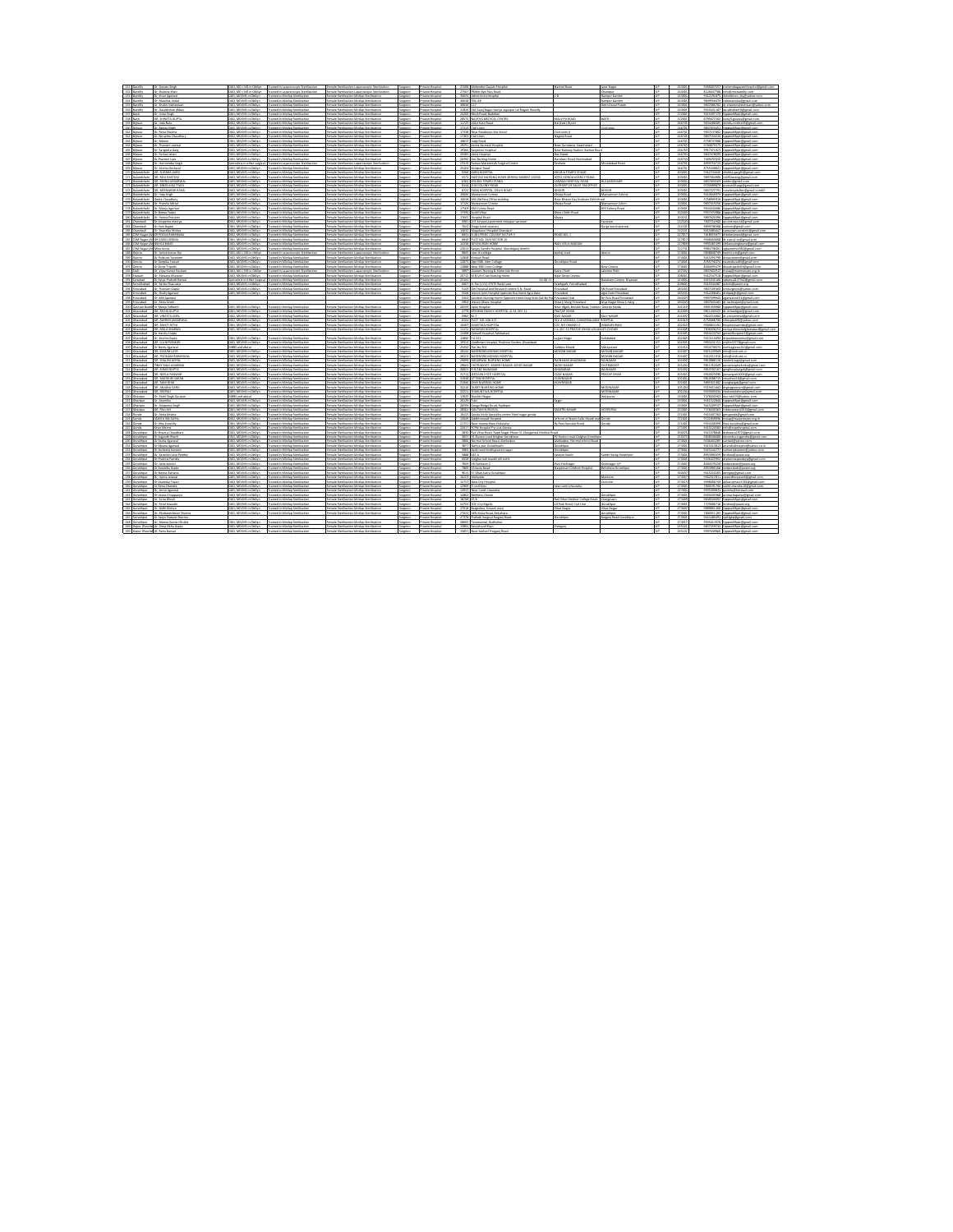|                                                                                                                                                                                                                                                                                                                                                                                                                                                                                  | Dr. Gayatri Sine                                                                                                                                                                                                                                                 | DGO, MD / MS in ObGet Trained in Lar                                                                                                                              | Female Sterilization Lago                                                              |                           | Private Hosp                               |                  | 27498 Mahendra Gays                                                                                      |                                                  | <b>Izzat Nan</b>             |                          | 2430            | 9456067557 materialran   |                                                                          |
|----------------------------------------------------------------------------------------------------------------------------------------------------------------------------------------------------------------------------------------------------------------------------------------------------------------------------------------------------------------------------------------------------------------------------------------------------------------------------------|------------------------------------------------------------------------------------------------------------------------------------------------------------------------------------------------------------------------------------------------------------------|-------------------------------------------------------------------------------------------------------------------------------------------------------------------|----------------------------------------------------------------------------------------|---------------------------|--------------------------------------------|------------------|----------------------------------------------------------------------------------------------------------|--------------------------------------------------|------------------------------|--------------------------|-----------------|--------------------------|--------------------------------------------------------------------------|
| 151 Barelly<br>152 Barelly<br>153 Barelly                                                                                                                                                                                                                                                                                                                                                                                                                                        | Dr. Qualities Klean                                                                                                                                                                                                                                              | DCD MD /MS in OhGen Trained in I ensymptotic Starlington                                                                                                          | Cample Quellingting   ananyarook: Quellingting                                         |                           | Private Hospital                           |                  | 27507 Plibhit Bye Pass Road                                                                              |                                                  | Chandrew                     |                          | 243000          |                          | 0120647206 Info@enchamily.com                                            |
|                                                                                                                                                                                                                                                                                                                                                                                                                                                                                  | Dr. Kiran Amewall                                                                                                                                                                                                                                                | DGO, MD/MS in ObGyn Trained in Minilao Sterilization                                                                                                              | Cample Quellysting Minites Quellysting                                                 | Surgeon                   | Private Hospital                           |                  | 30633 Ashok Kiran Hospital                                                                               |                                                  | <b>Ramour Garden</b>         | <b>CAN</b>               | 743000          |                          | 9412291875 Ashpkkiran bly@vahoo.com                                      |
| 154 Bareily                                                                                                                                                                                                                                                                                                                                                                                                                                                                      | Dr. Manisha Jindal                                                                                                                                                                                                                                               | CO MO/MS in OhCun Trained in Minilan Starlington                                                                                                                  | Cample Quellywing Minites Quellication                                                 |                           | Private Hospital                           | 3509 350 68      |                                                                                                          |                                                  | <b>Ramour Garden</b>         |                          | 243001          | 0030056070               | <b>Shimanisha diama Loom</b>                                             |
|                                                                                                                                                                                                                                                                                                                                                                                                                                                                                  | Pr Stalini Mahera                                                                                                                                                                                                                                                | Trained in Minilao Sterilizatio<br>DOD MO/MS in ONCH                                                                                                              | Cample Quellington Minilan Quellington                                                 | Garment                   | Private Hospital                           | <b>Sheep ext</b> |                                                                                                          |                                                  | Deen Days! Purp              | i in                     | 24300           |                          | <b>CONTRACTOR</b> de des Estacabas de capital esta-                      |
| 155 Barelly<br>156 Barelly                                                                                                                                                                                                                                                                                                                                                                                                                                                       | Dr. Darskholms Aldrey                                                                                                                                                                                                                                            | DCO MD/MS in OhCun. Engined in Minilan Starlington                                                                                                                | Camala Quellingting Minilan Quellingting                                               | Surgeon                   | <b>Drivers Mounted</b>                     |                  | 31826 146 Ezzai Nagar Gotiya Jagatour Lal Begam Barelly                                                  |                                                  |                              | <b>LID</b>               | 243005          |                          | 9319431187 datakhshanfh@amail.com                                        |
| 157 Rasti                                                                                                                                                                                                                                                                                                                                                                                                                                                                        | Dr. Helse Steels                                                                                                                                                                                                                                                 | DGO, MD/MS in ObGyn Trained in Minilao Sterikzation                                                                                                               | Camala Quellivation Minilan Quellivation                                               | Surgeon                   | Private Hospital                           |                  | 34300 Block Board Bartehan                                                                               |                                                  |                              | iiD.                     | 222001          |                          | 9415497170 fogpeablfgpt@email.com                                        |
|                                                                                                                                                                                                                                                                                                                                                                                                                                                                                  | DR. SHWETA GUFTA                                                                                                                                                                                                                                                 | GO, MD/MS in ObGyn Trained in Minilao Sterilizatio                                                                                                                | Female Sterilization Minilao Sterilization                                             |                           | Private Hospital                           |                  | <b>28STC MAVWILS MEDICAL CENTR</b>                                                                       | MALVIYA ROAD                                     |                              |                          | 27200           |                          | 8795677203 lucky2 excess@email.com                                       |
| 158 Basti<br>159 Bijnaur<br>160 Bijnaur                                                                                                                                                                                                                                                                                                                                                                                                                                          | Dr. Inchi Bala                                                                                                                                                                                                                                                   | DCO MD/MS in OhCun. Engined in Minilan Starlington                                                                                                                | Camala Quellingting Minilan Quellingting                                               | Garment                   | Drivers Monday                             |                  | 1177C Volume Musel Broad                                                                                 | Nei Gerti Gilma                                  |                              | 11D                      | 246,705         |                          | 0634308585 AvinhamidsraShiberral com                                     |
|                                                                                                                                                                                                                                                                                                                                                                                                                                                                                  | Dr. Seans Grah                                                                                                                                                                                                                                                   | DCO MD/MS in OhCun. Engined in Minilan Starlington                                                                                                                | Camala Quellingting Minilan Quellingting                                               | Surgeon                   | <b>Drivers Mounted</b>                     |                  | 17212 Children                                                                                           |                                                  | Child Lines                  | <b>LID</b>               | 246200          |                          | 9837033451 foopeablfoot@email.com                                        |
| 351 Binaur                                                                                                                                                                                                                                                                                                                                                                                                                                                                       | Dr. Renu Sharma                                                                                                                                                                                                                                                  | SO MD/MS in OhDun Trained in Minilan Gardinatin                                                                                                                   | Camala Quellington Minilan Quellington                                                 | <b>Greening</b>           | Private Hospital                           |                  | 17338 Near Roadways Bus Stand                                                                            | Child Lines III                                  |                              |                          | 24620           |                          | 9977127807 Engraphitive diamail con                                      |
|                                                                                                                                                                                                                                                                                                                                                                                                                                                                                  | Dr. Nirvama Chaudha                                                                                                                                                                                                                                              | DGO, MD/MS in ObGyn Trained in Minilao Sterilizatio                                                                                                               | Female Sterilization Minilao Sterilization                                             |                           | Private Hospital                           |                  | 17301 Children                                                                                           | Nazina Road                                      |                              |                          | 246700          |                          | 9837154776 RemembRent Barnall com                                        |
| 352 Bilmar<br>353 Bilmar<br>365 Bilmar                                                                                                                                                                                                                                                                                                                                                                                                                                           | Dr. Magna                                                                                                                                                                                                                                                        | DOD MD/MS in OND at<br>Trained in Minilan Starlington                                                                                                             | Cample Quellington Minites Quellington                                                 | Gargany                   | <b>Drivers Mounted</b>                     |                  | 10073 Lutel Board                                                                                        |                                                  |                              | 11D                      | 246,705         |                          | 9758723580 formeshifred@email.com                                        |
|                                                                                                                                                                                                                                                                                                                                                                                                                                                                                  | Dr. Brunnam Island                                                                                                                                                                                                                                               | <b>SOLD IN 2MONE IN COLUMN</b><br>Trained in Miniter Gardinating                                                                                                  | Cample Quellington Minites Quellington                                                 |                           | <b>Drivers Housted</b>                     |                  | 19391 Kanha Karmani Monethal                                                                             | Near Gonzhanz, Nazimahad                         |                              |                          | 246767          |                          | 9760675575 Rememblished Barnell com                                      |
|                                                                                                                                                                                                                                                                                                                                                                                                                                                                                  | Dr. Sangeeta Gara                                                                                                                                                                                                                                                | DOD MODIFICATION<br>Trained in Minites Gardinate                                                                                                                  | Cample Quellington Miniter Quellingto                                                  | <b>CORPORA</b>            | Private Hospital                           |                  | 19366 Sanieruni Hospital                                                                                 | Near Railway Stat<br><b>Quelous Boyer</b>        |                              | i.                       | 24676           |                          | 9913471023 Engraphitizet (fama) con                                      |
| 355 Bijtaur<br>352 Bijtaur<br>353 Bijtaur                                                                                                                                                                                                                                                                                                                                                                                                                                        | Dr. Farhat Jahan                                                                                                                                                                                                                                                 | DGO, MD/MS in ObGyn Trained in Minilao Sterilization                                                                                                              | Female Sterilization Minilao Sterilization                                             | Surgeon                   | Private Hospital                           |                  | 20383 Akha Hospital                                                                                      | Bus Stand                                        |                              |                          | 246763          |                          | 9837078699 focorabifoot@email.com                                        |
|                                                                                                                                                                                                                                                                                                                                                                                                                                                                                  | Dr Drauman Late                                                                                                                                                                                                                                                  | DCO MD/MS in OhCun. Trained in Minilan Starlington                                                                                                                | Cample Quellywing Minites Quellication                                                 | Garmana                   | <b>Drivers Monday</b>                      |                  | 20202 Day Number Normal                                                                                  | Maridage Dood N                                  |                              | 11D                      | 246734          |                          | 7400202050 formablised flams Loss                                        |
|                                                                                                                                                                                                                                                                                                                                                                                                                                                                                  | Dr. Marmandar Singl                                                                                                                                                                                                                                              | particles in other control Crained in Langemental Qualitation                                                                                                     | Camala Gardinating Lanamarcolic Gardinati                                              | <b>Contractor</b>         | Drivers Mounted                            |                  | 23210 Barnan Maternitudi Sumiral Centre                                                                  | enhans                                           | <b>Maradahad Brant</b>       |                          | 24630           | 0050754715               | forecabilized diamal con                                                 |
|                                                                                                                                                                                                                                                                                                                                                                                                                                                                                  | Dr. Seema Deshwall                                                                                                                                                                                                                                               | DGO, MD/MS in ObGyn Trained in Minilao Sterilization                                                                                                              | Female Sterilization Minilag Sterilization                                             | Surgeon                   | Private Hospital                           |                  | 25404 Kiratour Road                                                                                      |                                                  |                              | 11D                      | 246700          |                          | 8755348821 fogpeablfgpt@email.com                                        |
|                                                                                                                                                                                                                                                                                                                                                                                                                                                                                  | -270 Bulandhahr DR SHOBHA GARS<br>-270 Bulandhahr DR SHOBHA GARS<br>-272 Bulandhahr DR REENA AGGARWAL                                                                                                                                                            | DGO, MD/MS in ObGyn<br>Trained in Minilao Sterilizatio                                                                                                            | Female Sterilization Minilao Sterilizatio                                              | Gargains                  | Private Hospital                           |                  | SSGR GARG HOSPITAL                                                                                       | <b>OILIRIA TEMPO STANI</b>                       |                              |                          | 20300           |                          | 9412744445 shobba.eara@@email.co.                                        |
|                                                                                                                                                                                                                                                                                                                                                                                                                                                                                  |                                                                                                                                                                                                                                                                  | DOD ARMAK IN ONGHI<br>Trained in Minites Quellingto<br>DCD MD/MS in OhCun Trainart in Minilan Starlington                                                         | amala Quellivating Minites Quellivati                                                  | mann                      | Drivata Morrita                            |                  | 5573 BASTOCI NI IDSNG WOME BEWAN SAMPAT LODGE                                                            | HERO HONDA ACENCY ROAD                           |                              | <b>ID</b>                | 20300           | 0003564000               | 100 restraithered co.                                                    |
|                                                                                                                                                                                                                                                                                                                                                                                                                                                                                  |                                                                                                                                                                                                                                                                  |                                                                                                                                                                   | Camala Quellington Minilan Quellington                                                 | Garment                   | Private Hospital                           |                  | <b>GMA</b> WHI RIA TEMPO STAND                                                                           | IANANA MOSPITAL ROAD                             | BULANDSHAHR                  |                          | 20300           |                          | 9837004569 unhbur@email.com                                              |
| 173 Bulandhahr DR BINDULKA                                                                                                                                                                                                                                                                                                                                                                                                                                                       | DR. BINDER INA TYAC<br><b>DR MEENAPOR RANA</b>                                                                                                                                                                                                                   | DOD MOAK IN ONCH.<br>Trained in Miniter Quellings<br>DOD MOARCH ONCH                                                                                              | amala Quellivation Minites Qu-                                                         |                           | Private Hospita                            |                  | 8144 D.M COLONY ROAD<br>9724 RANA MOSPITAL DELM ROAD                                                     | IN FRONT OF SALES TAX OFFICE                     |                              | <b>ID</b>                | 20306<br>zoane  | 9720099879<br>0037777701 | rampd2tusei@email.c<br>anahounitalburdhamal.comb                         |
|                                                                                                                                                                                                                                                                                                                                                                                                                                                                                  |                                                                                                                                                                                                                                                                  | Trained in Minilao Sterilizatio<br>DGO, MD/MS in ObGyn Trained in Minilap Sterilization                                                                           | amala Quellivatino Minilan Quellivatin<br>Female Sterilization Minilag Sterilization   | <b>CRANK</b>              | Drivers Mounted<br>Private Hospital        |                  | 16606 Manuarover Colory                                                                                  | snna<br>Khuria Road                              | GALLOOD<br>Manuarover Colony | UP.                      | 203000          |                          | 9410646979 fpppeahlfppt@gmail.com                                        |
| 176 Bulandshahr Geeta Chaudhary                                                                                                                                                                                                                                                                                                                                                                                                                                                  |                                                                                                                                                                                                                                                                  | DGO, MD/MS in ObGyn Trained in Minilao Sterilization                                                                                                              | Camala Quellivation Minilan Quellivation                                               | Surgeon<br>Surgeon        | Private Hospital                           |                  |                                                                                                          | Near Bharat Gas Godown Delhi Road                |                              |                          | 203000          |                          | 9758995919 fogpeablfgst@email.com                                        |
|                                                                                                                                                                                                                                                                                                                                                                                                                                                                                  |                                                                                                                                                                                                                                                                  | Trained in Minites Gardinati<br>DOD MO/MS in ONCH                                                                                                                 | Camala Quellington Minilan Quelling                                                    |                           | Private Hospital                           |                  | 16638 366 Old Post Office building<br>17126 Manuarover Color                                             | Khuria Road                                      | Manuscript Col               | <b>ID</b>                | 20306           |                          | 0037410756 formeshifred@email.co                                         |
| 177 Bulandshahr Dr. Framila Mitta<br>178 Bulandshahr Dr. Manju Agarw                                                                                                                                                                                                                                                                                                                                                                                                             | Dr. Maniu Ananya                                                                                                                                                                                                                                                 | 060. MD/MS in ObGyn<br>Trained in Minilao Sterilizatio                                                                                                            | nale Sterlization Minilao Sterlizatio                                                  | Surgeon                   | Private Hospital                           |                  | 17569 DM Colony Road                                                                                     |                                                  | DM Colony Road               |                          | 20300           | 9634245686               | fogpeablfgpt@email.com                                                   |
| 179 Eulandshahr: Dr.Beena Yadav                                                                                                                                                                                                                                                                                                                                                                                                                                                  |                                                                                                                                                                                                                                                                  | DGO, MD/MS in ObGyn Trained in Minilao Sterilization                                                                                                              | Female Sterilization Minilag Sterilization                                             | Surgeon                   | Private Hospital                           |                  | 17590 Sushi Viter                                                                                        | Bhoor Delhi Road                                 |                              | UP.                      | 202200          |                          | 9557472986 fpppeahlfppt@gmail.com                                        |
|                                                                                                                                                                                                                                                                                                                                                                                                                                                                                  |                                                                                                                                                                                                                                                                  | DCO MD/MS in OhCon Trained in Minilan Starlington                                                                                                                 | Camala Quellingting Minites Quellingting                                               | Garment                   | Private Hospital                           |                  | 12645 Monday 26551                                                                                       | huria                                            |                              | <b>ID</b>                | 20312           |                          | 0007631206 formeshifred@email.com                                        |
| 180 Bulandriahr Dr. Heesa Pranami<br>1811 Chandaul Dr Anugama maury<br>182 Chandaul Dr. Vani Bajgai                                                                                                                                                                                                                                                                                                                                                                              |                                                                                                                                                                                                                                                                  | DGO, MD/MS in ObGyn<br>Trained in Minilao Sterilizati                                                                                                             |                                                                                        |                           | Private Hospital                           |                  | 6981 201 Katyani apartment chitalour van                                                                 |                                                  | Varanas                      | 110                      | 23210           | 7607710300               | numaurys 140 email.co                                                    |
|                                                                                                                                                                                                                                                                                                                                                                                                                                                                                  |                                                                                                                                                                                                                                                                  | 060. MD/MS in ObGyn<br>Trained in Minilao Sterilizatio                                                                                                            | male Sterlization Minilao Sterlization                                                 | Surgeon                   | Private Hospital                           |                  | 7024 Durga kund varanasi                                                                                 |                                                  | Durana kund varana           |                          | 23210           | 9839708368               | government com                                                           |
|                                                                                                                                                                                                                                                                                                                                                                                                                                                                                  |                                                                                                                                                                                                                                                                  | DGO, MD/MS in ObGyn Trained in Minilao Sterilization                                                                                                              | Female Sterilization Minilao Sterilization                                             | Surgeon                   | Private Hospital                           |                  | 14532 Muratural Hospital Chandedi                                                                        |                                                  |                              | UP.                      | 23210           |                          | 941568447 samurgan samkriti@email                                        |
|                                                                                                                                                                                                                                                                                                                                                                                                                                                                                  |                                                                                                                                                                                                                                                                  | 060. MD/MS in ObGyn<br>Trained in Minilao Sterilizatio                                                                                                            | Female Sterilization Minilao Sterilization                                             | Surgeon                   | Private Hospital                           |                  | 6831 A-28 UPSIDE COLONY SECTOR 1                                                                         | ROAD NO. 1                                       |                              |                          | 22781           | 761892587                | dricharanwaldhemail.com                                                  |
| EXEL Chanderal Cor. Seawish Michael<br>1984 CSM Nagar (A) DR 2000A MARNA<br>1984 CSM Nagar (A) DR 5000A MARNA<br>1986 CSM Nagar (A) DR 5000A MARNA<br>1987 CSM Nagar (A) DR 1414-8490<br>1987 CSM Nagar (A) DR 1400A Kurur Rai<br>1988 Dre                                                                                                                                                                                                                                       |                                                                                                                                                                                                                                                                  | DGO, MD/MS in ObGyn<br>Trained in Minilao Sterilization                                                                                                           | emale Sterilization Minilao Sterilization                                              | control                   | Private Hospital                           |                  | 6836 PLOT NO. 16/4 SECTOR 16                                                                             |                                                  |                              | UP.                      | 22781           |                          | 9506663608 dr.wan2.ruffemail.com                                         |
|                                                                                                                                                                                                                                                                                                                                                                                                                                                                                  |                                                                                                                                                                                                                                                                  | GO, MD/MS in ObGyn<br>ained in Minilao Sterikza                                                                                                                   | tale Sterilization Minilao Ster                                                        |                           | Private Hough                              |                  | 14338 SIFA NURSIN HOME                                                                                   | AM LEELA MA                                      |                              |                          | 22790           | 992548159                |                                                                          |
|                                                                                                                                                                                                                                                                                                                                                                                                                                                                                  |                                                                                                                                                                                                                                                                  | DOD MOAK IN ONCH.<br>Trained in Miniter Gardington                                                                                                                | Camala Quellington Minites Quellington                                                 | <b>COMMAND</b>            | Private Hospital                           |                  | 22614 Sanjay Gandhi Hospital, Munchiseni Ar                                                              |                                                  |                              | 11D                      | 22274           |                          | 0004728401 saturnarhi1087dlamsl.r.                                       |
|                                                                                                                                                                                                                                                                                                                                                                                                                                                                                  |                                                                                                                                                                                                                                                                  | DGO, MD / MS in ObGet<br>Trained in Laparer                                                                                                                       | Female Sterlization Lagaroscopic Sterliza                                              | Surgeon                   | Private Hospital                           |                  | 9845 near iti college                                                                                    | arhai road                                       |                              | $\overline{\phantom{a}}$ | 27400           | 9838548749               | ealth.schiffemail.com                                                    |
|                                                                                                                                                                                                                                                                                                                                                                                                                                                                                  |                                                                                                                                                                                                                                                                  | 060. MD/MS in ObGyn<br>Trained in Minilao Sterilizati                                                                                                             | enale Sterilization Minilao Steriliza                                                  |                           | Private Hospit                             |                  | 12858 Kotwali Road                                                                                       |                                                  |                              | i io                     | 27400           | 9415292799               |                                                                          |
| 195 Deoria<br>191 Deoria<br>192 Dah                                                                                                                                                                                                                                                                                                                                                                                                                                              | Dr Deepika Tewar                                                                                                                                                                                                                                                 | 60. MD/MS in ObGyn<br>Trained in Minitag Sterilizat                                                                                                               | male Sterlization Minilao Sterliz                                                      | mon                       | Private Hough                              |                  | 12875 Opp SSBL Inter College                                                                             |                                                  |                              |                          | 27400           | 8765736374               | vendural@alternal.c                                                      |
|                                                                                                                                                                                                                                                                                                                                                                                                                                                                                  | Dr Diyya Tripathi                                                                                                                                                                                                                                                | Trained in Minilap Sterilization<br>DGO, MD/MS in ObGyn                                                                                                           | Female Sterilization Minilag Sterilization                                             | Surgeon                   | Private Hospital                           |                  | 12888 Near BRD Inter College                                                                             |                                                  | New Colory                   | <b>EXP</b>               | 27400           |                          | 8004095479 divistripath@idlemail.com                                     |
|                                                                                                                                                                                                                                                                                                                                                                                                                                                                                  | Dr. Viay Kumar Gau                                                                                                                                                                                                                                               | 060. MD / MS in ObGet<br>Trained in Lag                                                                                                                           | emale Sterilization Laganoscopic Sterili                                               |                           | Private Hospi                              |                  | 5897 Gautam Numing & Maternity Hom                                                                       | Katra Choki                                      | <b>Jaleshar Etal</b>         |                          | 20730           | 983760291                |                                                                          |
| 193 Etwah<br>194 Fairsbad                                                                                                                                                                                                                                                                                                                                                                                                                                                        | Dr. Rizwana Khatoo                                                                                                                                                                                                                                               | DGO, MD/MS in ObGyn Trained in Minilao Sterilizatio                                                                                                               | emale Sterlization Minilag Sterlization                                                | <b>Lighting</b>           | Private Hospital                           |                  | 20712 M N Life Crae Numing Home                                                                          | Near Deep Cir                                    |                              |                          | 20600           |                          | 9412547518 fogpeabilizet@email.com                                       |
|                                                                                                                                                                                                                                                                                                                                                                                                                                                                                  | Dr Satya Prakash Bansai                                                                                                                                                                                                                                          | Coacialists in other Consinels Trained in Minilan Quelimeting                                                                                                     | Female Sterilization Minilao Sterilization                                             | Surgeon                   | Private Hospital                           | 21141            | 03.08.11                                                                                                 |                                                  | <b>Balakram Februar Niv</b>  | 11D                      | 22400           |                          | 9415332106 spbansa(227342/Demail.com                                     |
| 195 Familystad                                                                                                                                                                                                                                                                                                                                                                                                                                                                   | Dr. Sanka Chauran                                                                                                                                                                                                                                                | NON MOAK IN ONCH.<br>Trained in Minilao Sterilizat                                                                                                                | emale Sterilization Minilao Steriliza                                                  |                           | Private Hospita                            |                  | 6067 H. No 1/112 STSTE Bank Lan-                                                                         | tahash Camatohan                                 |                              | <b>ANY</b>               | 2096            | 9415234287               | shiphatti www.ci.ne                                                      |
| 196 Finzabed                                                                                                                                                                                                                                                                                                                                                                                                                                                                     | Dr. Bronam Curty                                                                                                                                                                                                                                                 | Trained in Minilao Sterilizati<br>non amas a neo-                                                                                                                 | <b>Longia Qualification Minister Qualificati</b>                                       | <b>HANN</b>               | Private Hought                             |                  | 5143 Om Hospital And Research centre S.N. Road                                                           | <b>Circumstrant</b>                              | Oil Broad Denraha            |                          | 28320           | 9837169300               | <b>COMPANY ROCKER</b>                                                    |
| 237 Firstabad Dr. Shally Agarwal                                                                                                                                                                                                                                                                                                                                                                                                                                                 |                                                                                                                                                                                                                                                                  | DGO, MD/MS in ObGyn Erained in Minilao Sterilization                                                                                                              | Female Sterilization Minilag Sterilization                                             |                           | Surgeon Private Hospital                   |                  | 5548 Jeeyan Jyoti Hospital opposite Bus Stand Arra Gate                                                  | Cinembard                                        | Anta Gate Firezabad          | <b>LID</b>               | 703300          |                          | 9412268401 drdgakih@email.com                                            |
|                                                                                                                                                                                                                                                                                                                                                                                                                                                                                  |                                                                                                                                                                                                                                                                  |                                                                                                                                                                   |                                                                                        | Surgeon                   | Private Hospita                            |                  | 5563 Kamlesh Numing Home Opposite Hotel Gare Wall Gall By                                                | <b>Investment Clini</b>                          | By Pass Road Firozaba        |                          | 28320           | 9997599945               | exceedmilit@email.co                                                     |
| 298 Finanzbad                                                                                                                                                                                                                                                                                                                                                                                                                                                                    | Dr. Mili Azarwal                                                                                                                                                                                                                                                 |                                                                                                                                                                   |                                                                                        |                           |                                            |                  |                                                                                                          |                                                  |                              |                          |                 |                          |                                                                          |
|                                                                                                                                                                                                                                                                                                                                                                                                                                                                                  |                                                                                                                                                                                                                                                                  |                                                                                                                                                                   |                                                                                        | Garanton                  | Private Hospital                           |                  | S963 Jeeyan Dhara Hospital                                                                               | <b>Chius I Mare Drawshas</b>                     | Ang Nagar Shiya Liman        |                          | 283207          |                          | 9837043403 Ar rechnologistiversit con                                    |
| 199 Finanbad Dr. Renu Sirohi<br>200 Gautam Buddi Dr. Manju Sidharth                                                                                                                                                                                                                                                                                                                                                                                                              |                                                                                                                                                                                                                                                                  | DCO MD/MS in OhCun. Trained in Minilan Starlington                                                                                                                | Cample Quellington Minites Quellington                                                 | Surgeon                   | Drivers Monday                             |                  | 20220 Anna Mondad                                                                                        | Near Ideah, Bisrakh Road, Haldani, Greater Nolda |                              | $\overline{10}$          | 201310          |                          | 9891459980 foopeablfoot@email.com                                        |
| 201 Ghaziabad DR. RICHA GUPTA                                                                                                                                                                                                                                                                                                                                                                                                                                                    |                                                                                                                                                                                                                                                                  | DGO, MD/MS in ObGyn Trained in Minilao Sterilization                                                                                                              | Camala Quellingting Minilan Quellingting                                               |                           | Sumeon Private Hospital                    |                  | 4778 KRISHNAFAMILY HOSPITAL G-34, SEC 11                                                                 | DOATA2 MILLO                                     |                              | <b>EXP</b>               | 201009          |                          | 9811040525 dr.richaobevn@email.com                                       |
|                                                                                                                                                                                                                                                                                                                                                                                                                                                                                  |                                                                                                                                                                                                                                                                  | HODAY A 2M/MA CAD<br>Trained in Minilao Sterilizati                                                                                                               | Camala Quellington Minilan Quellington                                                 | Surgeon                   | Private Hospita                            | COR2 VL7         |                                                                                                          | KAVI MACAR                                       | <b>VAM NACAD</b>             |                          | 20100           |                          | 9810216882 dr. vinitamittal@email.com                                    |
|                                                                                                                                                                                                                                                                                                                                                                                                                                                                                  |                                                                                                                                                                                                                                                                  | DCO MD/MS in OhCun. Engined in Minilan Starlington                                                                                                                | Camala Quellivation Minilan Quellivation                                               | Garment                   | <b>Drivers Mounted</b>                     |                  | <b>9164 PIOT NO.336-337</b>                                                                              | SEC-4 VAISANT CHANDRALAWAI MOSECTAL              |                              | 11D                      | 201010          |                          | 975004200 / Provided Substitution com                                    |
|                                                                                                                                                                                                                                                                                                                                                                                                                                                                                  | 202 Gholshad DR, WHEETA GOL 203 Gholshad DR, RASHA AGGARWAL 204 Gholshad DR, MULCI SETH                                                                                                                                                                          | DCO MD/MS in OhCun. Trained in Minilan Starlington                                                                                                                | Camala Quellingting Minites Quellingting                                               | <b>Curanon</b>            | <b>Drivers Housted</b>                     |                  | 10497 AVANTIEA MOSECAL                                                                                   | 127 MTI KHAND 2                                  | INCHOAD ID AM                | <b>CAN</b>               | 201010          |                          | 9560824191 hospitalavantika@email.com                                    |
|                                                                                                                                                                                                                                                                                                                                                                                                                                                                                  |                                                                                                                                                                                                                                                                  | CO MO/MS in OhCun Trained in Minilan Starlington                                                                                                                  | amala Gardinating Minites Gardinating                                                  | Garment                   | Drivate Morritol                           |                  | 11172 NASAYAN NOSDER                                                                                     | 2, SEC-12 PRATAP VIHAR LEELAWATI CHOWK           |                              |                          | 201009          |                          | T036562253 manuschessteht sichsdatenal                                   |
|                                                                                                                                                                                                                                                                                                                                                                                                                                                                                  |                                                                                                                                                                                                                                                                  |                                                                                                                                                                   |                                                                                        | Surgeon                   | Private Hospital                           |                  | 12488 Getwell Hospital, Sahibabad                                                                        |                                                  |                              | $\overline{10}$          | 201000          |                          | 9654224703 extendibounital1@email.com                                    |
|                                                                                                                                                                                                                                                                                                                                                                                                                                                                                  |                                                                                                                                                                                                                                                                  | DOD MD/MS in ONCHE<br>Trained in Minilan Quellingting                                                                                                             | Camala Quellingting Minilan Quellingting                                               | Garanton                  | Drivers Monday                             | 12006 54.221     |                                                                                                          | Labor Name                                       | Calvillabad                  | $\overline{10}$          | 201005          |                          | 9313116093 draradeepseema@email.com                                      |
|                                                                                                                                                                                                                                                                                                                                                                                                                                                                                  |                                                                                                                                                                                                                                                                  | NON MOAK IN ONCH.<br>Trained in Miniter Gardinating<br>MESS and above<br>Trained in Minilao Sterilization                                                         | Camala Quellingting Minites Quellingting<br>Female Sterilization Minilag Sterilization | Garment<br>Surgeon        | <b>Drivers Mounts</b><br>Private Hospital  |                  | 19314 Venthman Hounted Oralimar Center, Charlahart<br>25450 Flat No. 301                                 | Valbhay Khand                                    | Indraparam                   |                          | 20100<br>201014 |                          | 0053231151 mulifu2322diamail.com                                         |
| 205 Ghadahad - DR MALA SWEMA<br>205 Ghadahad - Dr Harriso Gapta<br>207 Ghadahad - Dr Serem Gapta<br>208 Ghadahad - DR HA Nilleyayak                                                                                                                                                                                                                                                                                                                                              |                                                                                                                                                                                                                                                                  | DGO, MD/MS in ObGyn<br>Trained in Minilao Sterilization                                                                                                           | Female Sterilization Minilag Sterilization                                             | Surgeon                   | Private Hospital                           |                  | 28166 NARENDRA MOHAN HOSPITAL                                                                            | MOHAN NAGAR                                      | MOHAN NAGAR                  | $\overline{10}$          | 201007          |                          | 9654736674 neeluagrawal14@gmail.com<br>9971232949 info@nmh.net.in        |
| 250 Ghaziabad DR. KUSUM LATA                                                                                                                                                                                                                                                                                                                                                                                                                                                     |                                                                                                                                                                                                                                                                  | DOD MD/MS in ONCHE<br>Trained in Minilan Quellington                                                                                                              | Camala Quellington Minilan Quellington                                                 | Garanton                  | <b>Drivers Monday</b>                      |                  | 20222 NARENDRA MONAN HOSPITAL                                                                            |                                                  | MCMAN NACAS                  |                          | 20100           |                          | 9312311915 Info@nmh.nat in                                               |
|                                                                                                                                                                                                                                                                                                                                                                                                                                                                                  |                                                                                                                                                                                                                                                                  | DOD ARMAK IN ONGHI<br>Trained in Minites Starlings                                                                                                                | Camala Quellington Minilan Quellingti                                                  | <b>CORPORA</b>            | <b>Drivers Mounts</b>                      |                  | 20000 ACCARWAL NURSING MOME                                                                              | <b>PAINACAR CHATAS</b>                           | <b>RAINAGAR</b>              |                          | 20100           | 0010602110               | <b>Autorit2senBernal.com</b>                                             |
|                                                                                                                                                                                                                                                                                                                                                                                                                                                                                  |                                                                                                                                                                                                                                                                  | DGO, MD/MS in ObGyn Trained in Minilao Sterilization                                                                                                              | Female Sterilization Minilag Sterilization                                             | Surgeon                   | Private Hospital                           |                  | 29843 CHTRANDOT, ADARSH NAGAR, MODI NAGAR                                                                | MODI NAGAR                                       | CHITRAKOOT                   |                          | 201204          |                          | 9811352649 garashouttainda@email.com                                     |
|                                                                                                                                                                                                                                                                                                                                                                                                                                                                                  |                                                                                                                                                                                                                                                                  | DGO, MD/MS in ObGyn<br>Trained in Minilao Sterilizatio                                                                                                            | Female Sterilization Minilao Sterilizatio                                              | Surgeon                   | Private Hospital                           |                  | 30823 8-9/182 RAINAGAR                                                                                   | GHAZIARAD                                        | <b>RAINAGAR</b>              |                          | 20100           |                          | 9810702107 earnhoustaigsb@email.com                                      |
|                                                                                                                                                                                                                                                                                                                                                                                                                                                                                  |                                                                                                                                                                                                                                                                  | non amass is non-<br>Trained in Minites Starlington                                                                                                               | Camala Quellington Minilan Quellington                                                 | <b>Greening</b>           | <b>Drivers Housted</b>                     |                  | 31713 ICCCVAN (VOT) MOSPITAL                                                                             | <b>INV NACAD</b>                                 | <b>POATAP MILAR</b>          |                          | 20100           | 0010035606               | innundunt(2006diams) com                                                 |
|                                                                                                                                                                                                                                                                                                                                                                                                                                                                                  |                                                                                                                                                                                                                                                                  | DOD MD/MS in OND at<br>Trained in Minilap Sterilization                                                                                                           | Cample Quellington Minites Quellington                                                 | Surgeon                   | Private Hospital                           |                  | 21938 UTTAM HOSPITAL                                                                                     | <b>VIDAYNAGAR</b>                                |                              | <b>ID</b>                | 201000          |                          | 9810588715 vmadhuri16@email.com                                          |
|                                                                                                                                                                                                                                                                                                                                                                                                                                                                                  | 210 Ghazishad - DR. KUSUM LATA<br>211 Ghazishad - DR. FOONAM BRANNING<br>212 Ghazishad - DR. SHALIN GOVA<br>213 Ghazishad - DR. KUSUM GOVA<br>215 Ghazishad - DR. KUSUM PAPITAR<br>215 Ghazishad - DR. KUSUM PAPITAR<br>215 Ghazishad - DR. KUSU<br>DR. RANI GHN | DGO, MD/MS in ObGyn<br>Trained in Minilao Sterilizatio                                                                                                            | Camala Quellingting Minites Quellingti                                                 | Gargains                  | Private Hospital                           |                  | 31946 GHAI NURSING HOME                                                                                  | AVNAGAR                                          |                              |                          | 20100           | 0001021402               | anishaiszb@email.com                                                     |
|                                                                                                                                                                                                                                                                                                                                                                                                                                                                                  | DR. ANIMAL CAR                                                                                                                                                                                                                                                   | Trained in Minited Sterlings<br>DOD MOARCH ONCH                                                                                                                   | amala Quellivatino Minilan Quellin                                                     |                           | Drivata Morrita                            |                  | 32216 DUBEY NURSING HOME                                                                                 |                                                  | MODINAGE                     |                          | 20120           | 9310411007               | restrators and amal con-                                                 |
|                                                                                                                                                                                                                                                                                                                                                                                                                                                                                  | DR. DEEPALI                                                                                                                                                                                                                                                      | DGO, MD/MS in ObGyn Trained in Minilao Sterilization                                                                                                              | Female Sterilization Minilap Sterilization                                             | Surgeon                   | Private Hospital                           |                  | 32221 SHAKUNTALA HOSPITAL                                                                                |                                                  | MODINAGAR                    | UP                       | 201204          |                          | 9319009434 shakurtalahosp@gmail.com                                      |
|                                                                                                                                                                                                                                                                                                                                                                                                                                                                                  | Dr. Rohit Singh Gauta                                                                                                                                                                                                                                            | Trained in Minilap Sterilization<br>MESS and above                                                                                                                | Cample Quellington Minites Quellington                                                 | Surgeon                   | Private Hospital                           |                  | 12922 Shashtri Name:                                                                                     |                                                  | Ved purva                    | <b>ID</b>                | 233000          |                          | 7376030303 docrohit76@vahoo.com                                          |
|                                                                                                                                                                                                                                                                                                                                                                                                                                                                                  | Dr. Anamika                                                                                                                                                                                                                                                      | DGO, MD/MS in ObGyn<br>Trained in Minilao Sterilizatio                                                                                                            | Female Sterilization Minilao Sterilizatio                                              | Gargains                  | Private Hospital                           | 26120 Tubi       |                                                                                                          |                                                  |                              | 800                      | 23300           | GASI CYNAG               | <b>Intrashibiri diamai con</b>                                           |
|                                                                                                                                                                                                                                                                                                                                                                                                                                                                                  | Dr. Anugama Sine                                                                                                                                                                                                                                                 | Trained in Minilao Sterilizatio<br>DGO, MD/MS in ObGyn                                                                                                            | emale Sterilization Minilao Sterilization                                              | Surgeon                   | Private Hospital                           |                  | 26593 Ganga Bridge Road, Rajdepun                                                                        |                                                  |                              | UP.                      | 23300           |                          | 9415209537 fogpeabifoot@email.com                                        |
|                                                                                                                                                                                                                                                                                                                                                                                                                                                                                  | DR. PALLAVI<br>Dr. Anita Michel                                                                                                                                                                                                                                  | DGO, MD/MS in ObGyn<br>Trained in Minilap Sterilization<br>DOD MD/MS in ONCH<br>Trained in Miniter Gardington                                                     | Female Sterilization Minilao Sterilization<br>Camala Quellivation Minilan Quellivation | Surgeon<br>Garment        | Private Hospital                           |                  | 28561 GAUTAM SURGICAL                                                                                    | SASHTRI NAGAR                                    | <b>VEDPURVA</b>              | UP<br>110                | 233000          |                          | 7276030303 tabrezansari2016@gmail.com                                    |
|                                                                                                                                                                                                                                                                                                                                                                                                                                                                                  |                                                                                                                                                                                                                                                                  |                                                                                                                                                                   |                                                                                        |                           | Private Hospital                           |                  | 10415 Gonda Multi Speciality center Patel name apod                                                      |                                                  |                              |                          | 27100           |                          | 9415407263 emceonda@email.com                                            |
|                                                                                                                                                                                                                                                                                                                                                                                                                                                                                  | AYAQ MX ATDNA                                                                                                                                                                                                                                                    | 060. MD/MS in ObGyn<br>Trained in Minilao Sterilizatio                                                                                                            | male Sterlization Minilao Sterlizatio                                                  |                           | Private Hospital                           |                  | 12649 Siddhivinguak Hospital                                                                             | front of Navin Galla Man                         |                              |                          | 27100           | 9721839096               | siup@mariestopes.com.in                                                  |
|                                                                                                                                                                                                                                                                                                                                                                                                                                                                                  | Dr. Ilma Kuraishe<br>Kiran Meena                                                                                                                                                                                                                                 | DGO, MD/MS in ObGyn<br>Trained in Minilap Sterilization<br>DCD MD/MS in OhCun Trainad in Minilan Starlington                                                      | Female Sterilization Minilag Sterilization<br>Camala Quellingting Minites Quellingting | Surgeon<br>Gargains       | Private Hospital<br>Private Hospital       |                  | 21721 Near munna Khan Chauraha                                                                           | By Pass Santular Road                            | Gonda                        | UP.                      | 27100<br>22100  |                          | 955414200 lina kurakhy@gmal.com<br>0415130583 info@acomboasital.com      |
|                                                                                                                                                                                                                                                                                                                                                                                                                                                                                  | Dr Shweta Chaudh                                                                                                                                                                                                                                                 | DGO, MD/MS in ObGyn<br>Trained in Minilao Sterilizatio                                                                                                            | Female Sterilization Minilao Sterilization                                             | Surgeon                   | Private Hospital                           |                  | 22417 SCPM Hospital Pvt Ltd. Gonda<br>2820 Rail Vihar Road, Rapti Nagar Phase IV, Changanwa Medical Road |                                                  |                              | 1D <sup>-1</sup>         | 25037           |                          | 9415378848 drshwets1972@email.com                                        |
|                                                                                                                                                                                                                                                                                                                                                                                                                                                                                  |                                                                                                                                                                                                                                                                  | SO, MD/MS in ObGyn<br>Trained in Minilao Sterilizatio                                                                                                             | male Sterlization Minilao Sterlizz                                                     | control                   | Private Hospital                           |                  | 3837 92 Station road Golehar Gorakhou                                                                    | 92 Station road Golehar Goral                    |                              |                          | 25037           | 9838506080               | Irvendra surandha@email.c                                                |
|                                                                                                                                                                                                                                                                                                                                                                                                                                                                                  | Dr Sugandh Bharti<br>Dr Savita Assowa                                                                                                                                                                                                                            | Trained in Minilao Sterilizati<br>GO, MD/MS in ObGyn                                                                                                              | enale Sterlization Minilao Sterliz                                                     | reas                      | Private Hospit                             |                  | 3866 Normal School Road, Alahladou                                                                       | Alahladour, Normal school Road                   |                              |                          | 2720            | 9336403285               | unita4@vahoo.com                                                         |
|                                                                                                                                                                                                                                                                                                                                                                                                                                                                                  | Dr Almans Amount                                                                                                                                                                                                                                                 | DOD MORE IN ONCH.<br>Trained in Minilan Starlington                                                                                                               | Cample Quellington Minites Quellington                                                 | <b>Company</b>            | Private Hospital                           |                  | 3877 North screen Countrieson                                                                            | Servitorum                                       |                              |                          | 27300           |                          | 0415212812 executations statistics on in                                 |
|                                                                                                                                                                                                                                                                                                                                                                                                                                                                                  | Dr Surheeta Karee                                                                                                                                                                                                                                                | DGO, MD/MS in ObGyn<br>Trained in Minilao Sterilization                                                                                                           | Female Sterilization Minilao Sterilization                                             | Surgeon                   | Private Hospital                           |                  | 2965 Bank road Vindhyavasini nagar                                                                       | Gorakhour                                        |                              | UP.                      | 27300           | 9415244777               | umeetakanem@vahoo.com                                                    |
|                                                                                                                                                                                                                                                                                                                                                                                                                                                                                  | Dr. Kanchan Lata Pa                                                                                                                                                                                                                                              | 060. MD/MS in ObGyn<br>Trained in Minilao Sterilizat                                                                                                              | enale Sterilization Minilao Sterilizi                                                  | none                      | Private Hospit                             |                  | 5888 641 A                                                                                               | rour South                                       |                              |                          | 27300           | 8952990251               | sishna@janani.org                                                        |
|                                                                                                                                                                                                                                                                                                                                                                                                                                                                                  | Dr Pratima Pande                                                                                                                                                                                                                                                 | NGO, MD/MS in ObGyn<br>Trained in Minilao Sterilizat                                                                                                              | enale Sterlization Minilas Sterliz                                                     | mean                      | Private Hospita                            |                  | 6928 Golehar kall mandir pill kott                                                                       |                                                  |                              |                          | 27300           | 9336425992               |                                                                          |
|                                                                                                                                                                                                                                                                                                                                                                                                                                                                                  | Dr. Asha kuman                                                                                                                                                                                                                                                   | Trained in Minilap Sterilizatio<br>DGO, MD/MS in ObGyn                                                                                                            | Female Sterilization Minilao Sterilization                                             | Surgeon                   | Private Hospital                           |                  | 7849 Vill Suthiaon 2                                                                                     | Post Foriham                                     | Kushinazar UP                |                          | 27640           | 8004379220               | edorakash@ianani.org                                                     |
|                                                                                                                                                                                                                                                                                                                                                                                                                                                                                  | Te Anamika Cum                                                                                                                                                                                                                                                   | DGO, MD/MS in ObGyn<br>Trained in Minilan Starlings                                                                                                               | amala Quelization Minites Quelin                                                       |                           | Private Hospita                            |                  | 7869 33 kasia Road                                                                                       |                                                  | Betiabata Goral              |                          | 27300           | 00/3090169               | ederska billiameri er                                                    |
|                                                                                                                                                                                                                                                                                                                                                                                                                                                                                  | Dr Neena Asthana                                                                                                                                                                                                                                                 | 60.00 d 2M 0M 050<br>Trained in Minilao Sterilizati                                                                                                               | male Sterilization Minilas Steriliza                                                   | mean                      | Private Hospita                            |                  | 9615 37 Chas katra Go                                                                                    |                                                  |                              |                          | 34002           | 9415210205               | mhaindheanal com                                                         |
|                                                                                                                                                                                                                                                                                                                                                                                                                                                                                  | Dr. Upma Jalowal                                                                                                                                                                                                                                                 | DGO, MD/MS in ObGyn Trained in Minilao Sterilization                                                                                                              | Camala Quellivation Minilan Quellivation                                               | Surgeon                   | Drivate Morrital                           |                  | 10223 Mahautan                                                                                           |                                                  | Manizare.                    | 11D                      | 222000          |                          | 9452327811 swartAhospitalS@amail.com                                     |
|                                                                                                                                                                                                                                                                                                                                                                                                                                                                                  |                                                                                                                                                                                                                                                                  | 50. MD/MS in ObGyn<br>Trained in Minilao Steril                                                                                                                   |                                                                                        |                           | Private H                                  |                  |                                                                                                          |                                                  |                              |                          |                 |                          |                                                                          |
|                                                                                                                                                                                                                                                                                                                                                                                                                                                                                  | Dr Benu Chando                                                                                                                                                                                                                                                   | DCD, MD/MS in OhDan Trained in Minites Startington                                                                                                                | Cample Quellington Miniter Quellingto                                                  |                           | Private Hospital                           |                  | 12000 G children                                                                                         | or can't chaural                                 |                              |                          | 27300           | 2000101200               | such characterizing and con-                                             |
|                                                                                                                                                                                                                                                                                                                                                                                                                                                                                  | Dr. Smits Aganyal                                                                                                                                                                                                                                                | DGO, MD/MS in ObGyn Trained in Minilao Sterikzation                                                                                                               | Cample Quellysting Minites Quellysting                                                 | Surgeon                   | Private Hospital                           |                  | 12037 Near Carer Chauraha                                                                                |                                                  |                              | <b>CAN</b>               | 222001          |                          | 9925309833 ipsmita@hotmail.com                                           |
|                                                                                                                                                                                                                                                                                                                                                                                                                                                                                  | Dr. Anuna Chaggariy                                                                                                                                                                                                                                              | DGO, MD/MS in ObGyn Trained in Minilao Sterilizatio                                                                                                               | Female Sterilization Minilao Sterilization                                             |                           | Private Hospital                           |                  | 14862 Bethots Chowk                                                                                      |                                                  |                              |                          | 27300           | 0450439358               | new hamps flame) co-                                                     |
|                                                                                                                                                                                                                                                                                                                                                                                                                                                                                  |                                                                                                                                                                                                                                                                  | DOD MOAK IN ONCH.<br>Trained in Minilao Sterilizati                                                                                                               | Camala Quellivatino Minilan Quelling                                                   | <b>Greening</b>           | Private Hough                              | 14768 459        |                                                                                                          | <b>Rail Vibar Medical College Road</b>           |                              |                          | 27240           | CONTRACTOR               | www.hiterational.com                                                     |
|                                                                                                                                                                                                                                                                                                                                                                                                                                                                                  |                                                                                                                                                                                                                                                                  | DGO, MD/MS in ObGyn Trained in Minilao Sterilization                                                                                                              | Cample Quellywing Minites Quellywing                                                   | Surgeon                   | <b>Drivers Monday</b>                      |                  | 22304 303 Christmas                                                                                      | 10 Park Road, Chill Line                         | Constitutor                  | <b>LID</b>               | 273005          |                          | 7279096716 krishna@janani.org                                            |
|                                                                                                                                                                                                                                                                                                                                                                                                                                                                                  | Dr. Nichi Khatan                                                                                                                                                                                                                                                 | DGO, MD/MS in ObGyn Trained in Minilao Sterikzation                                                                                                               | Camala Quellingting Minites Quellingting                                               | Surgeon                   | Private Hospital                           |                  | 27018 Barradwa, Scrusslinged                                                                             | Vikas Namr                                       | <b>Vikas Nagar</b>           | <b>ID</b>                | 223002          | 0000601300               | pppeahlfppt@gmail.com                                                    |
| 217 Chaplebed<br>218 Chaplebed<br>219 Chaplebed<br>220 Ghazipur<br>221 Ghazipur<br>222 Ghazipur<br>223 Ghazipur<br>224 Gonda<br>225 Gonda<br>226 Gonda<br>229 Gonda<br>222 Gonda<br>228 Gondaper<br>223 Gondaper<br>232 Gondaper<br>232 Gondaper<br>232 Gondaper<br>234 Gorsitheur<br>225 Gorsithpur<br>236 Garaidipur<br>217 Gorsidnor<br>238 Gorsidipur<br>229 Gorsidios<br>363 Gorskhour<br>341 Gorskhpur<br>342 Gorsidner<br>343 Gorsidnour Dr. Sons Ghosh<br>245 Goraldipur |                                                                                                                                                                                                                                                                  | DGO, MD/MS in ObGyn Trained in Minilao Sterilizatio                                                                                                               | Female Sterilization Minilao Sterilization                                             | Garment                   | Private Hospital<br><b>Drivers Housted</b> |                  | 27024 349, Kasia Road, Betiahat<br>22270 Drakwah Curatinal Dalawai Grund                                 | Geraldway.                                       | <b>Constitution</b>          | $\overline{10}$          | 27900<br>27300  | 7800911195               | www.abiford.flamal.com<br>041520301 unfürünfternal com                   |
|                                                                                                                                                                                                                                                                                                                                                                                                                                                                                  |                                                                                                                                                                                                                                                                  |                                                                                                                                                                   | Cample Quellywing Minites Quellywing                                                   |                           | <b>Drivers Months</b>                      |                  | 20005 Teremontal Burbulher                                                                               |                                                  | Raissani Road Gorakhov       | <b>EXP</b>               | 273017          |                          |                                                                          |
| 369 Haour (Panche Dr. Deep Skha Gusta)<br>250 Hapur (Panche Dr. Renu Bansal                                                                                                                                                                                                                                                                                                                                                                                                      | 186 Goraldear Dr. Bhilteneshuari Starma<br>187 Goraldear Dr. Satya Pokash Sharma<br>188 Goraldear Dr. Meera Kumari Shakla                                                                                                                                        | DGO, MD/MS in ObGyn Trained in Minilao Sterilization<br>DCO MD/MS in OhCun Trained in Minilan Starlington<br>DGO, MD/MS in ObGyn Trained in Minilao Sterilization | Female Sterligation Minites Sterligation                                               | Surgeon<br><b>Curanon</b> | Private Hospital                           |                  | 15801 Saraichand Khan                                                                                    |                                                  |                              | <b>ANY</b>               | 245100          |                          | 9935017678 fogpeablfoot@email.com<br>9837292731 Engraphitive diamail con |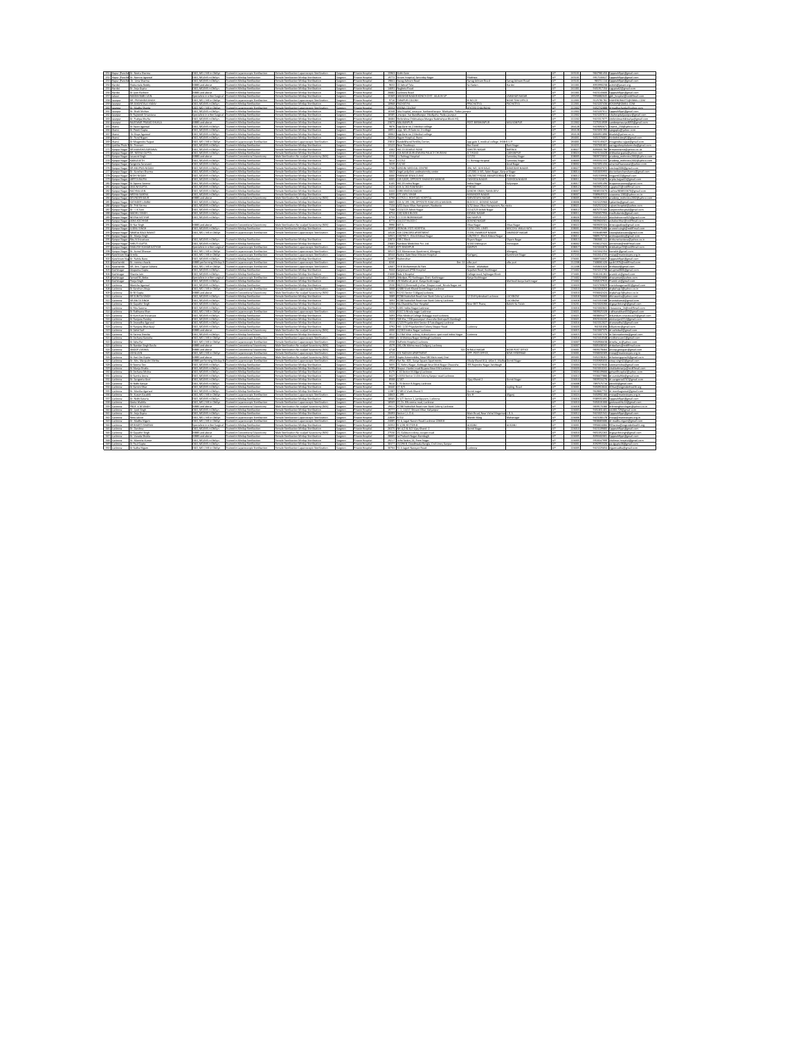| 251 Hasur (Panche Dr. Neeta Sharma<br>252 Hasur (Panche Dr. Namita Antzer<br>253 Hapur (Panche Dr. Uma Sharma<br>DCO MD/MS in OhCun Trained in Minilan Starlington<br>Dr. Namira Ameand<br>Camala Quellingting Minites Quellingting<br><b>Drivers Housted</b><br>10772 Crimen Mounthal Canyoutau Nagar<br>24510<br><b>Company</b><br><b>Indeburn</b><br>DGO, MD/MS in ObGyn Trained in Minilao Sterikzation<br>245100<br>Private Hospital<br>Swraw Ashram Road<br><b>ID</b><br>Female Sterilization Minilao Sterilization<br>Surgeon<br>19841 Surza Advan Road<br>Swray Ashram Road<br>254 Handoi<br>255 Handoi<br>256 Handoi<br>Shakuntala Redd<br>MESS and above<br>Trained in Minilao Sterilizatio<br><b>Amala Gardination Minites Gardina</b><br>Private Hospital<br>9632 22 Ashraf Tota<br>24100<br>Garment<br>Li Cautian<br>DGO, MD/MS in ObGyn<br>Te Anio Gomes<br>Trained in Minites Quellingt<br>amala Quellivatino Minilan Quellin<br><b>Drivers Houston</b><br>1,6001 Nowhern Broad<br>11D<br>24100<br>24100<br>Trained in Minilap Sterilization<br>Private Hospital<br>26682 Lucknow Road<br>Dr.Jyoti Rathone<br>MEDS and about<br>Camala Quellivation Minites Quellivation<br>Gargains<br>257 Jalaun<br>258 Jaungur<br>259 Jaungur<br>15369 IAWAHAR NAGAR KONCH DIST, JALAUN U<br><b>ID</b><br>285205<br><b>RAMAN EAGU JAIN</b><br>Specialists in other Sunsical 1 Trained in Minilao Sterilization<br>Female Sterilization Minilao Sterilization<br>Surgeon<br>Private Hospital<br><b>JAWAHAR NAGAI</b><br>DR. PRIYAMDA SINGI<br>DGO, MD / MS in ObGen Trained in Laparpscopic Steriliz<br>Female Sterilization Lagaroscopic Steriliza<br>Private Hospital<br>9716 TARAPUR COLONY<br><b>M NO-22</b><br>NEAR TOM OFFICE<br>22200<br><b>Curanon</b><br>22200<br>DR. SAKUNTALA YADAI<br>DGO, MD/MS in ObGyn<br>Trained in Minilao Sterilization<br>Private Hospital<br>10968 PACHATIKA<br><b>PPACHATIYA</b><br>PACHATIYA<br>UP.<br>Female Sterilization Minilap Sterilization<br>Surgeon<br>260 launpur<br>222002<br>DGO, MD / MS in ObGen Trained in Laparoscopic Sterilization<br>15552 KRISNA COLONY<br>JEYEESS CHAURAHA<br>Dr. Madhu Shanda<br>Camala Quellivation I ananywoodr Quellivation<br>Surgeon<br>Private Hospital<br>351 Isunour<br>362 Isunour<br>362 Isunour<br>16348 lista Hooltal unargur haribandhangur Madyahu Pa<br>11D<br>Dr. Quali Mehan<br>DOD MD/MS in ONCHE<br>Trained in Miniter Gardina<br>male Quellywinn Minilan Qu<br><b>Drivers Mounts</b><br>2220<br>22200<br>To Daimeach Sciences<br>Coacialists in other Cureiral & Trained in Minilan Quellingtin<br>male Gardination Minites Gardinati<br>mann<br>Drivers Mounted<br>10000 company harbordhanny Marlyshy Datay Jayman<br>222202<br>DGO, MD/MS in ObGyn<br>Trained in Minilap Sterilization<br>Private Hospital<br>18484 Shrikrishna Chikitsalaya Mungra Badshahpur Block HQ<br>UP.<br>Dr. Pushpa Khufta<br>Female Sterilization Minilag Sterilization<br>Surgeon<br>354 Jaunqur<br>355 Jihansi<br>356 Jihansi<br>22200<br>RAJESWAR PRASAD SHUKLA<br>Trained in Minites Quellington<br>Private Hospital<br>23123 MAI MANDID<br><b>CCT. GIOGNANO I E</b><br><b>MALIKANPUR</b><br>MEDC and shows<br>amala Gastington Minites Gastington<br><b>Greening</b><br>Trained in Minilao Sterilizat<br>28412<br>Dr Sarahi Ammun<br>DOD MOAK IN ONCH<br>Private Hospita<br>9876 opp Gate no 2 Medical colleg<br>mala Quellivation Minilan Quellin<br>060. MD/MS in ObGyn<br>Trained in Minilao Sterilizatio<br>10051 cpp. M.L.R Gate no. 2 college<br>28412<br>Dr. Preeti Guota<br>nale Sterlization Minilao Sterlizatio<br>Private Hospital<br>Surgeon<br>267<br>268 (hans)<br>269 (hans)<br>270 (uotiba Phile)<br>Dr.Divia Atanyal<br>10062 opp Gate no 2 Medical college<br>284128<br>DOD MD/MS in OND at<br>Trained in Minilao Sterilization<br>Female Sterilization Minilag Sterilization<br>Private Hospital<br>11D<br>Gargains<br>DOD MOARCH ONCH<br>Trained in Minites Startington<br>Private Hospital<br>20224 Mason Mounted Presid<br>28400<br>Dr. Parul Nieam<br>amala Gardinating Minites Gardinating<br>Garanton<br>DGO, MD / MS in ObGet<br>Trained in Laparoscopic Steriliz<br>Private Hospital<br>23810 Bundelkhand Fertility Center<br>oppgate 2, medical college, 2<br>HANS U.P<br>$\overline{10}$<br>28400<br>Dr Mragendra Rajp<br>enale Sterilization Lagaroscopic Sterilizati<br>Surgeon<br>Dr. Pocnam<br>GO, MD/MS in ObGyn<br>ined in Minilao Sterikza<br>tale Sterilization Minilao Ster<br>13122<br><b>Jear Roadway</b><br><b>Rani Naza</b><br>24422<br>Private Hospit<br>a Stand<br>271 Kansar Name: CR MANISHA ACOANNA<br>272 Kansar Name: CR NEENA CLPTA<br>273 Kansar Name: Januard Singh<br>DOD MOARCH ONCH<br>Trained in Minites Gardinatic<br>Private Hospital<br>4302 MG 13 DOUBLE BOAD<br>SANSTRI NAGAL<br>BARRAG<br>20802<br>Camala Quellington Minilan Quellington<br><b>COMMONS</b><br>DGO, MD/MS in ObGyn<br>Trained in Minilao Sterilizati<br>emale Sterilization Minilao Sterilizatio<br>Surgeon<br>Private Hospital<br>4310 10A NEAR GURLIDWARA PALACE CHURAHA<br><b>GTROAD</b><br><b>LAXHAN PUR</b><br>1D <sup>-1</sup><br>20902<br>MESS and above<br>tained in Conv<br>Male Sterilization No-scalpel Vasector<br>Private Hospit<br>5594 J.L. Rohtzat Hospital<br>17/52<br>lanışday Na<br>i io<br>20900<br>983972337<br>274 Kanpur Naese<br>275 Kanpur Nagar<br>276 Kanpur Nagar<br><b>KAMLA SETH</b><br>GO, MD/MS in ObGyn<br>ained in Minilao Sterilizati<br>emale Sterilization Minilao Steriliza<br>mon<br>Private Hospital<br>5612<br>17/52<br><b>Aphrasi H</b><br>noday Nas<br>20800<br>Private Hospital<br>Sangeeta Saraywa<br>DGO, MD/MS in ObGyn<br>Trained in Minilao Sterilizatio<br>Female Sterilization Minilao Sterilizatio<br>Surgeon<br>5639 3 A/ 60<br>Azad Nagar<br><b>HO</b><br>20800 | 0017100022<br>forecabilities diamal com<br>983711114 fogpeablfoot@email.com<br>0053000730<br>Nebullisment one<br>GAS101715A<br>www.ast.https://www.ast.com<br>9415143000<br>fogorabilizat@email.com<br>9956882645 ebh hospital@reddfmail.com<br>9125781781 MAHENDRAUTZ/RGMAIL.COM<br>9415207436<br>косминдсьми, сом<br>9852742000<br>Armaduabantallushan com<br>94153033<br>GASCIERNI<br>habourded a concellateral con<br>9415317077<br>shrikrishnachikitsalya@gmail.com<br>7770314930<br>andagona usab 100 ditempi co-<br>941909247<br>camic 150@ushoo.co.<br>9415031392<br>sponsata@vahoo.com<br>0004011000<br>divalgé/Pyahoo.co.in<br><b>GASTERING</b><br><b>Information Channel come</b> |
|----------------------------------------------------------------------------------------------------------------------------------------------------------------------------------------------------------------------------------------------------------------------------------------------------------------------------------------------------------------------------------------------------------------------------------------------------------------------------------------------------------------------------------------------------------------------------------------------------------------------------------------------------------------------------------------------------------------------------------------------------------------------------------------------------------------------------------------------------------------------------------------------------------------------------------------------------------------------------------------------------------------------------------------------------------------------------------------------------------------------------------------------------------------------------------------------------------------------------------------------------------------------------------------------------------------------------------------------------------------------------------------------------------------------------------------------------------------------------------------------------------------------------------------------------------------------------------------------------------------------------------------------------------------------------------------------------------------------------------------------------------------------------------------------------------------------------------------------------------------------------------------------------------------------------------------------------------------------------------------------------------------------------------------------------------------------------------------------------------------------------------------------------------------------------------------------------------------------------------------------------------------------------------------------------------------------------------------------------------------------------------------------------------------------------------------------------------------------------------------------------------------------------------------------------------------------------------------------------------------------------------------------------------------------------------------------------------------------------------------------------------------------------------------------------------------------------------------------------------------------------------------------------------------------------------------------------------------------------------------------------------------------------------------------------------------------------------------------------------------------------------------------------------------------------------------------------------------------------------------------------------------------------------------------------------------------------------------------------------------------------------------------------------------------------------------------------------------------------------------------------------------------------------------------------------------------------------------------------------------------------------------------------------------------------------------------------------------------------------------------------------------------------------------------------------------------------------------------------------------------------------------------------------------------------------------------------------------------------------------------------------------------------------------------------------------------------------------------------------------------------------------------------------------------------------------------------------------------------------------------------------------------------------------------------------------------------------------------------------------------------------------------------------------------------------------------------------------------------------------------------------------------------------------------------------------------------------------------------------------------------------------------------------------------------------------------------------------------------------------------------------------------------------------------------------------------------------------------------------------------------------------------------------------------------------------------------------------------------------------------------------------------------------------------------------------------------------------------------------------------------------------------------------------------------------------------------------------------------------------------------------------------------------------------------------------------------------------------------------------------------------------------------------------------------------------------------------------------------------------------------------------------------------------------------------------------------------------------------------------------------------------------------------------------------------------------------------------------------------------------------------------------------------------------------------------------------------------|----------------------------------------------------------------------------------------------------------------------------------------------------------------------------------------------------------------------------------------------------------------------------------------------------------------------------------------------------------------------------------------------------------------------------------------------------------------------------------------------------------------------------------------------------------------------------------------------------------------------------------------------------------------------------------------------|
|                                                                                                                                                                                                                                                                                                                                                                                                                                                                                                                                                                                                                                                                                                                                                                                                                                                                                                                                                                                                                                                                                                                                                                                                                                                                                                                                                                                                                                                                                                                                                                                                                                                                                                                                                                                                                                                                                                                                                                                                                                                                                                                                                                                                                                                                                                                                                                                                                                                                                                                                                                                                                                                                                                                                                                                                                                                                                                                                                                                                                                                                                                                                                                                                                                                                                                                                                                                                                                                                                                                                                                                                                                                                                                                                                                                                                                                                                                                                                                                                                                                                                                                                                                                                                                                                                                                                                                                                                                                                                                                                                                                                                                                                                                                                                                                                                                                                                                                                                                                                                                                                                                                                                                                                                                                                                                                                                                                                                                                                                                                                                                                                                                                                                                                                                                                                                                        |                                                                                                                                                                                                                                                                                                                                                                                                                                                                                                                                                                                                                                                                                              |
|                                                                                                                                                                                                                                                                                                                                                                                                                                                                                                                                                                                                                                                                                                                                                                                                                                                                                                                                                                                                                                                                                                                                                                                                                                                                                                                                                                                                                                                                                                                                                                                                                                                                                                                                                                                                                                                                                                                                                                                                                                                                                                                                                                                                                                                                                                                                                                                                                                                                                                                                                                                                                                                                                                                                                                                                                                                                                                                                                                                                                                                                                                                                                                                                                                                                                                                                                                                                                                                                                                                                                                                                                                                                                                                                                                                                                                                                                                                                                                                                                                                                                                                                                                                                                                                                                                                                                                                                                                                                                                                                                                                                                                                                                                                                                                                                                                                                                                                                                                                                                                                                                                                                                                                                                                                                                                                                                                                                                                                                                                                                                                                                                                                                                                                                                                                                                                        |                                                                                                                                                                                                                                                                                                                                                                                                                                                                                                                                                                                                                                                                                              |
|                                                                                                                                                                                                                                                                                                                                                                                                                                                                                                                                                                                                                                                                                                                                                                                                                                                                                                                                                                                                                                                                                                                                                                                                                                                                                                                                                                                                                                                                                                                                                                                                                                                                                                                                                                                                                                                                                                                                                                                                                                                                                                                                                                                                                                                                                                                                                                                                                                                                                                                                                                                                                                                                                                                                                                                                                                                                                                                                                                                                                                                                                                                                                                                                                                                                                                                                                                                                                                                                                                                                                                                                                                                                                                                                                                                                                                                                                                                                                                                                                                                                                                                                                                                                                                                                                                                                                                                                                                                                                                                                                                                                                                                                                                                                                                                                                                                                                                                                                                                                                                                                                                                                                                                                                                                                                                                                                                                                                                                                                                                                                                                                                                                                                                                                                                                                                                        |                                                                                                                                                                                                                                                                                                                                                                                                                                                                                                                                                                                                                                                                                              |
|                                                                                                                                                                                                                                                                                                                                                                                                                                                                                                                                                                                                                                                                                                                                                                                                                                                                                                                                                                                                                                                                                                                                                                                                                                                                                                                                                                                                                                                                                                                                                                                                                                                                                                                                                                                                                                                                                                                                                                                                                                                                                                                                                                                                                                                                                                                                                                                                                                                                                                                                                                                                                                                                                                                                                                                                                                                                                                                                                                                                                                                                                                                                                                                                                                                                                                                                                                                                                                                                                                                                                                                                                                                                                                                                                                                                                                                                                                                                                                                                                                                                                                                                                                                                                                                                                                                                                                                                                                                                                                                                                                                                                                                                                                                                                                                                                                                                                                                                                                                                                                                                                                                                                                                                                                                                                                                                                                                                                                                                                                                                                                                                                                                                                                                                                                                                                                        |                                                                                                                                                                                                                                                                                                                                                                                                                                                                                                                                                                                                                                                                                              |
|                                                                                                                                                                                                                                                                                                                                                                                                                                                                                                                                                                                                                                                                                                                                                                                                                                                                                                                                                                                                                                                                                                                                                                                                                                                                                                                                                                                                                                                                                                                                                                                                                                                                                                                                                                                                                                                                                                                                                                                                                                                                                                                                                                                                                                                                                                                                                                                                                                                                                                                                                                                                                                                                                                                                                                                                                                                                                                                                                                                                                                                                                                                                                                                                                                                                                                                                                                                                                                                                                                                                                                                                                                                                                                                                                                                                                                                                                                                                                                                                                                                                                                                                                                                                                                                                                                                                                                                                                                                                                                                                                                                                                                                                                                                                                                                                                                                                                                                                                                                                                                                                                                                                                                                                                                                                                                                                                                                                                                                                                                                                                                                                                                                                                                                                                                                                                                        |                                                                                                                                                                                                                                                                                                                                                                                                                                                                                                                                                                                                                                                                                              |
|                                                                                                                                                                                                                                                                                                                                                                                                                                                                                                                                                                                                                                                                                                                                                                                                                                                                                                                                                                                                                                                                                                                                                                                                                                                                                                                                                                                                                                                                                                                                                                                                                                                                                                                                                                                                                                                                                                                                                                                                                                                                                                                                                                                                                                                                                                                                                                                                                                                                                                                                                                                                                                                                                                                                                                                                                                                                                                                                                                                                                                                                                                                                                                                                                                                                                                                                                                                                                                                                                                                                                                                                                                                                                                                                                                                                                                                                                                                                                                                                                                                                                                                                                                                                                                                                                                                                                                                                                                                                                                                                                                                                                                                                                                                                                                                                                                                                                                                                                                                                                                                                                                                                                                                                                                                                                                                                                                                                                                                                                                                                                                                                                                                                                                                                                                                                                                        |                                                                                                                                                                                                                                                                                                                                                                                                                                                                                                                                                                                                                                                                                              |
|                                                                                                                                                                                                                                                                                                                                                                                                                                                                                                                                                                                                                                                                                                                                                                                                                                                                                                                                                                                                                                                                                                                                                                                                                                                                                                                                                                                                                                                                                                                                                                                                                                                                                                                                                                                                                                                                                                                                                                                                                                                                                                                                                                                                                                                                                                                                                                                                                                                                                                                                                                                                                                                                                                                                                                                                                                                                                                                                                                                                                                                                                                                                                                                                                                                                                                                                                                                                                                                                                                                                                                                                                                                                                                                                                                                                                                                                                                                                                                                                                                                                                                                                                                                                                                                                                                                                                                                                                                                                                                                                                                                                                                                                                                                                                                                                                                                                                                                                                                                                                                                                                                                                                                                                                                                                                                                                                                                                                                                                                                                                                                                                                                                                                                                                                                                                                                        |                                                                                                                                                                                                                                                                                                                                                                                                                                                                                                                                                                                                                                                                                              |
|                                                                                                                                                                                                                                                                                                                                                                                                                                                                                                                                                                                                                                                                                                                                                                                                                                                                                                                                                                                                                                                                                                                                                                                                                                                                                                                                                                                                                                                                                                                                                                                                                                                                                                                                                                                                                                                                                                                                                                                                                                                                                                                                                                                                                                                                                                                                                                                                                                                                                                                                                                                                                                                                                                                                                                                                                                                                                                                                                                                                                                                                                                                                                                                                                                                                                                                                                                                                                                                                                                                                                                                                                                                                                                                                                                                                                                                                                                                                                                                                                                                                                                                                                                                                                                                                                                                                                                                                                                                                                                                                                                                                                                                                                                                                                                                                                                                                                                                                                                                                                                                                                                                                                                                                                                                                                                                                                                                                                                                                                                                                                                                                                                                                                                                                                                                                                                        |                                                                                                                                                                                                                                                                                                                                                                                                                                                                                                                                                                                                                                                                                              |
|                                                                                                                                                                                                                                                                                                                                                                                                                                                                                                                                                                                                                                                                                                                                                                                                                                                                                                                                                                                                                                                                                                                                                                                                                                                                                                                                                                                                                                                                                                                                                                                                                                                                                                                                                                                                                                                                                                                                                                                                                                                                                                                                                                                                                                                                                                                                                                                                                                                                                                                                                                                                                                                                                                                                                                                                                                                                                                                                                                                                                                                                                                                                                                                                                                                                                                                                                                                                                                                                                                                                                                                                                                                                                                                                                                                                                                                                                                                                                                                                                                                                                                                                                                                                                                                                                                                                                                                                                                                                                                                                                                                                                                                                                                                                                                                                                                                                                                                                                                                                                                                                                                                                                                                                                                                                                                                                                                                                                                                                                                                                                                                                                                                                                                                                                                                                                                        |                                                                                                                                                                                                                                                                                                                                                                                                                                                                                                                                                                                                                                                                                              |
|                                                                                                                                                                                                                                                                                                                                                                                                                                                                                                                                                                                                                                                                                                                                                                                                                                                                                                                                                                                                                                                                                                                                                                                                                                                                                                                                                                                                                                                                                                                                                                                                                                                                                                                                                                                                                                                                                                                                                                                                                                                                                                                                                                                                                                                                                                                                                                                                                                                                                                                                                                                                                                                                                                                                                                                                                                                                                                                                                                                                                                                                                                                                                                                                                                                                                                                                                                                                                                                                                                                                                                                                                                                                                                                                                                                                                                                                                                                                                                                                                                                                                                                                                                                                                                                                                                                                                                                                                                                                                                                                                                                                                                                                                                                                                                                                                                                                                                                                                                                                                                                                                                                                                                                                                                                                                                                                                                                                                                                                                                                                                                                                                                                                                                                                                                                                                                        |                                                                                                                                                                                                                                                                                                                                                                                                                                                                                                                                                                                                                                                                                              |
|                                                                                                                                                                                                                                                                                                                                                                                                                                                                                                                                                                                                                                                                                                                                                                                                                                                                                                                                                                                                                                                                                                                                                                                                                                                                                                                                                                                                                                                                                                                                                                                                                                                                                                                                                                                                                                                                                                                                                                                                                                                                                                                                                                                                                                                                                                                                                                                                                                                                                                                                                                                                                                                                                                                                                                                                                                                                                                                                                                                                                                                                                                                                                                                                                                                                                                                                                                                                                                                                                                                                                                                                                                                                                                                                                                                                                                                                                                                                                                                                                                                                                                                                                                                                                                                                                                                                                                                                                                                                                                                                                                                                                                                                                                                                                                                                                                                                                                                                                                                                                                                                                                                                                                                                                                                                                                                                                                                                                                                                                                                                                                                                                                                                                                                                                                                                                                        |                                                                                                                                                                                                                                                                                                                                                                                                                                                                                                                                                                                                                                                                                              |
|                                                                                                                                                                                                                                                                                                                                                                                                                                                                                                                                                                                                                                                                                                                                                                                                                                                                                                                                                                                                                                                                                                                                                                                                                                                                                                                                                                                                                                                                                                                                                                                                                                                                                                                                                                                                                                                                                                                                                                                                                                                                                                                                                                                                                                                                                                                                                                                                                                                                                                                                                                                                                                                                                                                                                                                                                                                                                                                                                                                                                                                                                                                                                                                                                                                                                                                                                                                                                                                                                                                                                                                                                                                                                                                                                                                                                                                                                                                                                                                                                                                                                                                                                                                                                                                                                                                                                                                                                                                                                                                                                                                                                                                                                                                                                                                                                                                                                                                                                                                                                                                                                                                                                                                                                                                                                                                                                                                                                                                                                                                                                                                                                                                                                                                                                                                                                                        |                                                                                                                                                                                                                                                                                                                                                                                                                                                                                                                                                                                                                                                                                              |
|                                                                                                                                                                                                                                                                                                                                                                                                                                                                                                                                                                                                                                                                                                                                                                                                                                                                                                                                                                                                                                                                                                                                                                                                                                                                                                                                                                                                                                                                                                                                                                                                                                                                                                                                                                                                                                                                                                                                                                                                                                                                                                                                                                                                                                                                                                                                                                                                                                                                                                                                                                                                                                                                                                                                                                                                                                                                                                                                                                                                                                                                                                                                                                                                                                                                                                                                                                                                                                                                                                                                                                                                                                                                                                                                                                                                                                                                                                                                                                                                                                                                                                                                                                                                                                                                                                                                                                                                                                                                                                                                                                                                                                                                                                                                                                                                                                                                                                                                                                                                                                                                                                                                                                                                                                                                                                                                                                                                                                                                                                                                                                                                                                                                                                                                                                                                                                        |                                                                                                                                                                                                                                                                                                                                                                                                                                                                                                                                                                                                                                                                                              |
|                                                                                                                                                                                                                                                                                                                                                                                                                                                                                                                                                                                                                                                                                                                                                                                                                                                                                                                                                                                                                                                                                                                                                                                                                                                                                                                                                                                                                                                                                                                                                                                                                                                                                                                                                                                                                                                                                                                                                                                                                                                                                                                                                                                                                                                                                                                                                                                                                                                                                                                                                                                                                                                                                                                                                                                                                                                                                                                                                                                                                                                                                                                                                                                                                                                                                                                                                                                                                                                                                                                                                                                                                                                                                                                                                                                                                                                                                                                                                                                                                                                                                                                                                                                                                                                                                                                                                                                                                                                                                                                                                                                                                                                                                                                                                                                                                                                                                                                                                                                                                                                                                                                                                                                                                                                                                                                                                                                                                                                                                                                                                                                                                                                                                                                                                                                                                                        |                                                                                                                                                                                                                                                                                                                                                                                                                                                                                                                                                                                                                                                                                              |
|                                                                                                                                                                                                                                                                                                                                                                                                                                                                                                                                                                                                                                                                                                                                                                                                                                                                                                                                                                                                                                                                                                                                                                                                                                                                                                                                                                                                                                                                                                                                                                                                                                                                                                                                                                                                                                                                                                                                                                                                                                                                                                                                                                                                                                                                                                                                                                                                                                                                                                                                                                                                                                                                                                                                                                                                                                                                                                                                                                                                                                                                                                                                                                                                                                                                                                                                                                                                                                                                                                                                                                                                                                                                                                                                                                                                                                                                                                                                                                                                                                                                                                                                                                                                                                                                                                                                                                                                                                                                                                                                                                                                                                                                                                                                                                                                                                                                                                                                                                                                                                                                                                                                                                                                                                                                                                                                                                                                                                                                                                                                                                                                                                                                                                                                                                                                                                        |                                                                                                                                                                                                                                                                                                                                                                                                                                                                                                                                                                                                                                                                                              |
|                                                                                                                                                                                                                                                                                                                                                                                                                                                                                                                                                                                                                                                                                                                                                                                                                                                                                                                                                                                                                                                                                                                                                                                                                                                                                                                                                                                                                                                                                                                                                                                                                                                                                                                                                                                                                                                                                                                                                                                                                                                                                                                                                                                                                                                                                                                                                                                                                                                                                                                                                                                                                                                                                                                                                                                                                                                                                                                                                                                                                                                                                                                                                                                                                                                                                                                                                                                                                                                                                                                                                                                                                                                                                                                                                                                                                                                                                                                                                                                                                                                                                                                                                                                                                                                                                                                                                                                                                                                                                                                                                                                                                                                                                                                                                                                                                                                                                                                                                                                                                                                                                                                                                                                                                                                                                                                                                                                                                                                                                                                                                                                                                                                                                                                                                                                                                                        |                                                                                                                                                                                                                                                                                                                                                                                                                                                                                                                                                                                                                                                                                              |
|                                                                                                                                                                                                                                                                                                                                                                                                                                                                                                                                                                                                                                                                                                                                                                                                                                                                                                                                                                                                                                                                                                                                                                                                                                                                                                                                                                                                                                                                                                                                                                                                                                                                                                                                                                                                                                                                                                                                                                                                                                                                                                                                                                                                                                                                                                                                                                                                                                                                                                                                                                                                                                                                                                                                                                                                                                                                                                                                                                                                                                                                                                                                                                                                                                                                                                                                                                                                                                                                                                                                                                                                                                                                                                                                                                                                                                                                                                                                                                                                                                                                                                                                                                                                                                                                                                                                                                                                                                                                                                                                                                                                                                                                                                                                                                                                                                                                                                                                                                                                                                                                                                                                                                                                                                                                                                                                                                                                                                                                                                                                                                                                                                                                                                                                                                                                                                        |                                                                                                                                                                                                                                                                                                                                                                                                                                                                                                                                                                                                                                                                                              |
|                                                                                                                                                                                                                                                                                                                                                                                                                                                                                                                                                                                                                                                                                                                                                                                                                                                                                                                                                                                                                                                                                                                                                                                                                                                                                                                                                                                                                                                                                                                                                                                                                                                                                                                                                                                                                                                                                                                                                                                                                                                                                                                                                                                                                                                                                                                                                                                                                                                                                                                                                                                                                                                                                                                                                                                                                                                                                                                                                                                                                                                                                                                                                                                                                                                                                                                                                                                                                                                                                                                                                                                                                                                                                                                                                                                                                                                                                                                                                                                                                                                                                                                                                                                                                                                                                                                                                                                                                                                                                                                                                                                                                                                                                                                                                                                                                                                                                                                                                                                                                                                                                                                                                                                                                                                                                                                                                                                                                                                                                                                                                                                                                                                                                                                                                                                                                                        | 9415145627<br>rraevodra.raiput/Pemall.com                                                                                                                                                                                                                                                                                                                                                                                                                                                                                                                                                                                                                                                    |
|                                                                                                                                                                                                                                                                                                                                                                                                                                                                                                                                                                                                                                                                                                                                                                                                                                                                                                                                                                                                                                                                                                                                                                                                                                                                                                                                                                                                                                                                                                                                                                                                                                                                                                                                                                                                                                                                                                                                                                                                                                                                                                                                                                                                                                                                                                                                                                                                                                                                                                                                                                                                                                                                                                                                                                                                                                                                                                                                                                                                                                                                                                                                                                                                                                                                                                                                                                                                                                                                                                                                                                                                                                                                                                                                                                                                                                                                                                                                                                                                                                                                                                                                                                                                                                                                                                                                                                                                                                                                                                                                                                                                                                                                                                                                                                                                                                                                                                                                                                                                                                                                                                                                                                                                                                                                                                                                                                                                                                                                                                                                                                                                                                                                                                                                                                                                                                        |                                                                                                                                                                                                                                                                                                                                                                                                                                                                                                                                                                                                                                                                                              |
|                                                                                                                                                                                                                                                                                                                                                                                                                                                                                                                                                                                                                                                                                                                                                                                                                                                                                                                                                                                                                                                                                                                                                                                                                                                                                                                                                                                                                                                                                                                                                                                                                                                                                                                                                                                                                                                                                                                                                                                                                                                                                                                                                                                                                                                                                                                                                                                                                                                                                                                                                                                                                                                                                                                                                                                                                                                                                                                                                                                                                                                                                                                                                                                                                                                                                                                                                                                                                                                                                                                                                                                                                                                                                                                                                                                                                                                                                                                                                                                                                                                                                                                                                                                                                                                                                                                                                                                                                                                                                                                                                                                                                                                                                                                                                                                                                                                                                                                                                                                                                                                                                                                                                                                                                                                                                                                                                                                                                                                                                                                                                                                                                                                                                                                                                                                                                                        | engener zen<br><b>International diffusion on all</b>                                                                                                                                                                                                                                                                                                                                                                                                                                                                                                                                                                                                                                         |
|                                                                                                                                                                                                                                                                                                                                                                                                                                                                                                                                                                                                                                                                                                                                                                                                                                                                                                                                                                                                                                                                                                                                                                                                                                                                                                                                                                                                                                                                                                                                                                                                                                                                                                                                                                                                                                                                                                                                                                                                                                                                                                                                                                                                                                                                                                                                                                                                                                                                                                                                                                                                                                                                                                                                                                                                                                                                                                                                                                                                                                                                                                                                                                                                                                                                                                                                                                                                                                                                                                                                                                                                                                                                                                                                                                                                                                                                                                                                                                                                                                                                                                                                                                                                                                                                                                                                                                                                                                                                                                                                                                                                                                                                                                                                                                                                                                                                                                                                                                                                                                                                                                                                                                                                                                                                                                                                                                                                                                                                                                                                                                                                                                                                                                                                                                                                                                        | 9415134428<br>drbhaskarmuota (Pyahoo .com                                                                                                                                                                                                                                                                                                                                                                                                                                                                                                                                                                                                                                                    |
|                                                                                                                                                                                                                                                                                                                                                                                                                                                                                                                                                                                                                                                                                                                                                                                                                                                                                                                                                                                                                                                                                                                                                                                                                                                                                                                                                                                                                                                                                                                                                                                                                                                                                                                                                                                                                                                                                                                                                                                                                                                                                                                                                                                                                                                                                                                                                                                                                                                                                                                                                                                                                                                                                                                                                                                                                                                                                                                                                                                                                                                                                                                                                                                                                                                                                                                                                                                                                                                                                                                                                                                                                                                                                                                                                                                                                                                                                                                                                                                                                                                                                                                                                                                                                                                                                                                                                                                                                                                                                                                                                                                                                                                                                                                                                                                                                                                                                                                                                                                                                                                                                                                                                                                                                                                                                                                                                                                                                                                                                                                                                                                                                                                                                                                                                                                                                                        | radeep meteotra2002/fra                                                                                                                                                                                                                                                                                                                                                                                                                                                                                                                                                                                                                                                                      |
|                                                                                                                                                                                                                                                                                                                                                                                                                                                                                                                                                                                                                                                                                                                                                                                                                                                                                                                                                                                                                                                                                                                                                                                                                                                                                                                                                                                                                                                                                                                                                                                                                                                                                                                                                                                                                                                                                                                                                                                                                                                                                                                                                                                                                                                                                                                                                                                                                                                                                                                                                                                                                                                                                                                                                                                                                                                                                                                                                                                                                                                                                                                                                                                                                                                                                                                                                                                                                                                                                                                                                                                                                                                                                                                                                                                                                                                                                                                                                                                                                                                                                                                                                                                                                                                                                                                                                                                                                                                                                                                                                                                                                                                                                                                                                                                                                                                                                                                                                                                                                                                                                                                                                                                                                                                                                                                                                                                                                                                                                                                                                                                                                                                                                                                                                                                                                                        | 993555155<br>adeep metrotra2002/fra<br>9415051434<br>marrathus taywat (Pyahoo, co                                                                                                                                                                                                                                                                                                                                                                                                                                                                                                                                                                                                            |
| <b>SR ANUPMA NIGAN</b><br>060. MD/MS in ObGyn<br>Trained in Minilao Sterilizat<br>emale Sterika<br>Private Hospital<br>5 X/8 SARQUNI MEDICAL CENTRE<br>49A W2, JUH KALA<br>DAMODAR NAGAL<br>20902                                                                                                                                                                                                                                                                                                                                                                                                                                                                                                                                                                                                                                                                                                                                                                                                                                                                                                                                                                                                                                                                                                                                                                                                                                                                                                                                                                                                                                                                                                                                                                                                                                                                                                                                                                                                                                                                                                                                                                                                                                                                                                                                                                                                                                                                                                                                                                                                                                                                                                                                                                                                                                                                                                                                                                                                                                                                                                                                                                                                                                                                                                                                                                                                                                                                                                                                                                                                                                                                                                                                                                                                                                                                                                                                                                                                                                                                                                                                                                                                                                                                                                                                                                                                                                                                                                                                                                                                                                                                                                                                                                                                                                                                                                                                                                                                                                                                                                                                                                                                                                                                                                                                                                                                                                                                                                                                                                                                                                                                                                                                                                                                                                      | 98265070<br>nckna2006@email.com                                                                                                                                                                                                                                                                                                                                                                                                                                                                                                                                                                                                                                                              |
| Surgeon<br>277 Kanpur Namar<br>Dr. Kanchan Sha<br>GO, MD/MS in ObGyn<br>rained in Minilao Sterilizat<br>Private Hospit<br>5842 Annel polyclinic andmaternity<br>27/681 A-W1, Saket Nar<br>2080                                                                                                                                                                                                                                                                                                                                                                                                                                                                                                                                                                                                                                                                                                                                                                                                                                                                                                                                                                                                                                                                                                                                                                                                                                                                                                                                                                                                                                                                                                                                                                                                                                                                                                                                                                                                                                                                                                                                                                                                                                                                                                                                                                                                                                                                                                                                                                                                                                                                                                                                                                                                                                                                                                                                                                                                                                                                                                                                                                                                                                                                                                                                                                                                                                                                                                                                                                                                                                                                                                                                                                                                                                                                                                                                                                                                                                                                                                                                                                                                                                                                                                                                                                                                                                                                                                                                                                                                                                                                                                                                                                                                                                                                                                                                                                                                                                                                                                                                                                                                                                                                                                                                                                                                                                                                                                                                                                                                                                                                                                                                                                                                                                         | 9453035955<br>actorkanchansharma@                                                                                                                                                                                                                                                                                                                                                                                                                                                                                                                                                                                                                                                            |
| enale Sterilization Minilao Steril<br>278 Kanpur Nagar<br>NIDH NIGAM<br>060, MD/MS in ObGyn<br>Trained in Minilap Sterilization<br>Female Sterilization Minilao Sterilization<br>Private Hospital<br><b>6000 PARTINAR SEWA CLINIC</b><br>106/387 P ROAD ANNAPOORNA IF P RDAD<br>20801<br>11D                                                                                                                                                                                                                                                                                                                                                                                                                                                                                                                                                                                                                                                                                                                                                                                                                                                                                                                                                                                                                                                                                                                                                                                                                                                                                                                                                                                                                                                                                                                                                                                                                                                                                                                                                                                                                                                                                                                                                                                                                                                                                                                                                                                                                                                                                                                                                                                                                                                                                                                                                                                                                                                                                                                                                                                                                                                                                                                                                                                                                                                                                                                                                                                                                                                                                                                                                                                                                                                                                                                                                                                                                                                                                                                                                                                                                                                                                                                                                                                                                                                                                                                                                                                                                                                                                                                                                                                                                                                                                                                                                                                                                                                                                                                                                                                                                                                                                                                                                                                                                                                                                                                                                                                                                                                                                                                                                                                                                                                                                                                                           | 9451529938<br>nigami22@gmail.com                                                                                                                                                                                                                                                                                                                                                                                                                                                                                                                                                                                                                                                             |
| Surgeon<br><b>ARPITA BAIPAL</b><br>DGO, MD/MS in ObGyn<br>Trained in Minilao Sterilizatio<br>Female Sterilization Minilao Sterilization<br>Surgeon<br>Private Hospital<br>6305 128-5/629, OPPOSITE SHAN IDEV MANDIR<br><b>SASHODA NAGAR</b><br>YASHOOA NAGAR<br><b>ID</b><br>20901                                                                                                                                                                                                                                                                                                                                                                                                                                                                                                                                                                                                                                                                                                                                                                                                                                                                                                                                                                                                                                                                                                                                                                                                                                                                                                                                                                                                                                                                                                                                                                                                                                                                                                                                                                                                                                                                                                                                                                                                                                                                                                                                                                                                                                                                                                                                                                                                                                                                                                                                                                                                                                                                                                                                                                                                                                                                                                                                                                                                                                                                                                                                                                                                                                                                                                                                                                                                                                                                                                                                                                                                                                                                                                                                                                                                                                                                                                                                                                                                                                                                                                                                                                                                                                                                                                                                                                                                                                                                                                                                                                                                                                                                                                                                                                                                                                                                                                                                                                                                                                                                                                                                                                                                                                                                                                                                                                                                                                                                                                                                                     | 9415324875 arolta baloa@iffermail.com                                                                                                                                                                                                                                                                                                                                                                                                                                                                                                                                                                                                                                                        |
| 273 Kanpur Nagar<br>280 Kanpur Nagar<br>GO, MD/MS in ObGyr<br>ined in Minilao Sterilia<br>Private Ho:<br>2080<br>ndra Nazar                                                                                                                                                                                                                                                                                                                                                                                                                                                                                                                                                                                                                                                                                                                                                                                                                                                                                                                                                                                                                                                                                                                                                                                                                                                                                                                                                                                                                                                                                                                                                                                                                                                                                                                                                                                                                                                                                                                                                                                                                                                                                                                                                                                                                                                                                                                                                                                                                                                                                                                                                                                                                                                                                                                                                                                                                                                                                                                                                                                                                                                                                                                                                                                                                                                                                                                                                                                                                                                                                                                                                                                                                                                                                                                                                                                                                                                                                                                                                                                                                                                                                                                                                                                                                                                                                                                                                                                                                                                                                                                                                                                                                                                                                                                                                                                                                                                                                                                                                                                                                                                                                                                                                                                                                                                                                                                                                                                                                                                                                                                                                                                                                                                                                                            |                                                                                                                                                                                                                                                                                                                                                                                                                                                                                                                                                                                                                                                                                              |
| 281 Kanpur Nagar ANJUM GUPTA<br>DCO MD/MS in OhCun Trainart in Minilan Starlington<br>Camala Quellingting Minilan Quellingting<br>Drivate Morrital<br>GOA 104 A/ 202 BAM BAGH<br>PAOR 9<br>208012<br><b>Currence</b><br><b>HD</b>                                                                                                                                                                                                                                                                                                                                                                                                                                                                                                                                                                                                                                                                                                                                                                                                                                                                                                                                                                                                                                                                                                                                                                                                                                                                                                                                                                                                                                                                                                                                                                                                                                                                                                                                                                                                                                                                                                                                                                                                                                                                                                                                                                                                                                                                                                                                                                                                                                                                                                                                                                                                                                                                                                                                                                                                                                                                                                                                                                                                                                                                                                                                                                                                                                                                                                                                                                                                                                                                                                                                                                                                                                                                                                                                                                                                                                                                                                                                                                                                                                                                                                                                                                                                                                                                                                                                                                                                                                                                                                                                                                                                                                                                                                                                                                                                                                                                                                                                                                                                                                                                                                                                                                                                                                                                                                                                                                                                                                                                                                                                                                                                      | 08300C2343 u minest3@radiffmal.com                                                                                                                                                                                                                                                                                                                                                                                                                                                                                                                                                                                                                                                           |
| 282 Kanpur Nagar<br>GANDHI GRAM, RAMA DEVI<br><b>RACHNA JAIN</b><br>GO, MD/MS in ObGyn<br>Trained in Minilao Sterilizatio<br>Female Sterilization Minilao Sterilization<br>Surgeon<br>Private Hospital<br>6444 1089 VINOVA NAGAR<br>11D<br>20800                                                                                                                                                                                                                                                                                                                                                                                                                                                                                                                                                                                                                                                                                                                                                                                                                                                                                                                                                                                                                                                                                                                                                                                                                                                                                                                                                                                                                                                                                                                                                                                                                                                                                                                                                                                                                                                                                                                                                                                                                                                                                                                                                                                                                                                                                                                                                                                                                                                                                                                                                                                                                                                                                                                                                                                                                                                                                                                                                                                                                                                                                                                                                                                                                                                                                                                                                                                                                                                                                                                                                                                                                                                                                                                                                                                                                                                                                                                                                                                                                                                                                                                                                                                                                                                                                                                                                                                                                                                                                                                                                                                                                                                                                                                                                                                                                                                                                                                                                                                                                                                                                                                                                                                                                                                                                                                                                                                                                                                                                                                                                                                       | achea9828531670@gmail.co<br>9838533670                                                                                                                                                                                                                                                                                                                                                                                                                                                                                                                                                                                                                                                       |
| 283 Kanpur Namar<br>MEENASAXENA<br>DGO, MD/MS in ObGyn<br>Trained in Minilao Sterilizat<br>emale Sterilization Minilao Steril<br>Private Hospita<br>6455 475 VANU VIHA<br><b><i>MADIANTICO MACAO</i></b><br>2080                                                                                                                                                                                                                                                                                                                                                                                                                                                                                                                                                                                                                                                                                                                                                                                                                                                                                                                                                                                                                                                                                                                                                                                                                                                                                                                                                                                                                                                                                                                                                                                                                                                                                                                                                                                                                                                                                                                                                                                                                                                                                                                                                                                                                                                                                                                                                                                                                                                                                                                                                                                                                                                                                                                                                                                                                                                                                                                                                                                                                                                                                                                                                                                                                                                                                                                                                                                                                                                                                                                                                                                                                                                                                                                                                                                                                                                                                                                                                                                                                                                                                                                                                                                                                                                                                                                                                                                                                                                                                                                                                                                                                                                                                                                                                                                                                                                                                                                                                                                                                                                                                                                                                                                                                                                                                                                                                                                                                                                                                                                                                                                                                       | 938964552<br>cuxena.1382@vahoo.co.                                                                                                                                                                                                                                                                                                                                                                                                                                                                                                                                                                                                                                                           |
| 284 Kanpur Namar CEVINDER KAUR<br>MEGS and about<br>Trained in Commentional Vasactors<br>Male Sterilization No-scalpel Vasectomy (NSV)<br>Surgeon<br>Private Hospital<br>4208 117/22 11 9/14/24 MOSTAL<br>CADUTO AVA NACAD<br>200000<br><b>ALMOST</b>                                                                                                                                                                                                                                                                                                                                                                                                                                                                                                                                                                                                                                                                                                                                                                                                                                                                                                                                                                                                                                                                                                                                                                                                                                                                                                                                                                                                                                                                                                                                                                                                                                                                                                                                                                                                                                                                                                                                                                                                                                                                                                                                                                                                                                                                                                                                                                                                                                                                                                                                                                                                                                                                                                                                                                                                                                                                                                                                                                                                                                                                                                                                                                                                                                                                                                                                                                                                                                                                                                                                                                                                                                                                                                                                                                                                                                                                                                                                                                                                                                                                                                                                                                                                                                                                                                                                                                                                                                                                                                                                                                                                                                                                                                                                                                                                                                                                                                                                                                                                                                                                                                                                                                                                                                                                                                                                                                                                                                                                                                                                                                                  | 0830142033<br>pradeep mehrotra2022@vahoo.com                                                                                                                                                                                                                                                                                                                                                                                                                                                                                                                                                                                                                                                 |
| 285 Kanpur Nagar<br><b>CATINITED I AMBA</b><br>DOD MD/MS in ONDer<br>Trained in Minilao Sterilization<br>Female Sterilization Minilao Sterilization<br>Private Hospital<br>GBYC 134 A/ 10C-10C ORROSITE RAM LED A MAIDAN<br>BLOCK 11 COMMONAGAR<br>200006<br>Surgeon<br><b>HD</b>                                                                                                                                                                                                                                                                                                                                                                                                                                                                                                                                                                                                                                                                                                                                                                                                                                                                                                                                                                                                                                                                                                                                                                                                                                                                                                                                                                                                                                                                                                                                                                                                                                                                                                                                                                                                                                                                                                                                                                                                                                                                                                                                                                                                                                                                                                                                                                                                                                                                                                                                                                                                                                                                                                                                                                                                                                                                                                                                                                                                                                                                                                                                                                                                                                                                                                                                                                                                                                                                                                                                                                                                                                                                                                                                                                                                                                                                                                                                                                                                                                                                                                                                                                                                                                                                                                                                                                                                                                                                                                                                                                                                                                                                                                                                                                                                                                                                                                                                                                                                                                                                                                                                                                                                                                                                                                                                                                                                                                                                                                                                                      | tpslamba@gmail.com<br>9415225900                                                                                                                                                                                                                                                                                                                                                                                                                                                                                                                                                                                                                                                             |
| 286 Kanpur Name<br>ined in Minilao Ste<br>Private Hos<br>7134 A/52 Awas Vikas Hz                                                                                                                                                                                                                                                                                                                                                                                                                                                                                                                                                                                                                                                                                                                                                                                                                                                                                                                                                                                                                                                                                                                                                                                                                                                                                                                                                                                                                                                                                                                                                                                                                                                                                                                                                                                                                                                                                                                                                                                                                                                                                                                                                                                                                                                                                                                                                                                                                                                                                                                                                                                                                                                                                                                                                                                                                                                                                                                                                                                                                                                                                                                                                                                                                                                                                                                                                                                                                                                                                                                                                                                                                                                                                                                                                                                                                                                                                                                                                                                                                                                                                                                                                                                                                                                                                                                                                                                                                                                                                                                                                                                                                                                                                                                                                                                                                                                                                                                                                                                                                                                                                                                                                                                                                                                                                                                                                                                                                                                                                                                                                                                                                                                                                                                                                       | <b>Institute American Control</b>                                                                                                                                                                                                                                                                                                                                                                                                                                                                                                                                                                                                                                                            |
| 287 Kanpur Namer Dr. 11 K Spri<br>DGO, MD/MS in ObGyn<br>2500 1114/123 Arbok Name<br>20801<br>Trained in Minites Gardinate<br>Cample Quellington Minites Quellingto<br>Green<br>Private Hospital<br>114/122 Arhold Marin<br><b>COL</b>                                                                                                                                                                                                                                                                                                                                                                                                                                                                                                                                                                                                                                                                                                                                                                                                                                                                                                                                                                                                                                                                                                                                                                                                                                                                                                                                                                                                                                                                                                                                                                                                                                                                                                                                                                                                                                                                                                                                                                                                                                                                                                                                                                                                                                                                                                                                                                                                                                                                                                                                                                                                                                                                                                                                                                                                                                                                                                                                                                                                                                                                                                                                                                                                                                                                                                                                                                                                                                                                                                                                                                                                                                                                                                                                                                                                                                                                                                                                                                                                                                                                                                                                                                                                                                                                                                                                                                                                                                                                                                                                                                                                                                                                                                                                                                                                                                                                                                                                                                                                                                                                                                                                                                                                                                                                                                                                                                                                                                                                                                                                                                                                 | 0076771505<br>aniamenthospital definersal co-                                                                                                                                                                                                                                                                                                                                                                                                                                                                                                                                                                                                                                                |
| 288 Kanpur Nagar<br>MADMIT ONCH<br>DCO MD/MS in OhCon Trained in Minilan Starlington<br>Camala Quellingting Minilan Quellingting<br>Surgeon<br>Private Hospital<br>0254 1207420 V BLOCK<br>KITAMIN NACAR<br>208011<br><b>CAN</b>                                                                                                                                                                                                                                                                                                                                                                                                                                                                                                                                                                                                                                                                                                                                                                                                                                                                                                                                                                                                                                                                                                                                                                                                                                                                                                                                                                                                                                                                                                                                                                                                                                                                                                                                                                                                                                                                                                                                                                                                                                                                                                                                                                                                                                                                                                                                                                                                                                                                                                                                                                                                                                                                                                                                                                                                                                                                                                                                                                                                                                                                                                                                                                                                                                                                                                                                                                                                                                                                                                                                                                                                                                                                                                                                                                                                                                                                                                                                                                                                                                                                                                                                                                                                                                                                                                                                                                                                                                                                                                                                                                                                                                                                                                                                                                                                                                                                                                                                                                                                                                                                                                                                                                                                                                                                                                                                                                                                                                                                                                                                                                                                       | <b>GULLSWAL</b><br>nadhakamla@email.com                                                                                                                                                                                                                                                                                                                                                                                                                                                                                                                                                                                                                                                      |
| 209 Kanpur Naurar NEERAJ KATYAR<br>GO MOAK In ONCH.<br>Trained in Minilao Sterilizatio<br>emale Sterlization Minilao Sterlization<br>Private Hospital<br>8759 C11133 INDRANAGAR<br><b>CALVAN DI 12</b><br>20802                                                                                                                                                                                                                                                                                                                                                                                                                                                                                                                                                                                                                                                                                                                                                                                                                                                                                                                                                                                                                                                                                                                                                                                                                                                                                                                                                                                                                                                                                                                                                                                                                                                                                                                                                                                                                                                                                                                                                                                                                                                                                                                                                                                                                                                                                                                                                                                                                                                                                                                                                                                                                                                                                                                                                                                                                                                                                                                                                                                                                                                                                                                                                                                                                                                                                                                                                                                                                                                                                                                                                                                                                                                                                                                                                                                                                                                                                                                                                                                                                                                                                                                                                                                                                                                                                                                                                                                                                                                                                                                                                                                                                                                                                                                                                                                                                                                                                                                                                                                                                                                                                                                                                                                                                                                                                                                                                                                                                                                                                                                                                                                                                        | 9005454375<br><b>Grandsburgers@2Cdbarrally</b>                                                                                                                                                                                                                                                                                                                                                                                                                                                                                                                                                                                                                                               |
| 280 Kanpur Name: ASHA KOCHINA<br>281 Kanpur Nagar Dr Nar Singh<br>COVINO NAGA<br>20800<br><b>FOUR VOTABIA</b><br><b>HANN</b><br>Private Hospital<br>8772 124/227 BLOCK C                                                                                                                                                                                                                                                                                                                                                                                                                                                                                                                                                                                                                                                                                                                                                                                                                                                                                                                                                                                                                                                                                                                                                                                                                                                                                                                                                                                                                                                                                                                                                                                                                                                                                                                                                                                                                                                                                                                                                                                                                                                                                                                                                                                                                                                                                                                                                                                                                                                                                                                                                                                                                                                                                                                                                                                                                                                                                                                                                                                                                                                                                                                                                                                                                                                                                                                                                                                                                                                                                                                                                                                                                                                                                                                                                                                                                                                                                                                                                                                                                                                                                                                                                                                                                                                                                                                                                                                                                                                                                                                                                                                                                                                                                                                                                                                                                                                                                                                                                                                                                                                                                                                                                                                                                                                                                                                                                                                                                                                                                                                                                                                                                                                               | <b>COMPANY</b><br>shakey Mandhrad Monal y                                                                                                                                                                                                                                                                                                                                                                                                                                                                                                                                                                                                                                                    |
| MEDC and shows<br>Trained in Competitional Vanactores<br>Male StartErstine No. crainal Vasartness (NSV)<br>Surgeon<br><b>Drivers Mounted</b><br>9990 647 4<br><b>Miles Name</b><br>Vilege Name<br><b>LID</b><br>208022                                                                                                                                                                                                                                                                                                                                                                                                                                                                                                                                                                                                                                                                                                                                                                                                                                                                                                                                                                                                                                                                                                                                                                                                                                                                                                                                                                                                                                                                                                                                                                                                                                                                                                                                                                                                                                                                                                                                                                                                                                                                                                                                                                                                                                                                                                                                                                                                                                                                                                                                                                                                                                                                                                                                                                                                                                                                                                                                                                                                                                                                                                                                                                                                                                                                                                                                                                                                                                                                                                                                                                                                                                                                                                                                                                                                                                                                                                                                                                                                                                                                                                                                                                                                                                                                                                                                                                                                                                                                                                                                                                                                                                                                                                                                                                                                                                                                                                                                                                                                                                                                                                                                                                                                                                                                                                                                                                                                                                                                                                                                                                                                                 | 9839035324 dramabutknoffernal.com                                                                                                                                                                                                                                                                                                                                                                                                                                                                                                                                                                                                                                                            |
| 292 Kanpur Namer<br>Trained in Minited Sterilization<br>10597 IEEWAN FOTI HOSPITA<br>MACCHI WALLMAD<br><b>INSNIE GN/SI</b><br><b>NGC MOVINS In ONGHI</b><br>Camala Quellington Minites Quellington<br><b>Greening</b><br>Private Hospital<br>ASSONI UNI<br>20800                                                                                                                                                                                                                                                                                                                                                                                                                                                                                                                                                                                                                                                                                                                                                                                                                                                                                                                                                                                                                                                                                                                                                                                                                                                                                                                                                                                                                                                                                                                                                                                                                                                                                                                                                                                                                                                                                                                                                                                                                                                                                                                                                                                                                                                                                                                                                                                                                                                                                                                                                                                                                                                                                                                                                                                                                                                                                                                                                                                                                                                                                                                                                                                                                                                                                                                                                                                                                                                                                                                                                                                                                                                                                                                                                                                                                                                                                                                                                                                                                                                                                                                                                                                                                                                                                                                                                                                                                                                                                                                                                                                                                                                                                                                                                                                                                                                                                                                                                                                                                                                                                                                                                                                                                                                                                                                                                                                                                                                                                                                                                                       | 0035675406<br>curants singled auditorial co-                                                                                                                                                                                                                                                                                                                                                                                                                                                                                                                                                                                                                                                 |
| 293 Kanpur Namer GWARAJ BALA RAWAT<br>DGO, MD / MS in ObGen Trained in Lagarpscopic Sterilization<br>14528 104 CONCORD APARTMENT<br>2/100 QWARDOO NACAD<br>OAIADOCO NACAD<br>208002<br>Female Sterilization Lagaroscopic Sterilizatio<br>Garment<br>Private Hospital                                                                                                                                                                                                                                                                                                                                                                                                                                                                                                                                                                                                                                                                                                                                                                                                                                                                                                                                                                                                                                                                                                                                                                                                                                                                                                                                                                                                                                                                                                                                                                                                                                                                                                                                                                                                                                                                                                                                                                                                                                                                                                                                                                                                                                                                                                                                                                                                                                                                                                                                                                                                                                                                                                                                                                                                                                                                                                                                                                                                                                                                                                                                                                                                                                                                                                                                                                                                                                                                                                                                                                                                                                                                                                                                                                                                                                                                                                                                                                                                                                                                                                                                                                                                                                                                                                                                                                                                                                                                                                                                                                                                                                                                                                                                                                                                                                                                                                                                                                                                                                                                                                                                                                                                                                                                                                                                                                                                                                                                                                                                                                   | 0336485000<br>warabalarawat@email.com                                                                                                                                                                                                                                                                                                                                                                                                                                                                                                                                                                                                                                                        |
| Greens<br>Drivers Monday<br>14921 1207205 V - Block Kirken Nam<br>120/205 V . Block Kirkani Name<br>208011                                                                                                                                                                                                                                                                                                                                                                                                                                                                                                                                                                                                                                                                                                                                                                                                                                                                                                                                                                                                                                                                                                                                                                                                                                                                                                                                                                                                                                                                                                                                                                                                                                                                                                                                                                                                                                                                                                                                                                                                                                                                                                                                                                                                                                                                                                                                                                                                                                                                                                                                                                                                                                                                                                                                                                                                                                                                                                                                                                                                                                                                                                                                                                                                                                                                                                                                                                                                                                                                                                                                                                                                                                                                                                                                                                                                                                                                                                                                                                                                                                                                                                                                                                                                                                                                                                                                                                                                                                                                                                                                                                                                                                                                                                                                                                                                                                                                                                                                                                                                                                                                                                                                                                                                                                                                                                                                                                                                                                                                                                                                                                                                                                                                                                                             | 0000172716<br>cheansaign firms) com                                                                                                                                                                                                                                                                                                                                                                                                                                                                                                                                                                                                                                                          |
| 295 Kensur Namer Ritch Scientisch<br><b>SO MOAK is ONGE.</b><br>Trained in Minilan Gardinatin<br>Cample Quellysting Minilan Quellication<br>Drivate Morritol<br>22022 100 C Mark<br><b>Dunm Name</b><br>huam Naza<br>20801<br>----                                                                                                                                                                                                                                                                                                                                                                                                                                                                                                                                                                                                                                                                                                                                                                                                                                                                                                                                                                                                                                                                                                                                                                                                                                                                                                                                                                                                                                                                                                                                                                                                                                                                                                                                                                                                                                                                                                                                                                                                                                                                                                                                                                                                                                                                                                                                                                                                                                                                                                                                                                                                                                                                                                                                                                                                                                                                                                                                                                                                                                                                                                                                                                                                                                                                                                                                                                                                                                                                                                                                                                                                                                                                                                                                                                                                                                                                                                                                                                                                                                                                                                                                                                                                                                                                                                                                                                                                                                                                                                                                                                                                                                                                                                                                                                                                                                                                                                                                                                                                                                                                                                                                                                                                                                                                                                                                                                                                                                                                                                                                                                                                     | 7000081111<br>death countries and conflict them are                                                                                                                                                                                                                                                                                                                                                                                                                                                                                                                                                                                                                                          |
| DOD MOARCH ONCH<br>Trained in Minilao Sterilizatio<br>Female Sterlization Minilag Sterlizatio<br>Private Hospital<br>23683 Rainbow Medicinic Pvt. Ltd.<br>20800<br><b>CORPORA</b><br>3/160 Vishe                                                                                                                                                                                                                                                                                                                                                                                                                                                                                                                                                                                                                                                                                                                                                                                                                                                                                                                                                                                                                                                                                                                                                                                                                                                                                                                                                                                                                                                                                                                                                                                                                                                                                                                                                                                                                                                                                                                                                                                                                                                                                                                                                                                                                                                                                                                                                                                                                                                                                                                                                                                                                                                                                                                                                                                                                                                                                                                                                                                                                                                                                                                                                                                                                                                                                                                                                                                                                                                                                                                                                                                                                                                                                                                                                                                                                                                                                                                                                                                                                                                                                                                                                                                                                                                                                                                                                                                                                                                                                                                                                                                                                                                                                                                                                                                                                                                                                                                                                                                                                                                                                                                                                                                                                                                                                                                                                                                                                                                                                                                                                                                                                                       | 9336177477<br>mrishuti@red/fmail.com                                                                                                                                                                                                                                                                                                                                                                                                                                                                                                                                                                                                                                                         |
| Spacialists in other curricul Circulant in Lansmanneir Starlington<br>Cample Quellington Lanamarcole Quellington<br><b>Currence</b><br><b>Drivers Mounted</b><br>25652 675 GMGHZID<br><b>VANDUR</b><br>208017                                                                                                                                                                                                                                                                                                                                                                                                                                                                                                                                                                                                                                                                                                                                                                                                                                                                                                                                                                                                                                                                                                                                                                                                                                                                                                                                                                                                                                                                                                                                                                                                                                                                                                                                                                                                                                                                                                                                                                                                                                                                                                                                                                                                                                                                                                                                                                                                                                                                                                                                                                                                                                                                                                                                                                                                                                                                                                                                                                                                                                                                                                                                                                                                                                                                                                                                                                                                                                                                                                                                                                                                                                                                                                                                                                                                                                                                                                                                                                                                                                                                                                                                                                                                                                                                                                                                                                                                                                                                                                                                                                                                                                                                                                                                                                                                                                                                                                                                                                                                                                                                                                                                                                                                                                                                                                                                                                                                                                                                                                                                                                                                                          | 0415044870 Anklyman/Shihredittmail.com                                                                                                                                                                                                                                                                                                                                                                                                                                                                                                                                                                                                                                                       |
| 266 Kensur Namer 1948UTI GUPTA<br>287 Kensur Namer 1944LESH KUMAR KATIKAR<br>288 Kensur Namer 13r, Kensul Ohmesn<br>DCO MD / MS in OhGan Trained in Lansmanner Starlington<br><b>Drivers Mounts</b><br>33523 101 Margareta Anartment Alenano<br>20900<br>Cample Quellingting Langeneryvic Quellingt<br>Garment<br>Allenman<br>11D                                                                                                                                                                                                                                                                                                                                                                                                                                                                                                                                                                                                                                                                                                                                                                                                                                                                                                                                                                                                                                                                                                                                                                                                                                                                                                                                                                                                                                                                                                                                                                                                                                                                                                                                                                                                                                                                                                                                                                                                                                                                                                                                                                                                                                                                                                                                                                                                                                                                                                                                                                                                                                                                                                                                                                                                                                                                                                                                                                                                                                                                                                                                                                                                                                                                                                                                                                                                                                                                                                                                                                                                                                                                                                                                                                                                                                                                                                                                                                                                                                                                                                                                                                                                                                                                                                                                                                                                                                                                                                                                                                                                                                                                                                                                                                                                                                                                                                                                                                                                                                                                                                                                                                                                                                                                                                                                                                                                                                                                                                      | GA15042254<br>mos Esmaldeblama)                                                                                                                                                                                                                                                                                                                                                                                                                                                                                                                                                                                                                                                              |
| 299 Kanshiram Nas<br>300 Kanshiram Nas<br><b>Liveda</b><br>DCO MD / MS in OhGan Trained in Leasenamedr Startlingto<br>Cample Quellingting   anamazonic Quelling<br><b>Drivers Monries</b><br>10544 Norther Cata Nasar Mindow Mounted<br>sheet<br><b>Scott Street Neary</b><br>202242<br><b>Contractor</b>                                                                                                                                                                                                                                                                                                                                                                                                                                                                                                                                                                                                                                                                                                                                                                                                                                                                                                                                                                                                                                                                                                                                                                                                                                                                                                                                                                                                                                                                                                                                                                                                                                                                                                                                                                                                                                                                                                                                                                                                                                                                                                                                                                                                                                                                                                                                                                                                                                                                                                                                                                                                                                                                                                                                                                                                                                                                                                                                                                                                                                                                                                                                                                                                                                                                                                                                                                                                                                                                                                                                                                                                                                                                                                                                                                                                                                                                                                                                                                                                                                                                                                                                                                                                                                                                                                                                                                                                                                                                                                                                                                                                                                                                                                                                                                                                                                                                                                                                                                                                                                                                                                                                                                                                                                                                                                                                                                                                                                                                                                                              | <b>GASSIMATE</b><br>relatedly parleady page in                                                                                                                                                                                                                                                                                                                                                                                                                                                                                                                                                                                                                                               |
| 276000<br>Dr. Rahila Banc<br>DGO, MD/MS in ObGyn Trained in Minilao Sterilization<br>emale Sterilization Minilag Sterilization<br>Private Hospital<br>24297 Brahmsthan<br>Surgeon                                                                                                                                                                                                                                                                                                                                                                                                                                                                                                                                                                                                                                                                                                                                                                                                                                                                                                                                                                                                                                                                                                                                                                                                                                                                                                                                                                                                                                                                                                                                                                                                                                                                                                                                                                                                                                                                                                                                                                                                                                                                                                                                                                                                                                                                                                                                                                                                                                                                                                                                                                                                                                                                                                                                                                                                                                                                                                                                                                                                                                                                                                                                                                                                                                                                                                                                                                                                                                                                                                                                                                                                                                                                                                                                                                                                                                                                                                                                                                                                                                                                                                                                                                                                                                                                                                                                                                                                                                                                                                                                                                                                                                                                                                                                                                                                                                                                                                                                                                                                                                                                                                                                                                                                                                                                                                                                                                                                                                                                                                                                                                                                                                                      | 9889744647 fogpeablfgpt@email.com                                                                                                                                                                                                                                                                                                                                                                                                                                                                                                                                                                                                                                                            |
| 301 Kaushambi<br>Dr. means chaude<br>MEDC nerforming Minilan Of Trained in Langmanneir Qualification<br>Cample Quellington Lanamarcole Quellington<br>Drivers Monday<br>9746<br>Dec-14 alice curt<br>who was<br>212206<br><b>Curanon</b><br>IID.<br>332 Kaushambi DR, Smt, Taiwar Sulta<br>                                                                                                                                                                                                                                                                                                                                                                                                                                                                                                                                                                                                                                                                                                                                                                                                                                                                                                                                                                                                                                                                                                                                                                                                                                                                                                                                                                                                                                                                                                                                                                                                                                                                                                                                                                                                                                                                                                                                                                                                                                                                                                                                                                                                                                                                                                                                                                                                                                                                                                                                                                                                                                                                                                                                                                                                                                                                                                                                                                                                                                                                                                                                                                                                                                                                                                                                                                                                                                                                                                                                                                                                                                                                                                                                                                                                                                                                                                                                                                                                                                                                                                                                                                                                                                                                                                                                                                                                                                                                                                                                                                                                                                                                                                                                                                                                                                                                                                                                                                                                                                                                                                                                                                                                                                                                                                                                                                                                                                                                                                                                            | 2408043426 made1926@reditmail.com<br><b>ARRESTORY</b>                                                                                                                                                                                                                                                                                                                                                                                                                                                                                                                                                                                                                                        |
| DCO MD / MS in OhGan Trained in Lansmanner Starlington<br><b>Drivers Mounts</b><br>12007 23.0 Mohammed at Dark<br>Chrysle Allahamad<br>21220<br>Camala Gardinating Lanamarcolic Gardinati<br>303 Kushinawar Anugerra Guota<br>DGO, MD/MS in ObGyn Trained in Minilao Sterilization<br>Female Sterilization Minilag Sterilization<br>Surgeon<br>Private Hospital<br>9444 Sanjervani JPRD Hospital<br>Sapahan Road, Kushinasar<br>274402                                                                                                                                                                                                                                                                                                                                                                                                                                                                                                                                                                                                                                                                                                                                                                                                                                                                                                                                                                                                                                                                                                                                                                                                                                                                                                                                                                                                                                                                                                                                                                                                                                                                                                                                                                                                                                                                                                                                                                                                                                                                                                                                                                                                                                                                                                                                                                                                                                                                                                                                                                                                                                                                                                                                                                                                                                                                                                                                                                                                                                                                                                                                                                                                                                                                                                                                                                                                                                                                                                                                                                                                                                                                                                                                                                                                                                                                                                                                                                                                                                                                                                                                                                                                                                                                                                                                                                                                                                                                                                                                                                                                                                                                                                                                                                                                                                                                                                                                                                                                                                                                                                                                                                                                                                                                                                                                                                                                 | <b>Industrial Demail com</b><br>9415212736 anupmu0806@email.com                                                                                                                                                                                                                                                                                                                                                                                                                                                                                                                                                                                                                              |
| 274400<br>11D                                                                                                                                                                                                                                                                                                                                                                                                                                                                                                                                                                                                                                                                                                                                                                                                                                                                                                                                                                                                                                                                                                                                                                                                                                                                                                                                                                                                                                                                                                                                                                                                                                                                                                                                                                                                                                                                                                                                                                                                                                                                                                                                                                                                                                                                                                                                                                                                                                                                                                                                                                                                                                                                                                                                                                                                                                                                                                                                                                                                                                                                                                                                                                                                                                                                                                                                                                                                                                                                                                                                                                                                                                                                                                                                                                                                                                                                                                                                                                                                                                                                                                                                                                                                                                                                                                                                                                                                                                                                                                                                                                                                                                                                                                                                                                                                                                                                                                                                                                                                                                                                                                                                                                                                                                                                                                                                                                                                                                                                                                                                                                                                                                                                                                                                                                                                                          | 9161241261 pramit.sri@email.com                                                                                                                                                                                                                                                                                                                                                                                                                                                                                                                                                                                                                                                              |
| 354 Kashinagar Shweta Jain<br>DGO, MD/MS in ObGyn<br>Trained in Minilao Sterilization<br>Female Sterilization Minilao Sterilization<br>Private Hospital<br>21608 Bala Ji Hospital<br>College road, Failmagar Block<br>Surgeon<br>305 Kushinawar<br><b>Comput Cal Alberta</b><br>Specialists in other curricul Circulaed in Lansmoone's Starlin<br>Camala Quellingting Lanamarcole Quelling<br><b>Drivers Mounts</b><br>21640 ANadeur DO Dellmarer Distr Kushinam<br>27440<br>Garment<br>ona Kushinawa                                                                                                                                                                                                                                                                                                                                                                                                                                                                                                                                                                                                                                                                                                                                                                                                                                                                                                                                                                                                                                                                                                                                                                                                                                                                                                                                                                                                                                                                                                                                                                                                                                                                                                                                                                                                                                                                                                                                                                                                                                                                                                                                                                                                                                                                                                                                                                                                                                                                                                                                                                                                                                                                                                                                                                                                                                                                                                                                                                                                                                                                                                                                                                                                                                                                                                                                                                                                                                                                                                                                                                                                                                                                                                                                                                                                                                                                                                                                                                                                                                                                                                                                                                                                                                                                                                                                                                                                                                                                                                                                                                                                                                                                                                                                                                                                                                                                                                                                                                                                                                                                                                                                                                                                                                                                                                                                  | 9005934505<br><b>Insuranadillusion</b> con                                                                                                                                                                                                                                                                                                                                                                                                                                                                                                                                                                                                                                                   |
| 306 Kushinagar<br>DOD MD/MS in OND a<br>110<br>774400<br>Trained in Miniter Gardinating<br>Camala Quellingting Minites Quellingting<br>Private Hospital<br>24184 VII. Mathoul, post-Kasya Kushi nagar<br>Mathew Eleanor Scott manu-<br>Popia Singh<br>Gargains                                                                                                                                                                                                                                                                                                                                                                                                                                                                                                                                                                                                                                                                                                                                                                                                                                                                                                                                                                                                                                                                                                                                                                                                                                                                                                                                                                                                                                                                                                                                                                                                                                                                                                                                                                                                                                                                                                                                                                                                                                                                                                                                                                                                                                                                                                                                                                                                                                                                                                                                                                                                                                                                                                                                                                                                                                                                                                                                                                                                                                                                                                                                                                                                                                                                                                                                                                                                                                                                                                                                                                                                                                                                                                                                                                                                                                                                                                                                                                                                                                                                                                                                                                                                                                                                                                                                                                                                                                                                                                                                                                                                                                                                                                                                                                                                                                                                                                                                                                                                                                                                                                                                                                                                                                                                                                                                                                                                                                                                                                                                                                         | 9450122915                                                                                                                                                                                                                                                                                                                                                                                                                                                                                                                                                                                                                                                                                   |
|                                                                                                                                                                                                                                                                                                                                                                                                                                                                                                                                                                                                                                                                                                                                                                                                                                                                                                                                                                                                                                                                                                                                                                                                                                                                                                                                                                                                                                                                                                                                                                                                                                                                                                                                                                                                                                                                                                                                                                                                                                                                                                                                                                                                                                                                                                                                                                                                                                                                                                                                                                                                                                                                                                                                                                                                                                                                                                                                                                                                                                                                                                                                                                                                                                                                                                                                                                                                                                                                                                                                                                                                                                                                                                                                                                                                                                                                                                                                                                                                                                                                                                                                                                                                                                                                                                                                                                                                                                                                                                                                                                                                                                                                                                                                                                                                                                                                                                                                                                                                                                                                                                                                                                                                                                                                                                                                                                                                                                                                                                                                                                                                                                                                                                                                                                                                                                        |                                                                                                                                                                                                                                                                                                                                                                                                                                                                                                                                                                                                                                                                                              |
|                                                                                                                                                                                                                                                                                                                                                                                                                                                                                                                                                                                                                                                                                                                                                                                                                                                                                                                                                                                                                                                                                                                                                                                                                                                                                                                                                                                                                                                                                                                                                                                                                                                                                                                                                                                                                                                                                                                                                                                                                                                                                                                                                                                                                                                                                                                                                                                                                                                                                                                                                                                                                                                                                                                                                                                                                                                                                                                                                                                                                                                                                                                                                                                                                                                                                                                                                                                                                                                                                                                                                                                                                                                                                                                                                                                                                                                                                                                                                                                                                                                                                                                                                                                                                                                                                                                                                                                                                                                                                                                                                                                                                                                                                                                                                                                                                                                                                                                                                                                                                                                                                                                                                                                                                                                                                                                                                                                                                                                                                                                                                                                                                                                                                                                                                                                                                                        | Pramit.sridlemail.com                                                                                                                                                                                                                                                                                                                                                                                                                                                                                                                                                                                                                                                                        |
| 307 Lucknow<br>Manisha Assour<br>DGO, MD/MS in ObGyn<br>Trained in Minilao Sterilization<br>Female Sterilization Minilag Sterilization<br>Surgeon<br>Private Hospital<br>2530 86/212 Shreenath i vitar Sitapur road . Nirala Nagar ext<br>226020                                                                                                                                                                                                                                                                                                                                                                                                                                                                                                                                                                                                                                                                                                                                                                                                                                                                                                                                                                                                                                                                                                                                                                                                                                                                                                                                                                                                                                                                                                                                                                                                                                                                                                                                                                                                                                                                                                                                                                                                                                                                                                                                                                                                                                                                                                                                                                                                                                                                                                                                                                                                                                                                                                                                                                                                                                                                                                                                                                                                                                                                                                                                                                                                                                                                                                                                                                                                                                                                                                                                                                                                                                                                                                                                                                                                                                                                                                                                                                                                                                                                                                                                                                                                                                                                                                                                                                                                                                                                                                                                                                                                                                                                                                                                                                                                                                                                                                                                                                                                                                                                                                                                                                                                                                                                                                                                                                                                                                                                                                                                                                                       | 9415769829 manishaagarwa@d@email.com                                                                                                                                                                                                                                                                                                                                                                                                                                                                                                                                                                                                                                                         |
| Dr Kanchan Ahm<br>DOD AID / MS in Ohlive<br>Trained in I sourcernedy Startill<br><b>Amala Quellington Lanamarcole Quelling</b><br>Drivata Morrita<br>3000 AG600 Visual Mound Council Magazi Lucky<br>22601                                                                                                                                                                                                                                                                                                                                                                                                                                                                                                                                                                                                                                                                                                                                                                                                                                                                                                                                                                                                                                                                                                                                                                                                                                                                                                                                                                                                                                                                                                                                                                                                                                                                                                                                                                                                                                                                                                                                                                                                                                                                                                                                                                                                                                                                                                                                                                                                                                                                                                                                                                                                                                                                                                                                                                                                                                                                                                                                                                                                                                                                                                                                                                                                                                                                                                                                                                                                                                                                                                                                                                                                                                                                                                                                                                                                                                                                                                                                                                                                                                                                                                                                                                                                                                                                                                                                                                                                                                                                                                                                                                                                                                                                                                                                                                                                                                                                                                                                                                                                                                                                                                                                                                                                                                                                                                                                                                                                                                                                                                                                                                                                                             | 0415018253<br>Information of the phone you is                                                                                                                                                                                                                                                                                                                                                                                                                                                                                                                                                                                                                                                |
| 308 Lucknow<br>309 Lucknow<br>226000<br>Dr SK Guota<br>MERS and above<br>3021 B 1/41 Sector 3 Aligani Lucknow<br>Trained in Conventional Vasectorn<br>Male Sterilization No-scalpel Vasectomy (NSV)<br>Private Hospital<br>Surgeon<br>110                                                                                                                                                                                                                                                                                                                                                                                                                                                                                                                                                                                                                                                                                                                                                                                                                                                                                                                                                                                                                                                                                                                                                                                                                                                                                                                                                                                                                                                                                                                                                                                                                                                                                                                                                                                                                                                                                                                                                                                                                                                                                                                                                                                                                                                                                                                                                                                                                                                                                                                                                                                                                                                                                                                                                                                                                                                                                                                                                                                                                                                                                                                                                                                                                                                                                                                                                                                                                                                                                                                                                                                                                                                                                                                                                                                                                                                                                                                                                                                                                                                                                                                                                                                                                                                                                                                                                                                                                                                                                                                                                                                                                                                                                                                                                                                                                                                                                                                                                                                                                                                                                                                                                                                                                                                                                                                                                                                                                                                                                                                                                                                              | 9336642424 drpkshuja3@yahoo.co.in                                                                                                                                                                                                                                                                                                                                                                                                                                                                                                                                                                                                                                                            |
| 310 Lucknow<br>226018<br>DR SUNITA SINGE<br>3089 87/88 Nabiuliah Road river Bank Colony Lucknow<br>12 Old Hydersbad Lucknow<br>LUCKNOW<br>DGO, MD/MS in ObGyn<br>Trained in Minilao Sterilization<br>Female Sterilization Minilag Sterilization<br>Surgeon<br>Private Hospital<br>DOD ARMAK IN ONGHI<br><b>North Adeles Section</b><br>amala Quellivation Minilan Quelliva<br><b>UCONOM</b>                                                                                                                                                                                                                                                                                                                                                                                                                                                                                                                                                                                                                                                                                                                                                                                                                                                                                                                                                                                                                                                                                                                                                                                                                                                                                                                                                                                                                                                                                                                                                                                                                                                                                                                                                                                                                                                                                                                                                                                                                                                                                                                                                                                                                                                                                                                                                                                                                                                                                                                                                                                                                                                                                                                                                                                                                                                                                                                                                                                                                                                                                                                                                                                                                                                                                                                                                                                                                                                                                                                                                                                                                                                                                                                                                                                                                                                                                                                                                                                                                                                                                                                                                                                                                                                                                                                                                                                                                                                                                                                                                                                                                                                                                                                                                                                                                                                                                                                                                                                                                                                                                                                                                                                                                                                                                                                                                                                                                                            | 9454756660 dhinasanita@vahoo.com<br>041535358<br>new Executive model and con-                                                                                                                                                                                                                                                                                                                                                                                                                                                                                                                                                                                                                |
| DR ANITA SING<br>Private Hospital<br>3093 87/88 Nabiuliah Road river Bank Colory Lucknow<br>22601<br>Countrie Co.<br>DOD MD/MS in ONCH<br><b>North Adeles Garden</b><br>male Quellywing Minites Quelly<br>Drivata Mount<br>2204 Ma Charafter Devillenmind<br>our DVT This<br><b>Internet Kin Tim</b><br>22630                                                                                                                                                                                                                                                                                                                                                                                                                                                                                                                                                                                                                                                                                                                                                                                                                                                                                                                                                                                                                                                                                                                                                                                                                                                                                                                                                                                                                                                                                                                                                                                                                                                                                                                                                                                                                                                                                                                                                                                                                                                                                                                                                                                                                                                                                                                                                                                                                                                                                                                                                                                                                                                                                                                                                                                                                                                                                                                                                                                                                                                                                                                                                                                                                                                                                                                                                                                                                                                                                                                                                                                                                                                                                                                                                                                                                                                                                                                                                                                                                                                                                                                                                                                                                                                                                                                                                                                                                                                                                                                                                                                                                                                                                                                                                                                                                                                                                                                                                                                                                                                                                                                                                                                                                                                                                                                                                                                                                                                                                                                          | 941503026                                                                                                                                                                                                                                                                                                                                                                                                                                                                                                                                                                                                                                                                                    |
| 22609<br>DOD ARMAK IN ONGHI<br>Trained in Minilao Sterilization<br>emale Sterlization Minilao Sterlization<br>Dr Ritu Sawma<br>Gargains<br>Private Hospital                                                                                                                                                                                                                                                                                                                                                                                                                                                                                                                                                                                                                                                                                                                                                                                                                                                                                                                                                                                                                                                                                                                                                                                                                                                                                                                                                                                                                                                                                                                                                                                                                                                                                                                                                                                                                                                                                                                                                                                                                                                                                                                                                                                                                                                                                                                                                                                                                                                                                                                                                                                                                                                                                                                                                                                                                                                                                                                                                                                                                                                                                                                                                                                                                                                                                                                                                                                                                                                                                                                                                                                                                                                                                                                                                                                                                                                                                                                                                                                                                                                                                                                                                                                                                                                                                                                                                                                                                                                                                                                                                                                                                                                                                                                                                                                                                                                                                                                                                                                                                                                                                                                                                                                                                                                                                                                                                                                                                                                                                                                                                                                                                                                                            | GA1500DBA1<br>dussens 2k0mdffmal.com                                                                                                                                                                                                                                                                                                                                                                                                                                                                                                                                                                                                                                                         |
| 311 Lucknow<br>312 Lucknow<br>313 Lucknow<br>3276 A 481 India Nagar Lucknow<br>110<br>3434 8 167 A Nicala nazar Lucknow<br>22600<br>Dr Rukhsana Khan<br>DOD AID / MS in ONGH<br>Trained in I sourcement Stadium<br>Cemala Quellingting Lanamarcole Quelling<br>Garment<br>Private Hospital                                                                                                                                                                                                                                                                                                                                                                                                                                                                                                                                                                                                                                                                                                                                                                                                                                                                                                                                                                                                                                                                                                                                                                                                                                                                                                                                                                                                                                                                                                                                                                                                                                                                                                                                                                                                                                                                                                                                                                                                                                                                                                                                                                                                                                                                                                                                                                                                                                                                                                                                                                                                                                                                                                                                                                                                                                                                                                                                                                                                                                                                                                                                                                                                                                                                                                                                                                                                                                                                                                                                                                                                                                                                                                                                                                                                                                                                                                                                                                                                                                                                                                                                                                                                                                                                                                                                                                                                                                                                                                                                                                                                                                                                                                                                                                                                                                                                                                                                                                                                                                                                                                                                                                                                                                                                                                                                                                                                                                                                                                                                             | 9839025328 nukhuanakhan053@email.com                                                                                                                                                                                                                                                                                                                                                                                                                                                                                                                                                                                                                                                         |
| Trained in Minilao Sterilization<br>22602<br>DOD MOARCH ONCH<br>Private Hospital<br>Dr Kum Kum Science<br>amala Quellington Minilan Quellington<br><b>CRANK</b><br>3493 ERAs Medical College Dubagga road Lucknow                                                                                                                                                                                                                                                                                                                                                                                                                                                                                                                                                                                                                                                                                                                                                                                                                                                                                                                                                                                                                                                                                                                                                                                                                                                                                                                                                                                                                                                                                                                                                                                                                                                                                                                                                                                                                                                                                                                                                                                                                                                                                                                                                                                                                                                                                                                                                                                                                                                                                                                                                                                                                                                                                                                                                                                                                                                                                                                                                                                                                                                                                                                                                                                                                                                                                                                                                                                                                                                                                                                                                                                                                                                                                                                                                                                                                                                                                                                                                                                                                                                                                                                                                                                                                                                                                                                                                                                                                                                                                                                                                                                                                                                                                                                                                                                                                                                                                                                                                                                                                                                                                                                                                                                                                                                                                                                                                                                                                                                                                                                                                                                                                      | 0030654477<br>Humkum srivastava23/fremail.co                                                                                                                                                                                                                                                                                                                                                                                                                                                                                                                                                                                                                                                 |
| Private Hospital<br>UP.<br>22602<br>Dr Ranjana Pandey<br>DGO, MD/MS in ObGyn<br>Trained in Minilap Sterilization<br>Female Sterilization Minilag Sterilization<br>3503 568 Kha / 558 pawanguri chauraha Gretapalli Alambagh<br>Surgeon                                                                                                                                                                                                                                                                                                                                                                                                                                                                                                                                                                                                                                                                                                                                                                                                                                                                                                                                                                                                                                                                                                                                                                                                                                                                                                                                                                                                                                                                                                                                                                                                                                                                                                                                                                                                                                                                                                                                                                                                                                                                                                                                                                                                                                                                                                                                                                                                                                                                                                                                                                                                                                                                                                                                                                                                                                                                                                                                                                                                                                                                                                                                                                                                                                                                                                                                                                                                                                                                                                                                                                                                                                                                                                                                                                                                                                                                                                                                                                                                                                                                                                                                                                                                                                                                                                                                                                                                                                                                                                                                                                                                                                                                                                                                                                                                                                                                                                                                                                                                                                                                                                                                                                                                                                                                                                                                                                                                                                                                                                                                                                                                 | R923104245<br>akniranjan0712@email.com                                                                                                                                                                                                                                                                                                                                                                                                                                                                                                                                                                                                                                                       |
| 314 Lucknow<br>315 Lucknow<br>316 Lucknow<br>317 Lucknow<br>DOD MD/MS in ONDer<br>2511 1/123 Privadenthini Sector D Faizullateni Lucknow<br>22600<br>Dr Anuracha Asanyal<br>Trained in Minites Starlington<br>Camala Quellington Minites Quellington<br>Private Hospital<br>Surgeon                                                                                                                                                                                                                                                                                                                                                                                                                                                                                                                                                                                                                                                                                                                                                                                                                                                                                                                                                                                                                                                                                                                                                                                                                                                                                                                                                                                                                                                                                                                                                                                                                                                                                                                                                                                                                                                                                                                                                                                                                                                                                                                                                                                                                                                                                                                                                                                                                                                                                                                                                                                                                                                                                                                                                                                                                                                                                                                                                                                                                                                                                                                                                                                                                                                                                                                                                                                                                                                                                                                                                                                                                                                                                                                                                                                                                                                                                                                                                                                                                                                                                                                                                                                                                                                                                                                                                                                                                                                                                                                                                                                                                                                                                                                                                                                                                                                                                                                                                                                                                                                                                                                                                                                                                                                                                                                                                                                                                                                                                                                                                    | 9415312027 dramaracha2@email.com                                                                                                                                                                                                                                                                                                                                                                                                                                                                                                                                                                                                                                                             |
| DOD MORAS IN ONCH<br>Trained in Minilao Sterilizat<br>22600<br>Dr Ranjana Bhande<br>Private Hospita<br>3792 HG-1/20 Privadamhini Colony Stagur Road<br>amala Quellivation Minites Quelling                                                                                                                                                                                                                                                                                                                                                                                                                                                                                                                                                                                                                                                                                                                                                                                                                                                                                                                                                                                                                                                                                                                                                                                                                                                                                                                                                                                                                                                                                                                                                                                                                                                                                                                                                                                                                                                                                                                                                                                                                                                                                                                                                                                                                                                                                                                                                                                                                                                                                                                                                                                                                                                                                                                                                                                                                                                                                                                                                                                                                                                                                                                                                                                                                                                                                                                                                                                                                                                                                                                                                                                                                                                                                                                                                                                                                                                                                                                                                                                                                                                                                                                                                                                                                                                                                                                                                                                                                                                                                                                                                                                                                                                                                                                                                                                                                                                                                                                                                                                                                                                                                                                                                                                                                                                                                                                                                                                                                                                                                                                                                                                                                                             | GAS COVERED<br><b>Garrent Banal</b> con                                                                                                                                                                                                                                                                                                                                                                                                                                                                                                                                                                                                                                                      |
| 318 Lucknow<br>319 Lucknow<br>Dr Zahid Saif<br>MESS and above<br>ined in Conventional Van<br>Private Hospital<br>4006 12/263 India Nagar Lucknow<br>22600<br>Asle Sterilization No-scalpel Vasecto<br><b>Guranon</b>                                                                                                                                                                                                                                                                                                                                                                                                                                                                                                                                                                                                                                                                                                                                                                                                                                                                                                                                                                                                                                                                                                                                                                                                                                                                                                                                                                                                                                                                                                                                                                                                                                                                                                                                                                                                                                                                                                                                                                                                                                                                                                                                                                                                                                                                                                                                                                                                                                                                                                                                                                                                                                                                                                                                                                                                                                                                                                                                                                                                                                                                                                                                                                                                                                                                                                                                                                                                                                                                                                                                                                                                                                                                                                                                                                                                                                                                                                                                                                                                                                                                                                                                                                                                                                                                                                                                                                                                                                                                                                                                                                                                                                                                                                                                                                                                                                                                                                                                                                                                                                                                                                                                                                                                                                                                                                                                                                                                                                                                                                                                                                                                                   | 9415007375 dr.zahidualf@email.com                                                                                                                                                                                                                                                                                                                                                                                                                                                                                                                                                                                                                                                            |
| 226015<br>Dr Fatima Sheeba<br>DGO, MD/MS in ObGyn<br>Trained in Minilao Sterilization<br>Female Sterilization Minilao Sterilization<br>Private Hospital<br>4012 A-2 Bal Vihar colony. Kukrail picnic spot road indica Nasor<br>UP.<br>Surgeon                                                                                                                                                                                                                                                                                                                                                                                                                                                                                                                                                                                                                                                                                                                                                                                                                                                                                                                                                                                                                                                                                                                                                                                                                                                                                                                                                                                                                                                                                                                                                                                                                                                                                                                                                                                                                                                                                                                                                                                                                                                                                                                                                                                                                                                                                                                                                                                                                                                                                                                                                                                                                                                                                                                                                                                                                                                                                                                                                                                                                                                                                                                                                                                                                                                                                                                                                                                                                                                                                                                                                                                                                                                                                                                                                                                                                                                                                                                                                                                                                                                                                                                                                                                                                                                                                                                                                                                                                                                                                                                                                                                                                                                                                                                                                                                                                                                                                                                                                                                                                                                                                                                                                                                                                                                                                                                                                                                                                                                                                                                                                                                          | 9415007376 dr.fatimasheeba@gmail.com                                                                                                                                                                                                                                                                                                                                                                                                                                                                                                                                                                                                                                                         |
| 220 Lucknow<br>4000 A-14 Malylys Name Aldrigarh Lucknow<br>22600<br>DCO MD / MS in OhGun Trained in Lansmanner Starlington<br>Private Hospital<br>Dr Archana Kanoda<br>Camala Gardinating Lanamarcolic Gardinatin<br>Surgeon                                                                                                                                                                                                                                                                                                                                                                                                                                                                                                                                                                                                                                                                                                                                                                                                                                                                                                                                                                                                                                                                                                                                                                                                                                                                                                                                                                                                                                                                                                                                                                                                                                                                                                                                                                                                                                                                                                                                                                                                                                                                                                                                                                                                                                                                                                                                                                                                                                                                                                                                                                                                                                                                                                                                                                                                                                                                                                                                                                                                                                                                                                                                                                                                                                                                                                                                                                                                                                                                                                                                                                                                                                                                                                                                                                                                                                                                                                                                                                                                                                                                                                                                                                                                                                                                                                                                                                                                                                                                                                                                                                                                                                                                                                                                                                                                                                                                                                                                                                                                                                                                                                                                                                                                                                                                                                                                                                                                                                                                                                                                                                                                           | 9415430548 motherscare1@amail.com                                                                                                                                                                                                                                                                                                                                                                                                                                                                                                                                                                                                                                                            |
| Dr Asha Rai<br>DGO, MD / MS in ObGet<br>Private Hospital<br>4558 Dufferin Hospital, Lucknow<br>$\overline{10}$<br>22600<br>enale Sterilization Lagaroscopic Sterilizat                                                                                                                                                                                                                                                                                                                                                                                                                                                                                                                                                                                                                                                                                                                                                                                                                                                                                                                                                                                                                                                                                                                                                                                                                                                                                                                                                                                                                                                                                                                                                                                                                                                                                                                                                                                                                                                                                                                                                                                                                                                                                                                                                                                                                                                                                                                                                                                                                                                                                                                                                                                                                                                                                                                                                                                                                                                                                                                                                                                                                                                                                                                                                                                                                                                                                                                                                                                                                                                                                                                                                                                                                                                                                                                                                                                                                                                                                                                                                                                                                                                                                                                                                                                                                                                                                                                                                                                                                                                                                                                                                                                                                                                                                                                                                                                                                                                                                                                                                                                                                                                                                                                                                                                                                                                                                                                                                                                                                                                                                                                                                                                                                                                                 | 04/20/6530<br>drasha nofination.com                                                                                                                                                                                                                                                                                                                                                                                                                                                                                                                                                                                                                                                          |
| Dr Nandan Singh Dasi<br>MillS and about<br>sined in Conv<br>4579 246, GN Mishra road, Daliganj, Lucknog<br>22600<br>ceal Vasec<br>Asle Sterilization No-scalpel Vasecto<br>Private Hospital                                                                                                                                                                                                                                                                                                                                                                                                                                                                                                                                                                                                                                                                                                                                                                                                                                                                                                                                                                                                                                                                                                                                                                                                                                                                                                                                                                                                                                                                                                                                                                                                                                                                                                                                                                                                                                                                                                                                                                                                                                                                                                                                                                                                                                                                                                                                                                                                                                                                                                                                                                                                                                                                                                                                                                                                                                                                                                                                                                                                                                                                                                                                                                                                                                                                                                                                                                                                                                                                                                                                                                                                                                                                                                                                                                                                                                                                                                                                                                                                                                                                                                                                                                                                                                                                                                                                                                                                                                                                                                                                                                                                                                                                                                                                                                                                                                                                                                                                                                                                                                                                                                                                                                                                                                                                                                                                                                                                                                                                                                                                                                                                                                            | 9005438345                                                                                                                                                                                                                                                                                                                                                                                                                                                                                                                                                                                                                                                                                   |
| ANOOP IAISWAI<br>Milli and above<br>Trained in Conventional Vasectore<br>4718<br>NIRALA NAGAR<br>NEAR POST OFFICE<br>w<br>22600<br>Male Sterilization No-scalpel Vasectomy (NSV)<br>Private Hospital<br>contu                                                                                                                                                                                                                                                                                                                                                                                                                                                                                                                                                                                                                                                                                                                                                                                                                                                                                                                                                                                                                                                                                                                                                                                                                                                                                                                                                                                                                                                                                                                                                                                                                                                                                                                                                                                                                                                                                                                                                                                                                                                                                                                                                                                                                                                                                                                                                                                                                                                                                                                                                                                                                                                                                                                                                                                                                                                                                                                                                                                                                                                                                                                                                                                                                                                                                                                                                                                                                                                                                                                                                                                                                                                                                                                                                                                                                                                                                                                                                                                                                                                                                                                                                                                                                                                                                                                                                                                                                                                                                                                                                                                                                                                                                                                                                                                                                                                                                                                                                                                                                                                                                                                                                                                                                                                                                                                                                                                                                                                                                                                                                                                                                          | 9839278464<br>noop recrean@email.com                                                                                                                                                                                                                                                                                                                                                                                                                                                                                                                                                                                                                                                         |
| 221 Lucknow<br>222 Lucknow<br>223 Lucknow<br>224 Lucknow<br><b>JSHA JAIN</b><br>DGO, MD / MS in ObGe<br>Trained in Laparpscopic Sterilizatio<br>Female Sterilization Lagaros<br>conic Sterilizati<br>Private Hospita<br>4724 101 RADIUM APARTMENT<br>OPP. POST OFFIC<br>NEW HYDERBAD<br>22600<br>Surgeon                                                                                                                                                                                                                                                                                                                                                                                                                                                                                                                                                                                                                                                                                                                                                                                                                                                                                                                                                                                                                                                                                                                                                                                                                                                                                                                                                                                                                                                                                                                                                                                                                                                                                                                                                                                                                                                                                                                                                                                                                                                                                                                                                                                                                                                                                                                                                                                                                                                                                                                                                                                                                                                                                                                                                                                                                                                                                                                                                                                                                                                                                                                                                                                                                                                                                                                                                                                                                                                                                                                                                                                                                                                                                                                                                                                                                                                                                                                                                                                                                                                                                                                                                                                                                                                                                                                                                                                                                                                                                                                                                                                                                                                                                                                                                                                                                                                                                                                                                                                                                                                                                                                                                                                                                                                                                                                                                                                                                                                                                                                               | 9258030305<br>siup@mariestopes.com.in                                                                                                                                                                                                                                                                                                                                                                                                                                                                                                                                                                                                                                                        |
| Dr Hari Om Gupt<br>MESS and above<br>rained in Conventional Vasectors<br>Male Sterilization No-scalpel Vasectomy (NSV)<br>Private Hospital<br>4939 Gupta Automobiles, Near SBI Main road, Oral<br>UP.<br>28500<br>control                                                                                                                                                                                                                                                                                                                                                                                                                                                                                                                                                                                                                                                                                                                                                                                                                                                                                                                                                                                                                                                                                                                                                                                                                                                                                                                                                                                                                                                                                                                                                                                                                                                                                                                                                                                                                                                                                                                                                                                                                                                                                                                                                                                                                                                                                                                                                                                                                                                                                                                                                                                                                                                                                                                                                                                                                                                                                                                                                                                                                                                                                                                                                                                                                                                                                                                                                                                                                                                                                                                                                                                                                                                                                                                                                                                                                                                                                                                                                                                                                                                                                                                                                                                                                                                                                                                                                                                                                                                                                                                                                                                                                                                                                                                                                                                                                                                                                                                                                                                                                                                                                                                                                                                                                                                                                                                                                                                                                                                                                                                                                                                                              | 9452238261<br>drhaniomaupta2k@amail.com                                                                                                                                                                                                                                                                                                                                                                                                                                                                                                                                                                                                                                                      |
| Dr. Mrs. Maniushri<br>MESS perform<br>sined in Laga<br>male Sterilization Laga<br>Private Hospit<br>4954 Flat No. 605 . Surva Square Apartments<br>Ralp Khand At & -Mar 4 . Malha<br>22600<br>poic Ster<br>11D                                                                                                                                                                                                                                                                                                                                                                                                                                                                                                                                                                                                                                                                                                                                                                                                                                                                                                                                                                                                                                                                                                                                                                                                                                                                                                                                                                                                                                                                                                                                                                                                                                                                                                                                                                                                                                                                                                                                                                                                                                                                                                                                                                                                                                                                                                                                                                                                                                                                                                                                                                                                                                                                                                                                                                                                                                                                                                                                                                                                                                                                                                                                                                                                                                                                                                                                                                                                                                                                                                                                                                                                                                                                                                                                                                                                                                                                                                                                                                                                                                                                                                                                                                                                                                                                                                                                                                                                                                                                                                                                                                                                                                                                                                                                                                                                                                                                                                                                                                                                                                                                                                                                                                                                                                                                                                                                                                                                                                                                                                                                                                                                                         | 932590503<br>inay.sineh22@email.com                                                                                                                                                                                                                                                                                                                                                                                                                                                                                                                                                                                                                                                          |
| Trained in Minilap Sterilization<br>Private Hospital<br>5655 72, Nehru Nagar, Aishbagh Near Moti Nagar Chauraha<br>Dr Seema Dev<br>DGO, MD/MS in ObGyn<br>Female Sterilization Minilag Sterilization<br>255 Raiendra Nazar Asiabbash<br>22600<br>Surgeon<br>$\overline{\phantom{a}}$                                                                                                                                                                                                                                                                                                                                                                                                                                                                                                                                                                                                                                                                                                                                                                                                                                                                                                                                                                                                                                                                                                                                                                                                                                                                                                                                                                                                                                                                                                                                                                                                                                                                                                                                                                                                                                                                                                                                                                                                                                                                                                                                                                                                                                                                                                                                                                                                                                                                                                                                                                                                                                                                                                                                                                                                                                                                                                                                                                                                                                                                                                                                                                                                                                                                                                                                                                                                                                                                                                                                                                                                                                                                                                                                                                                                                                                                                                                                                                                                                                                                                                                                                                                                                                                                                                                                                                                                                                                                                                                                                                                                                                                                                                                                                                                                                                                                                                                                                                                                                                                                                                                                                                                                                                                                                                                                                                                                                                                                                                                                                   | 9415429640<br>seemamistra@email.com                                                                                                                                                                                                                                                                                                                                                                                                                                                                                                                                                                                                                                                          |
| 225 Lucknow<br>226 Lucknow<br>227 Lucknow<br>228 Lucknow<br>Dr Maniu Shukli<br>DGO, MD/MS in ObGyn<br>Trained in Minilao Sterilizatio<br>Female Sterilization Minilao Sterilizatio<br>Private Hospital<br>6785 Sitapur- Hardoi road By gass Near IIM Lucknow<br>22602<br>Surgeon<br>Dr Archana Mah<br>060. MD/MS in ObGyn<br>Trained in Minilao Sterilizat<br>emale Sterilization Minilao Steriliz<br>Private Hospit<br>8175 C 16 Sector M Aligani Lucknow<br>$\overline{10}$<br>2260                                                                                                                                                                                                                                                                                                                                                                                                                                                                                                                                                                                                                                                                                                                                                                                                                                                                                                                                                                                                                                                                                                                                                                                                                                                                                                                                                                                                                                                                                                                                                                                                                                                                                                                                                                                                                                                                                                                                                                                                                                                                                                                                                                                                                                                                                                                                                                                                                                                                                                                                                                                                                                                                                                                                                                                                                                                                                                                                                                                                                                                                                                                                                                                                                                                                                                                                                                                                                                                                                                                                                                                                                                                                                                                                                                                                                                                                                                                                                                                                                                                                                                                                                                                                                                                                                                                                                                                                                                                                                                                                                                                                                                                                                                                                                                                                                                                                                                                                                                                                                                                                                                                                                                                                                                                                                                                                                  | 941503224<br>hukladrmaniu@redffmail.c<br>993610966                                                                                                                                                                                                                                                                                                                                                                                                                                                                                                                                                                                                                                           |
|                                                                                                                                                                                                                                                                                                                                                                                                                                                                                                                                                                                                                                                                                                                                                                                                                                                                                                                                                                                                                                                                                                                                                                                                                                                                                                                                                                                                                                                                                                                                                                                                                                                                                                                                                                                                                                                                                                                                                                                                                                                                                                                                                                                                                                                                                                                                                                                                                                                                                                                                                                                                                                                                                                                                                                                                                                                                                                                                                                                                                                                                                                                                                                                                                                                                                                                                                                                                                                                                                                                                                                                                                                                                                                                                                                                                                                                                                                                                                                                                                                                                                                                                                                                                                                                                                                                                                                                                                                                                                                                                                                                                                                                                                                                                                                                                                                                                                                                                                                                                                                                                                                                                                                                                                                                                                                                                                                                                                                                                                                                                                                                                                                                                                                                                                                                                                                        |                                                                                                                                                                                                                                                                                                                                                                                                                                                                                                                                                                                                                                                                                              |
| Dr Sumita Arom<br>GO, MD/MS in ObGyn<br>ained in Minilao Sterilizat<br>enale Sterilization Minilag Steriliz<br>Private Hough<br>8427 A 1654 Sector 1 LDA Colony Kar<br>22601<br>Dr. Sangeeta Goe<br>DGO, MD/MS in ObGyn<br>Trained in Minilao Sterilizatio<br>Female Sterilization Minilao Sterilization<br>Surgeon<br>Private Hospital<br>8508 2/107<br>Vilay Khand-2<br>Comti Nagar<br><b>ANY</b><br>22601                                                                                                                                                                                                                                                                                                                                                                                                                                                                                                                                                                                                                                                                                                                                                                                                                                                                                                                                                                                                                                                                                                                                                                                                                                                                                                                                                                                                                                                                                                                                                                                                                                                                                                                                                                                                                                                                                                                                                                                                                                                                                                                                                                                                                                                                                                                                                                                                                                                                                                                                                                                                                                                                                                                                                                                                                                                                                                                                                                                                                                                                                                                                                                                                                                                                                                                                                                                                                                                                                                                                                                                                                                                                                                                                                                                                                                                                                                                                                                                                                                                                                                                                                                                                                                                                                                                                                                                                                                                                                                                                                                                                                                                                                                                                                                                                                                                                                                                                                                                                                                                                                                                                                                                                                                                                                                                                                                                                                           | 9336677880<br>umita@dn@email.com<br>9839534276<br>dr. sangeeta 0707/0 gmail.com                                                                                                                                                                                                                                                                                                                                                                                                                                                                                                                                                                                                              |
| Dr Nichi Katiya<br>SO, MD/MS in ObGyn<br>Trained in Minilao Sterikza<br>wale Garden<br>Private Hosp<br>9610 C76 Sector B Aligani Li<br>2260                                                                                                                                                                                                                                                                                                                                                                                                                                                                                                                                                                                                                                                                                                                                                                                                                                                                                                                                                                                                                                                                                                                                                                                                                                                                                                                                                                                                                                                                                                                                                                                                                                                                                                                                                                                                                                                                                                                                                                                                                                                                                                                                                                                                                                                                                                                                                                                                                                                                                                                                                                                                                                                                                                                                                                                                                                                                                                                                                                                                                                                                                                                                                                                                                                                                                                                                                                                                                                                                                                                                                                                                                                                                                                                                                                                                                                                                                                                                                                                                                                                                                                                                                                                                                                                                                                                                                                                                                                                                                                                                                                                                                                                                                                                                                                                                                                                                                                                                                                                                                                                                                                                                                                                                                                                                                                                                                                                                                                                                                                                                                                                                                                                                                            | ty Milwrail can                                                                                                                                                                                                                                                                                                                                                                                                                                                                                                                                                                                                                                                                              |
| Dr Kamini Dha<br>NGO, MD/MS in ObGyn<br>Trained in Minilao Sterilizat<br>awala Qualization Minites Qualiz<br><b>Youte Houst</b><br>10440 27 8-5<br><b>Gran</b> Bryan<br>22600                                                                                                                                                                                                                                                                                                                                                                                                                                                                                                                                                                                                                                                                                                                                                                                                                                                                                                                                                                                                                                                                                                                                                                                                                                                                                                                                                                                                                                                                                                                                                                                                                                                                                                                                                                                                                                                                                                                                                                                                                                                                                                                                                                                                                                                                                                                                                                                                                                                                                                                                                                                                                                                                                                                                                                                                                                                                                                                                                                                                                                                                                                                                                                                                                                                                                                                                                                                                                                                                                                                                                                                                                                                                                                                                                                                                                                                                                                                                                                                                                                                                                                                                                                                                                                                                                                                                                                                                                                                                                                                                                                                                                                                                                                                                                                                                                                                                                                                                                                                                                                                                                                                                                                                                                                                                                                                                                                                                                                                                                                                                                                                                                                                          | GASTIGHTIGAA<br><b>Charlienscolarhash</b>                                                                                                                                                                                                                                                                                                                                                                                                                                                                                                                                                                                                                                                    |
| DGO, MD/MS in ObGyn<br>Private Hospital<br>11387 3/185 A Week Khand-3<br>Trained in Minilao Sterilizatio<br>Camala Quellingting Minilan Quellingting<br>Surgeon<br>Gomti ragar<br>i in<br>226110                                                                                                                                                                                                                                                                                                                                                                                                                                                                                                                                                                                                                                                                                                                                                                                                                                                                                                                                                                                                                                                                                                                                                                                                                                                                                                                                                                                                                                                                                                                                                                                                                                                                                                                                                                                                                                                                                                                                                                                                                                                                                                                                                                                                                                                                                                                                                                                                                                                                                                                                                                                                                                                                                                                                                                                                                                                                                                                                                                                                                                                                                                                                                                                                                                                                                                                                                                                                                                                                                                                                                                                                                                                                                                                                                                                                                                                                                                                                                                                                                                                                                                                                                                                                                                                                                                                                                                                                                                                                                                                                                                                                                                                                                                                                                                                                                                                                                                                                                                                                                                                                                                                                                                                                                                                                                                                                                                                                                                                                                                                                                                                                                                       | 9628667755 dr.monkagrawai@gnail.com                                                                                                                                                                                                                                                                                                                                                                                                                                                                                                                                                                                                                                                          |
| Dr. Monka Agana<br>Dr. Kasam Kasa<br>060. MD / MS in ObGet<br>Trained in La<br>emale Sterilization La<br>Private Hospit<br>14943 6-199<br>$\overline{\phantom{a}}$<br>2260                                                                                                                                                                                                                                                                                                                                                                                                                                                                                                                                                                                                                                                                                                                                                                                                                                                                                                                                                                                                                                                                                                                                                                                                                                                                                                                                                                                                                                                                                                                                                                                                                                                                                                                                                                                                                                                                                                                                                                                                                                                                                                                                                                                                                                                                                                                                                                                                                                                                                                                                                                                                                                                                                                                                                                                                                                                                                                                                                                                                                                                                                                                                                                                                                                                                                                                                                                                                                                                                                                                                                                                                                                                                                                                                                                                                                                                                                                                                                                                                                                                                                                                                                                                                                                                                                                                                                                                                                                                                                                                                                                                                                                                                                                                                                                                                                                                                                                                                                                                                                                                                                                                                                                                                                                                                                                                                                                                                                                                                                                                                                                                                                                                             | 945290210                                                                                                                                                                                                                                                                                                                                                                                                                                                                                                                                                                                                                                                                                    |
| 18505 A-1/7, Sector 1, Innklauram, Lucky<br>Dr. Nichi Kataria<br>DOD MOAK IN ONCH.<br>Trained in Minilao Sterilizati<br>enale Sterlization Minilag Sterlizatio<br>mean<br>Private Hospital<br>22601                                                                                                                                                                                                                                                                                                                                                                                                                                                                                                                                                                                                                                                                                                                                                                                                                                                                                                                                                                                                                                                                                                                                                                                                                                                                                                                                                                                                                                                                                                                                                                                                                                                                                                                                                                                                                                                                                                                                                                                                                                                                                                                                                                                                                                                                                                                                                                                                                                                                                                                                                                                                                                                                                                                                                                                                                                                                                                                                                                                                                                                                                                                                                                                                                                                                                                                                                                                                                                                                                                                                                                                                                                                                                                                                                                                                                                                                                                                                                                                                                                                                                                                                                                                                                                                                                                                                                                                                                                                                                                                                                                                                                                                                                                                                                                                                                                                                                                                                                                                                                                                                                                                                                                                                                                                                                                                                                                                                                                                                                                                                                                                                                                    | 9399351691<br>mentions themal com                                                                                                                                                                                                                                                                                                                                                                                                                                                                                                                                                                                                                                                            |
| DCO MD / MS in ONGen Trained in Langmanner Stanlington<br>Female Sterlization Lagaroscopic Sterlization<br>Drivate Morrital<br>10500 77 fir 08 years and Luckson<br>726593<br><b>Curanon</b><br><b>EXP</b>                                                                                                                                                                                                                                                                                                                                                                                                                                                                                                                                                                                                                                                                                                                                                                                                                                                                                                                                                                                                                                                                                                                                                                                                                                                                                                                                                                                                                                                                                                                                                                                                                                                                                                                                                                                                                                                                                                                                                                                                                                                                                                                                                                                                                                                                                                                                                                                                                                                                                                                                                                                                                                                                                                                                                                                                                                                                                                                                                                                                                                                                                                                                                                                                                                                                                                                                                                                                                                                                                                                                                                                                                                                                                                                                                                                                                                                                                                                                                                                                                                                                                                                                                                                                                                                                                                                                                                                                                                                                                                                                                                                                                                                                                                                                                                                                                                                                                                                                                                                                                                                                                                                                                                                                                                                                                                                                                                                                                                                                                                                                                                                                                             | 945010000 eestawakhu14@email.com                                                                                                                                                                                                                                                                                                                                                                                                                                                                                                                                                                                                                                                             |
| PROF. K.M SIN<br>doubt in Cr<br>Private Hosp<br>19411 87/88 Nabiuliah Road river Bank Co<br>2260                                                                                                                                                                                                                                                                                                                                                                                                                                                                                                                                                                                                                                                                                                                                                                                                                                                                                                                                                                                                                                                                                                                                                                                                                                                                                                                                                                                                                                                                                                                                                                                                                                                                                                                                                                                                                                                                                                                                                                                                                                                                                                                                                                                                                                                                                                                                                                                                                                                                                                                                                                                                                                                                                                                                                                                                                                                                                                                                                                                                                                                                                                                                                                                                                                                                                                                                                                                                                                                                                                                                                                                                                                                                                                                                                                                                                                                                                                                                                                                                                                                                                                                                                                                                                                                                                                                                                                                                                                                                                                                                                                                                                                                                                                                                                                                                                                                                                                                                                                                                                                                                                                                                                                                                                                                                                                                                                                                                                                                                                                                                                                                                                                                                                                                                       | 0030133300                                                                                                                                                                                                                                                                                                                                                                                                                                                                                                                                                                                                                                                                                   |
| 19777 C-1 .14/17. Shkoni Vitar, Kalyangur<br>Dr. Jyoti Singh<br>DGO, MD/MS in ObGyn<br>Trained in Minilao Sterilizatio<br>Female Sterlization Minilao Sterlizatio<br>Private Hospital<br>22600                                                                                                                                                                                                                                                                                                                                                                                                                                                                                                                                                                                                                                                                                                                                                                                                                                                                                                                                                                                                                                                                                                                                                                                                                                                                                                                                                                                                                                                                                                                                                                                                                                                                                                                                                                                                                                                                                                                                                                                                                                                                                                                                                                                                                                                                                                                                                                                                                                                                                                                                                                                                                                                                                                                                                                                                                                                                                                                                                                                                                                                                                                                                                                                                                                                                                                                                                                                                                                                                                                                                                                                                                                                                                                                                                                                                                                                                                                                                                                                                                                                                                                                                                                                                                                                                                                                                                                                                                                                                                                                                                                                                                                                                                                                                                                                                                                                                                                                                                                                                                                                                                                                                                                                                                                                                                                                                                                                                                                                                                                                                                                                                                                         | 9451831401 (41801729@amail.com                                                                                                                                                                                                                                                                                                                                                                                                                                                                                                                                                                                                                                                               |
| Dr. Aniu Guota<br>DOD MD/MS in ONCHE<br>Trained in Minilao Sterilization<br>Female Sterilization Minilao Sterilization<br>Surgeon<br>Drivate Morrital<br>20493 Sector-LLDA<br>Main Snad, Near Vishal Measures 1. D.A.<br>226512<br><b>CAN</b>                                                                                                                                                                                                                                                                                                                                                                                                                                                                                                                                                                                                                                                                                                                                                                                                                                                                                                                                                                                                                                                                                                                                                                                                                                                                                                                                                                                                                                                                                                                                                                                                                                                                                                                                                                                                                                                                                                                                                                                                                                                                                                                                                                                                                                                                                                                                                                                                                                                                                                                                                                                                                                                                                                                                                                                                                                                                                                                                                                                                                                                                                                                                                                                                                                                                                                                                                                                                                                                                                                                                                                                                                                                                                                                                                                                                                                                                                                                                                                                                                                                                                                                                                                                                                                                                                                                                                                                                                                                                                                                                                                                                                                                                                                                                                                                                                                                                                                                                                                                                                                                                                                                                                                                                                                                                                                                                                                                                                                                                                                                                                                                          | 9415021541 focorahifoot@email.com                                                                                                                                                                                                                                                                                                                                                                                                                                                                                                                                                                                                                                                            |
| <b>Bancrickete</b><br>Private Hospital<br>Mandir Mare<br>DCO MD / MS in OhGun Trained in I ensementedy StartEnglish<br>Camala Quellingting Lanamarcole Quellingtin<br>Garanton<br>22030 0.302<br>Mahansas<br>22600                                                                                                                                                                                                                                                                                                                                                                                                                                                                                                                                                                                                                                                                                                                                                                                                                                                                                                                                                                                                                                                                                                                                                                                                                                                                                                                                                                                                                                                                                                                                                                                                                                                                                                                                                                                                                                                                                                                                                                                                                                                                                                                                                                                                                                                                                                                                                                                                                                                                                                                                                                                                                                                                                                                                                                                                                                                                                                                                                                                                                                                                                                                                                                                                                                                                                                                                                                                                                                                                                                                                                                                                                                                                                                                                                                                                                                                                                                                                                                                                                                                                                                                                                                                                                                                                                                                                                                                                                                                                                                                                                                                                                                                                                                                                                                                                                                                                                                                                                                                                                                                                                                                                                                                                                                                                                                                                                                                                                                                                                                                                                                                                                     | 0415100170<br>wisedimarketones ore in                                                                                                                                                                                                                                                                                                                                                                                                                                                                                                                                                                                                                                                        |
| Dr. Martha Niew<br>DOD AID / MS in Order Trained in Lie<br>24085 St-A Jarat Narain Road Lucknow 226018<br>22601<br><b>Caroline Character</b><br>Cemala Quellingting Lanamarcole Quellin<br>----<br>Private Hospit                                                                                                                                                                                                                                                                                                                                                                                                                                                                                                                                                                                                                                                                                                                                                                                                                                                                                                                                                                                                                                                                                                                                                                                                                                                                                                                                                                                                                                                                                                                                                                                                                                                                                                                                                                                                                                                                                                                                                                                                                                                                                                                                                                                                                                                                                                                                                                                                                                                                                                                                                                                                                                                                                                                                                                                                                                                                                                                                                                                                                                                                                                                                                                                                                                                                                                                                                                                                                                                                                                                                                                                                                                                                                                                                                                                                                                                                                                                                                                                                                                                                                                                                                                                                                                                                                                                                                                                                                                                                                                                                                                                                                                                                                                                                                                                                                                                                                                                                                                                                                                                                                                                                                                                                                                                                                                                                                                                                                                                                                                                                                                                                                      | conserver.<br>In market night distribution in                                                                                                                                                                                                                                                                                                                                                                                                                                                                                                                                                                                                                                                |
| <b><i>DR GILLOTI CILLOMA</i></b><br>Specialists in other Surgical # Trained in Minilao Sterilization<br>Camala Quellingting Minilan Quellingting<br>Drivers Monday<br>34252 8-1/28 SECTIONAL<br><b>ALICANI</b><br><b>ALCANI</b><br>226000<br>Surgeon<br>11D                                                                                                                                                                                                                                                                                                                                                                                                                                                                                                                                                                                                                                                                                                                                                                                                                                                                                                                                                                                                                                                                                                                                                                                                                                                                                                                                                                                                                                                                                                                                                                                                                                                                                                                                                                                                                                                                                                                                                                                                                                                                                                                                                                                                                                                                                                                                                                                                                                                                                                                                                                                                                                                                                                                                                                                                                                                                                                                                                                                                                                                                                                                                                                                                                                                                                                                                                                                                                                                                                                                                                                                                                                                                                                                                                                                                                                                                                                                                                                                                                                                                                                                                                                                                                                                                                                                                                                                                                                                                                                                                                                                                                                                                                                                                                                                                                                                                                                                                                                                                                                                                                                                                                                                                                                                                                                                                                                                                                                                                                                                                                                            | 005EE1678A BOscora@ansandarbashh.org                                                                                                                                                                                                                                                                                                                                                                                                                                                                                                                                                                                                                                                         |
| 220 Lucknow<br>230 Lucknow<br>$\begin{array}{r} 211 \text{ } \text{Luckrow} \\ 212 \text{ } \text{Luckrow} \\ 213 \text{ } \text{Luckrow} \end{array}$<br>334 Lucknow<br>335 Lucknow<br>236 Lucknow<br>327 Lucknow<br>338 Lucknow Geets Waltful<br>229 Lucknow<br>340 Lucknow<br>341 Lucknow<br>342 Lucknow<br>343 Lucknow<br>344 Lucknow<br>345 Lucknow<br>Dr. Danboa<br>DGO, MD/MS in ObGyn Trained in Minilao Sterilization<br>Camala Quellivation Minilan Quellivation<br>Drivate Morrize<br>26375 NH-A/2 & 9/2 Viax Khand -2<br>226000<br>Surgeon<br>Gomti Nazar<br><b>CAN</b>                                                                                                                                                                                                                                                                                                                                                                                                                                                                                                                                                                                                                                                                                                                                                                                                                                                                                                                                                                                                                                                                                                                                                                                                                                                                                                                                                                                                                                                                                                                                                                                                                                                                                                                                                                                                                                                                                                                                                                                                                                                                                                                                                                                                                                                                                                                                                                                                                                                                                                                                                                                                                                                                                                                                                                                                                                                                                                                                                                                                                                                                                                                                                                                                                                                                                                                                                                                                                                                                                                                                                                                                                                                                                                                                                                                                                                                                                                                                                                                                                                                                                                                                                                                                                                                                                                                                                                                                                                                                                                                                                                                                                                                                                                                                                                                                                                                                                                                                                                                                                                                                                                                                                                                                                                                    | 0415109083<br>appeabifoot@email.com                                                                                                                                                                                                                                                                                                                                                                                                                                                                                                                                                                                                                                                          |
| MEDS and show<br>sings in Competitional Vanactic<br>Male Sterilization No-scalpel Vasectorsy (NS)<br>Private Hospital<br>27530 15. Guilstan colony, cooper road<br>22609                                                                                                                                                                                                                                                                                                                                                                                                                                                                                                                                                                                                                                                                                                                                                                                                                                                                                                                                                                                                                                                                                                                                                                                                                                                                                                                                                                                                                                                                                                                                                                                                                                                                                                                                                                                                                                                                                                                                                                                                                                                                                                                                                                                                                                                                                                                                                                                                                                                                                                                                                                                                                                                                                                                                                                                                                                                                                                                                                                                                                                                                                                                                                                                                                                                                                                                                                                                                                                                                                                                                                                                                                                                                                                                                                                                                                                                                                                                                                                                                                                                                                                                                                                                                                                                                                                                                                                                                                                                                                                                                                                                                                                                                                                                                                                                                                                                                                                                                                                                                                                                                                                                                                                                                                                                                                                                                                                                                                                                                                                                                                                                                                                                               | 0051052262<br>resume that is in advantage and you                                                                                                                                                                                                                                                                                                                                                                                                                                                                                                                                                                                                                                            |
| 22600<br>MEDC and shows<br>Trained in Miniter Quellington<br>Camala Quellingting Minilan Quellingting<br>Garment<br><b>Drivers Mounted</b><br>2000S Ini Probash Nagar Alamhagh<br>11D                                                                                                                                                                                                                                                                                                                                                                                                                                                                                                                                                                                                                                                                                                                                                                                                                                                                                                                                                                                                                                                                                                                                                                                                                                                                                                                                                                                                                                                                                                                                                                                                                                                                                                                                                                                                                                                                                                                                                                                                                                                                                                                                                                                                                                                                                                                                                                                                                                                                                                                                                                                                                                                                                                                                                                                                                                                                                                                                                                                                                                                                                                                                                                                                                                                                                                                                                                                                                                                                                                                                                                                                                                                                                                                                                                                                                                                                                                                                                                                                                                                                                                                                                                                                                                                                                                                                                                                                                                                                                                                                                                                                                                                                                                                                                                                                                                                                                                                                                                                                                                                                                                                                                                                                                                                                                                                                                                                                                                                                                                                                                                                                                                                  | 9090402001 formeshifred@email.com                                                                                                                                                                                                                                                                                                                                                                                                                                                                                                                                                                                                                                                            |
| 146 Lucknow - Dr Gruthe Singh<br>147 Lucknow - Dr. Varada Stukla<br>148 Lucknow - Dr. Manisha Kumar<br>DCO MD/MS in ONCan Trained in Minilan Starlington<br>Cample Quellington Minilan Quellington<br>Drivers Monday<br>20217 Illiha Carlon 24 Bram Name<br><b>LID</b><br>226005<br>Surgeon<br>349 Lucknow Dr Paul Gusta<br>SQ. MD/MS in ObGyn Trained in Minilao Sterikzation<br>Female Sterligation Minites Sterligation<br>33277 15/296 9. Doodhwala Banela, Civil Lines, Kangua<br><b>Curanon</b><br>Private Hospital<br><b>ANY</b><br>22600                                                                                                                                                                                                                                                                                                                                                                                                                                                                                                                                                                                                                                                                                                                                                                                                                                                                                                                                                                                                                                                                                                                                                                                                                                                                                                                                                                                                                                                                                                                                                                                                                                                                                                                                                                                                                                                                                                                                                                                                                                                                                                                                                                                                                                                                                                                                                                                                                                                                                                                                                                                                                                                                                                                                                                                                                                                                                                                                                                                                                                                                                                                                                                                                                                                                                                                                                                                                                                                                                                                                                                                                                                                                                                                                                                                                                                                                                                                                                                                                                                                                                                                                                                                                                                                                                                                                                                                                                                                                                                                                                                                                                                                                                                                                                                                                                                                                                                                                                                                                                                                                                                                                                                                                                                                                                       | 9918347999 shallmar hospital@email.com<br>0303053336<br>with an altitude and cover                                                                                                                                                                                                                                                                                                                                                                                                                                                                                                                                                                                                           |